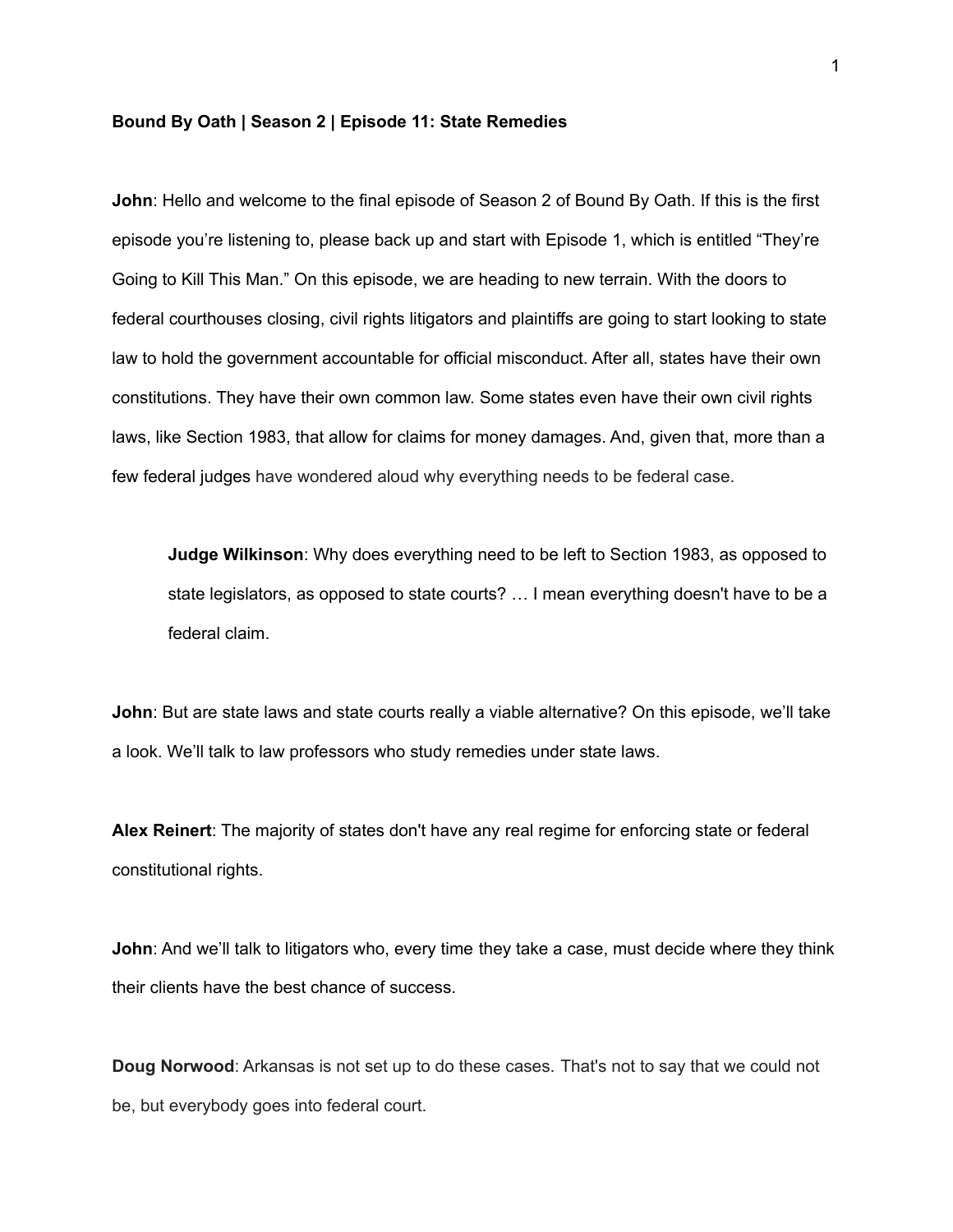**Bound By Oath | Season 2 | Episode 11: State Remedies**

**John**: Hello and welcome to the final episode of Season 2 of Bound By Oath. If this is the first episode you're listening to, please back up and start with Episode 1, which is entitled "They're Going to Kill This Man." On this episode, we are heading to new terrain. With the doors to federal courthouses closing, civil rights litigators and plaintiffs are going to start looking to state law to hold the government accountable for official misconduct. After all, states have their own constitutions. They have their own common law. Some states even have their own civil rights laws, like Section 1983, that allow for claims for money damages. And, given that, more than a few federal judges have wondered aloud why everything needs to be federal case.

> **Judge Wilkinson**: Why does everything need to be left to Section 1983, as opposed to state legislators, as opposed to state courts? … I mean everything doesn't have to be a federal claim.

**John**: But are state laws and state courts really a viable alternative? On this episode, we'll take a look. We'll talk to law professors who study remedies under state laws.

**Alex Reinert**: The majority of states don't have any real regime for enforcing state or federal constitutional rights.

**John**: And we'll talk to litigators who, every time they take a case, must decide where they think their clients have the best chance of success.

**Doug Norwood**: Arkansas is not set up to do these cases. That's not to say that we could not be, but everybody goes into federal court.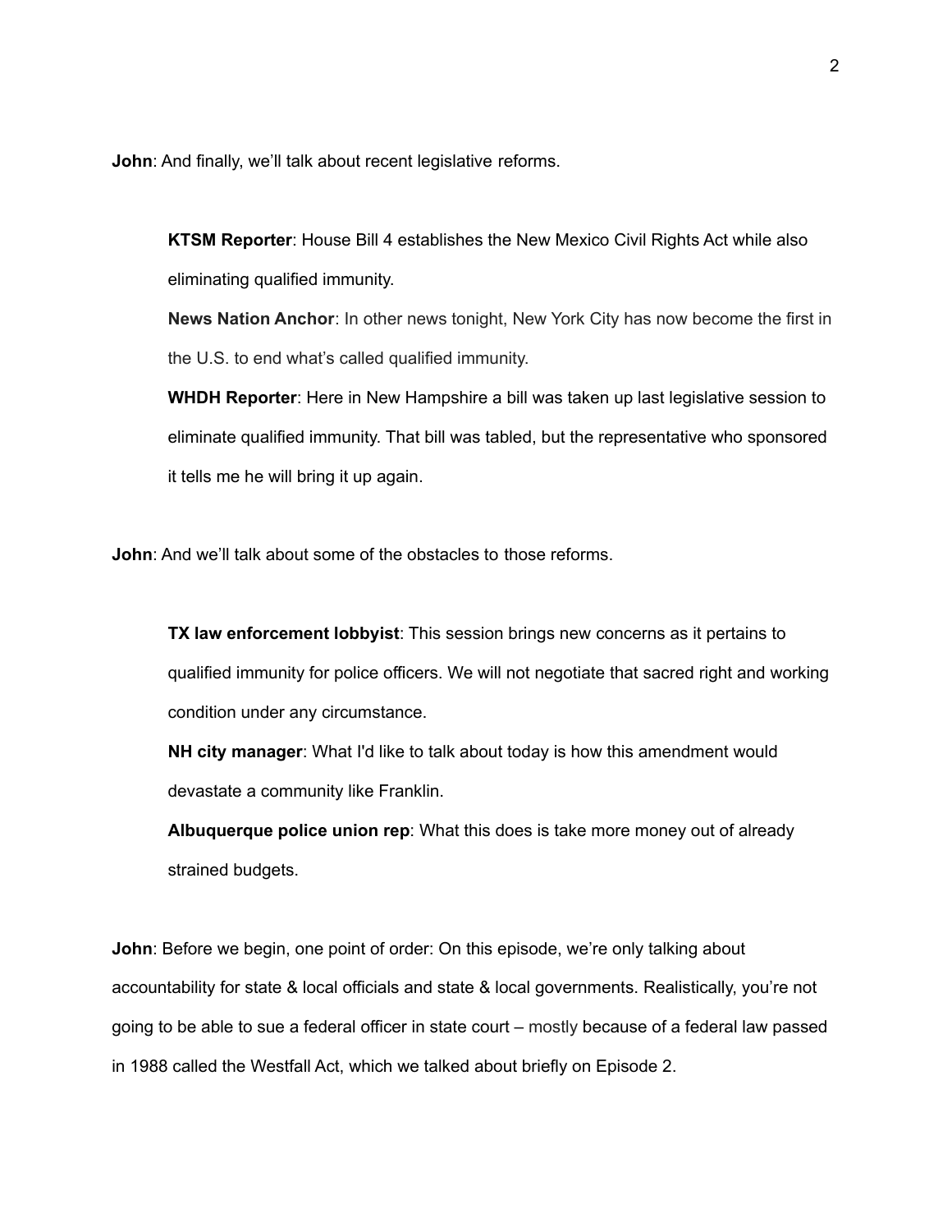**John**: And finally, we'll talk about recent legislative reforms.

> **KTSM Reporter**: House Bill 4 establishes the New Mexico Civil Rights Act while also eliminating qualified immunity.
>
> **News Nation Anchor**: In other news tonight, New York City has now become the first in the U.S. to end what's called qualified immunity.
>
> **WHDH Reporter**: Here in New Hampshire a bill was taken up last legislative session to eliminate qualified immunity. That bill was tabled, but the representative who sponsored it tells me he will bring it up again.

**John**: And we'll talk about some of the obstacles to those reforms.

> **TX law enforcement lobbyist**: This session brings new concerns as it pertains to qualified immunity for police officers. We will not negotiate that sacred right and working condition under any circumstance.
>
> **NH city manager**: What I'd like to talk about today is how this amendment would devastate a community like Franklin.
>
> **Albuquerque police union rep**: What this does is take more money out of already strained budgets.

**John**: Before we begin, one point of order: On this episode, we're only talking about accountability for state & local officials and state & local governments. Realistically, you're not going to be able to sue a federal officer in state court – mostly because of a federal law passed in 1988 called the Westfall Act, which we talked about briefly on Episode 2.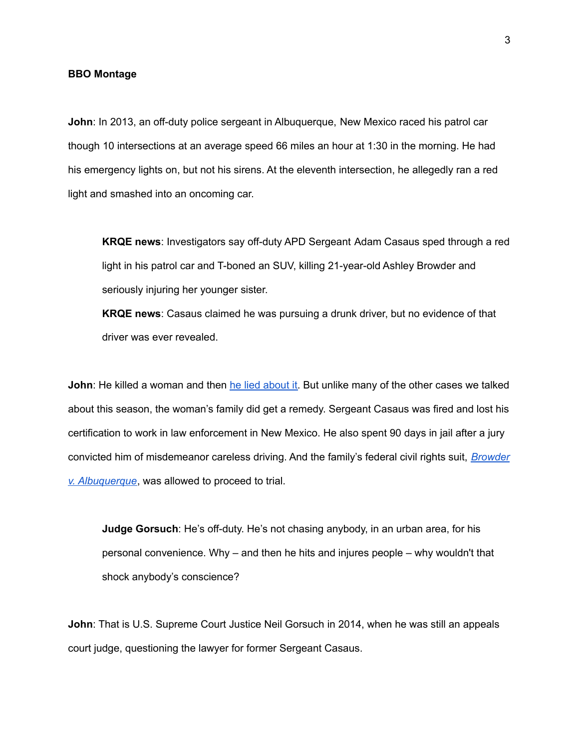**BBO Montage**

**John**: In 2013, an off-duty police sergeant in Albuquerque, New Mexico raced his patrol car though 10 intersections at an average speed 66 miles an hour at 1:30 in the morning. He had his emergency lights on, but not his sirens. At the eleventh intersection, he allegedly ran a red light and smashed into an oncoming car.

> **KRQE news**: Investigators say off-duty APD Sergeant Adam Casaus sped through a red light in his patrol car and T-boned an SUV, killing 21-year-old Ashley Browder and seriously injuring her younger sister.
>
> **KRQE news**: Casaus claimed he was pursuing a drunk driver, but no evidence of that driver was ever revealed.

**John**: He killed a woman and then he lied about it. But unlike many of the other cases we talked about this season, the woman's family did get a remedy. Sergeant Casaus was fired and lost his certification to work in law enforcement in New Mexico. He also spent 90 days in jail after a jury convicted him of misdemeanor careless driving. And the family's federal civil rights suit, *Browder v. Albuquerque*, was allowed to proceed to trial.

> **Judge Gorsuch**: He's off-duty. He's not chasing anybody, in an urban area, for his personal convenience. Why – and then he hits and injures people – why wouldn't that shock anybody's conscience?

**John**: That is U.S. Supreme Court Justice Neil Gorsuch in 2014, when he was still an appeals court judge, questioning the lawyer for former Sergeant Casaus.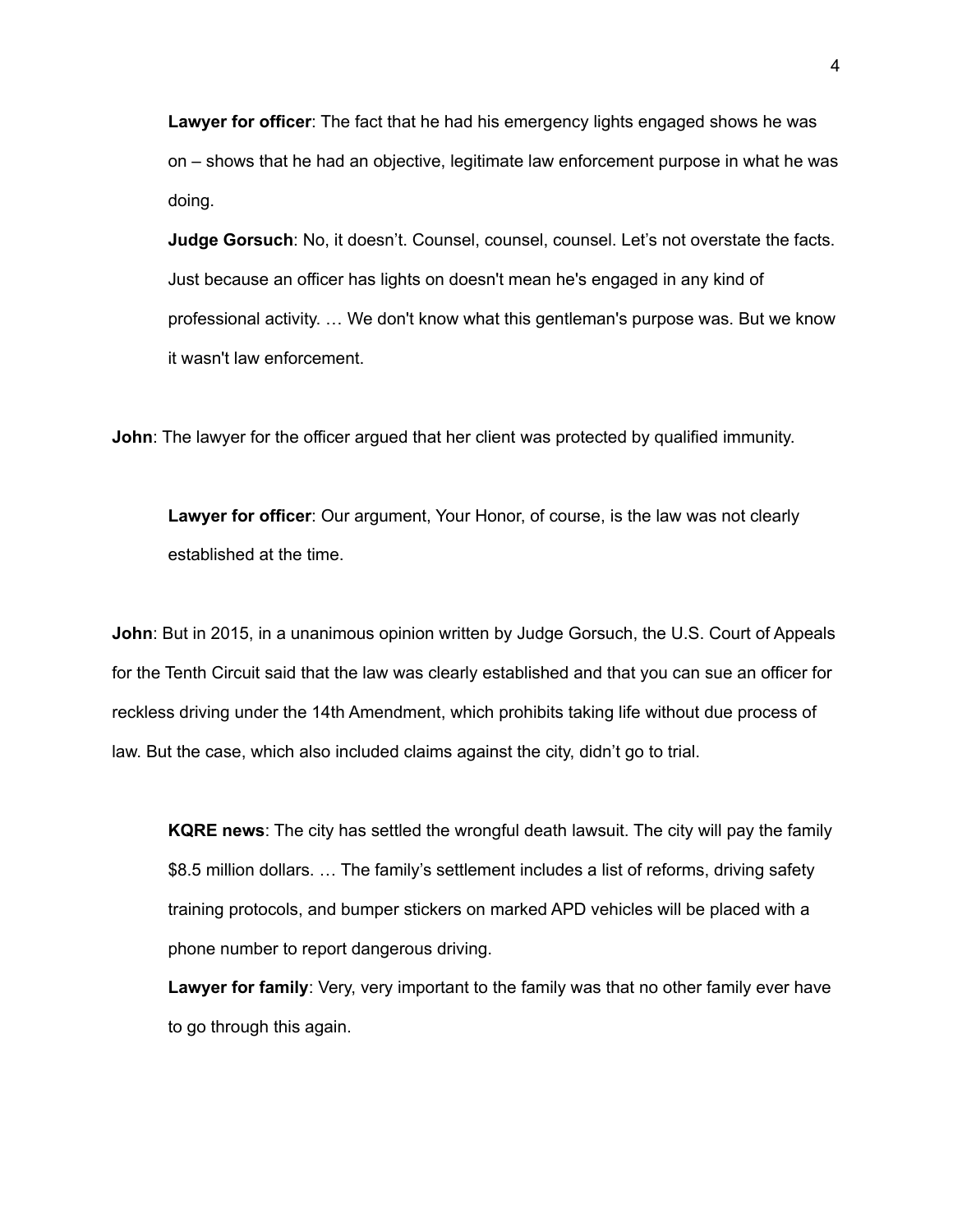> **Lawyer for officer**: The fact that he had his emergency lights engaged shows he was on – shows that he had an objective, legitimate law enforcement purpose in what he was doing.
>
> **Judge Gorsuch**: No, it doesn't. Counsel, counsel, counsel. Let's not overstate the facts. Just because an officer has lights on doesn't mean he's engaged in any kind of professional activity. … We don't know what this gentleman's purpose was. But we know it wasn't law enforcement.

**John**: The lawyer for the officer argued that her client was protected by qualified immunity.

> **Lawyer for officer**: Our argument, Your Honor, of course, is the law was not clearly established at the time.

**John**: But in 2015, in a unanimous opinion written by Judge Gorsuch, the U.S. Court of Appeals for the Tenth Circuit said that the law was clearly established and that you can sue an officer for reckless driving under the 14th Amendment, which prohibits taking life without due process of law. But the case, which also included claims against the city, didn't go to trial.

> **KQRE news**: The city has settled the wrongful death lawsuit. The city will pay the family $8.5 million dollars. … The family's settlement includes a list of reforms, driving safety training protocols, and bumper stickers on marked APD vehicles will be placed with a phone number to report dangerous driving.
>
> **Lawyer for family**: Very, very important to the family was that no other family ever have to go through this again.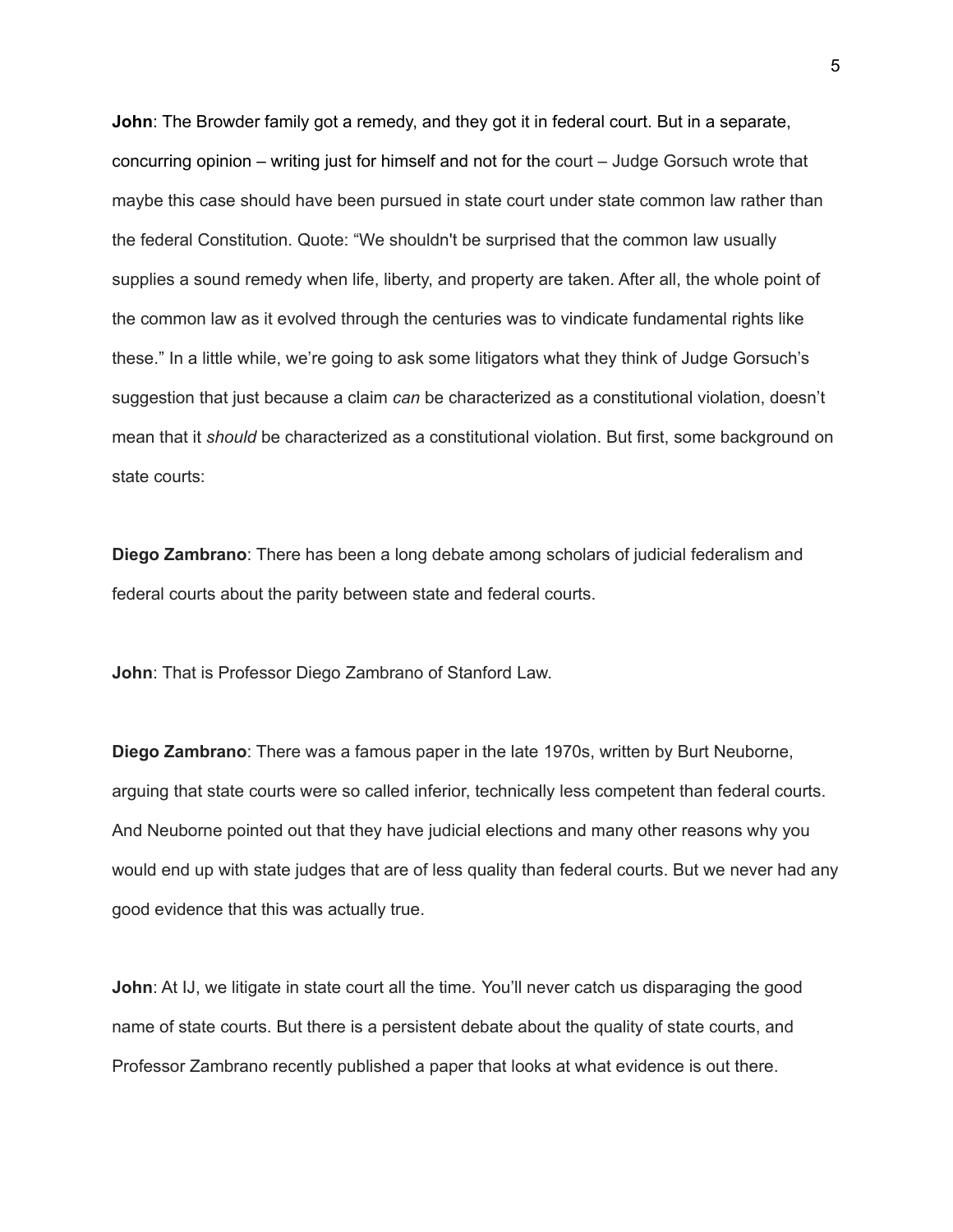**John**: The Browder family got a remedy, and they got it in federal court. But in a separate, concurring opinion – writing just for himself and not for the court – Judge Gorsuch wrote that maybe this case should have been pursued in state court under state common law rather than the federal Constitution. Quote: “We shouldn't be surprised that the common law usually supplies a sound remedy when life, liberty, and property are taken. After all, the whole point of the common law as it evolved through the centuries was to vindicate fundamental rights like these.” In a little while, we’re going to ask some litigators what they think of Judge Gorsuch’s suggestion that just because a claim *can* be characterized as a constitutional violation, doesn’t mean that it *should* be characterized as a constitutional violation. But first, some background on state courts:

**Diego Zambrano**: There has been a long debate among scholars of judicial federalism and federal courts about the parity between state and federal courts.

**John**: That is Professor Diego Zambrano of Stanford Law.

**Diego Zambrano**: There was a famous paper in the late 1970s, written by Burt Neuborne, arguing that state courts were so called inferior, technically less competent than federal courts. And Neuborne pointed out that they have judicial elections and many other reasons why you would end up with state judges that are of less quality than federal courts. But we never had any good evidence that this was actually true.

**John**: At IJ, we litigate in state court all the time. You’ll never catch us disparaging the good name of state courts. But there is a persistent debate about the quality of state courts, and Professor Zambrano recently published a paper that looks at what evidence is out there.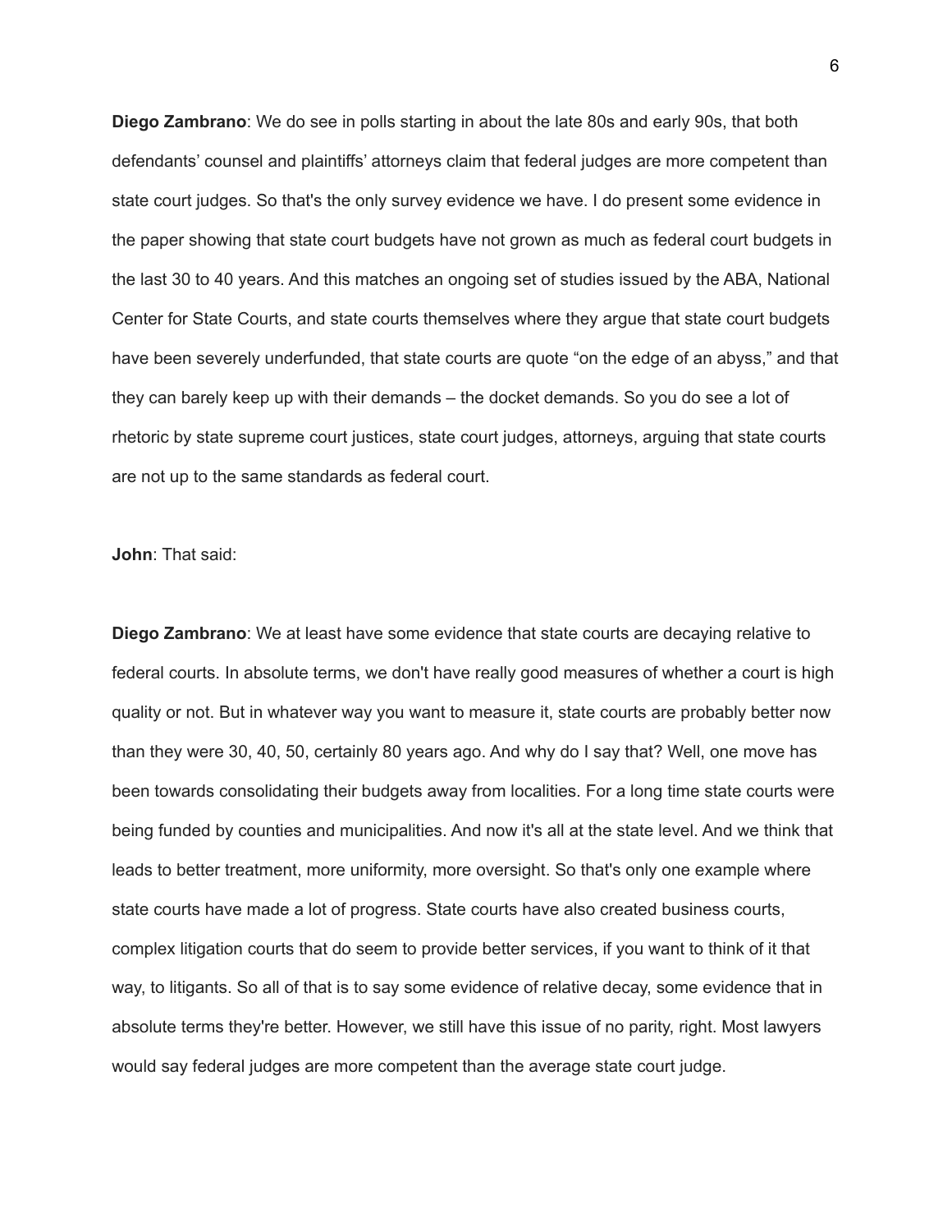**Diego Zambrano**: We do see in polls starting in about the late 80s and early 90s, that both defendants' counsel and plaintiffs' attorneys claim that federal judges are more competent than state court judges. So that's the only survey evidence we have. I do present some evidence in the paper showing that state court budgets have not grown as much as federal court budgets in the last 30 to 40 years. And this matches an ongoing set of studies issued by the ABA, National Center for State Courts, and state courts themselves where they argue that state court budgets have been severely underfunded, that state courts are quote "on the edge of an abyss," and that they can barely keep up with their demands – the docket demands. So you do see a lot of rhetoric by state supreme court justices, state court judges, attorneys, arguing that state courts are not up to the same standards as federal court.

**John**: That said:

**Diego Zambrano**: We at least have some evidence that state courts are decaying relative to federal courts. In absolute terms, we don't have really good measures of whether a court is high quality or not. But in whatever way you want to measure it, state courts are probably better now than they were 30, 40, 50, certainly 80 years ago. And why do I say that? Well, one move has been towards consolidating their budgets away from localities. For a long time state courts were being funded by counties and municipalities. And now it's all at the state level. And we think that leads to better treatment, more uniformity, more oversight. So that's only one example where state courts have made a lot of progress. State courts have also created business courts, complex litigation courts that do seem to provide better services, if you want to think of it that way, to litigants. So all of that is to say some evidence of relative decay, some evidence that in absolute terms they're better. However, we still have this issue of no parity, right. Most lawyers would say federal judges are more competent than the average state court judge.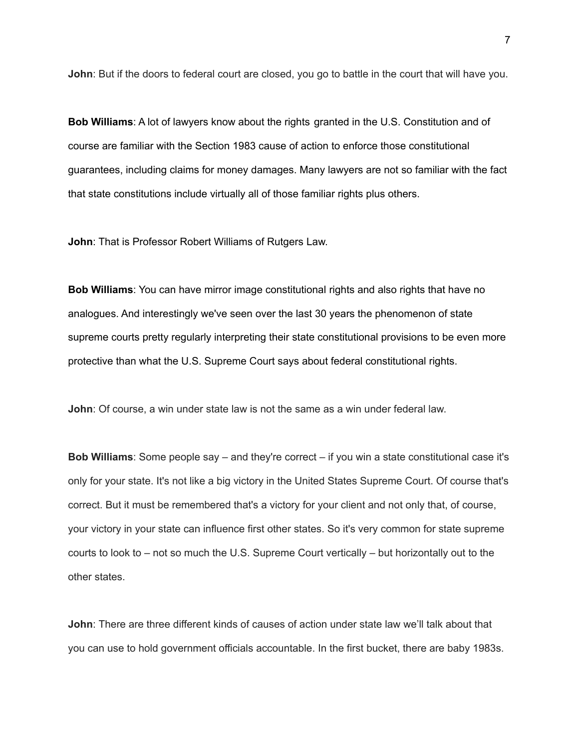**John**: But if the doors to federal court are closed, you go to battle in the court that will have you.

**Bob Williams**: A lot of lawyers know about the rights granted in the U.S. Constitution and of course are familiar with the Section 1983 cause of action to enforce those constitutional guarantees, including claims for money damages. Many lawyers are not so familiar with the fact that state constitutions include virtually all of those familiar rights plus others.

**John**: That is Professor Robert Williams of Rutgers Law.

**Bob Williams**: You can have mirror image constitutional rights and also rights that have no analogues. And interestingly we've seen over the last 30 years the phenomenon of state supreme courts pretty regularly interpreting their state constitutional provisions to be even more protective than what the U.S. Supreme Court says about federal constitutional rights.

**John**: Of course, a win under state law is not the same as a win under federal law.

**Bob Williams**: Some people say – and they're correct – if you win a state constitutional case it's only for your state. It's not like a big victory in the United States Supreme Court. Of course that's correct. But it must be remembered that's a victory for your client and not only that, of course, your victory in your state can influence first other states. So it's very common for state supreme courts to look to – not so much the U.S. Supreme Court vertically – but horizontally out to the other states.

**John**: There are three different kinds of causes of action under state law we'll talk about that you can use to hold government officials accountable. In the first bucket, there are baby 1983s.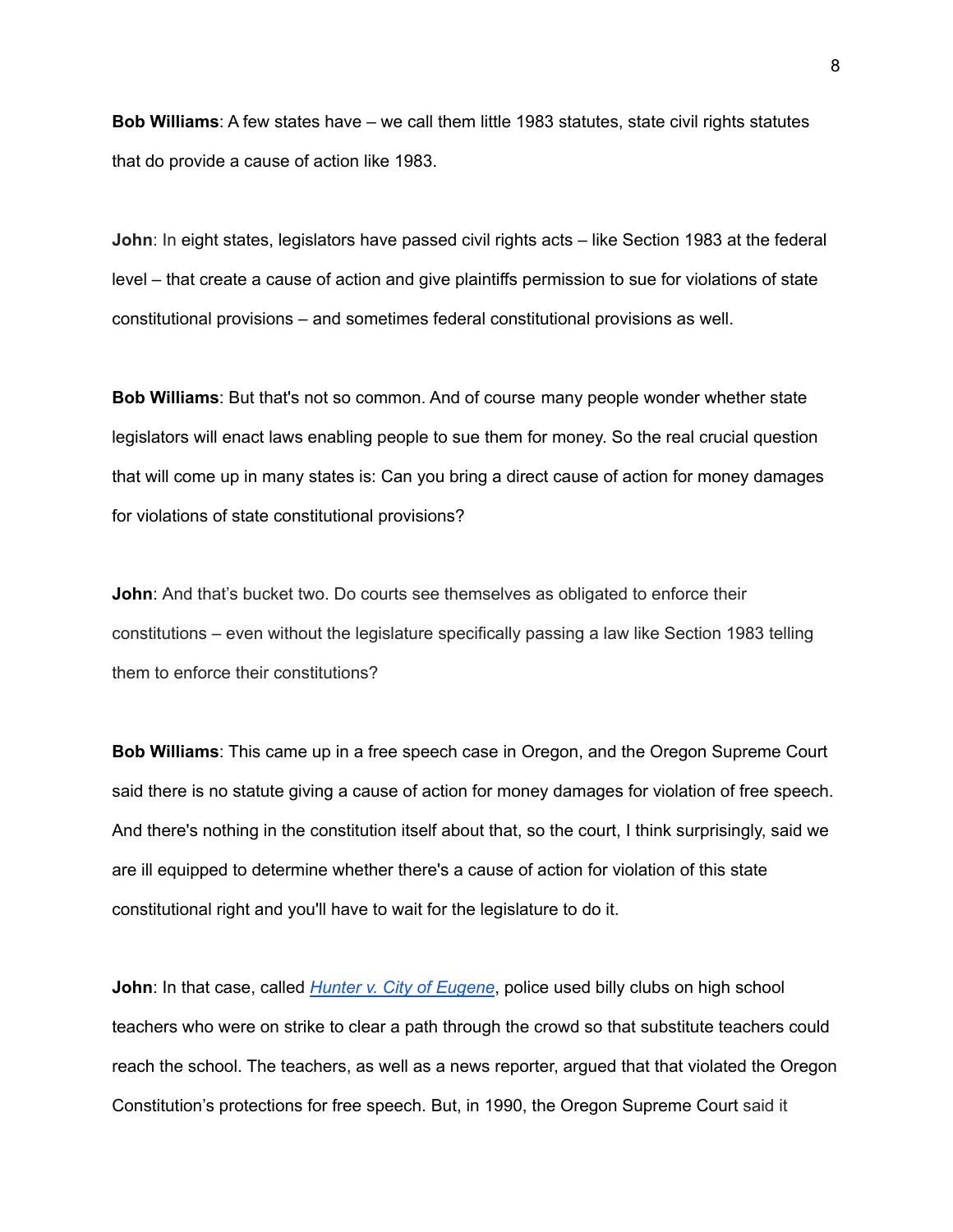**Bob Williams**: A few states have – we call them little 1983 statutes, state civil rights statutes that do provide a cause of action like 1983.

**John**: In eight states, legislators have passed civil rights acts – like Section 1983 at the federal level – that create a cause of action and give plaintiffs permission to sue for violations of state constitutional provisions – and sometimes federal constitutional provisions as well.

**Bob Williams**: But that's not so common. And of course many people wonder whether state legislators will enact laws enabling people to sue them for money. So the real crucial question that will come up in many states is: Can you bring a direct cause of action for money damages for violations of state constitutional provisions?

**John**: And that's bucket two. Do courts see themselves as obligated to enforce their constitutions – even without the legislature specifically passing a law like Section 1983 telling them to enforce their constitutions?

**Bob Williams**: This came up in a free speech case in Oregon, and the Oregon Supreme Court said there is no statute giving a cause of action for money damages for violation of free speech. And there's nothing in the constitution itself about that, so the court, I think surprisingly, said we are ill equipped to determine whether there's a cause of action for violation of this state constitutional right and you'll have to wait for the legislature to do it.

**John**: In that case, called *Hunter v. City of Eugene*, police used billy clubs on high school teachers who were on strike to clear a path through the crowd so that substitute teachers could reach the school. The teachers, as well as a news reporter, argued that that violated the Oregon Constitution's protections for free speech. But, in 1990, the Oregon Supreme Court said it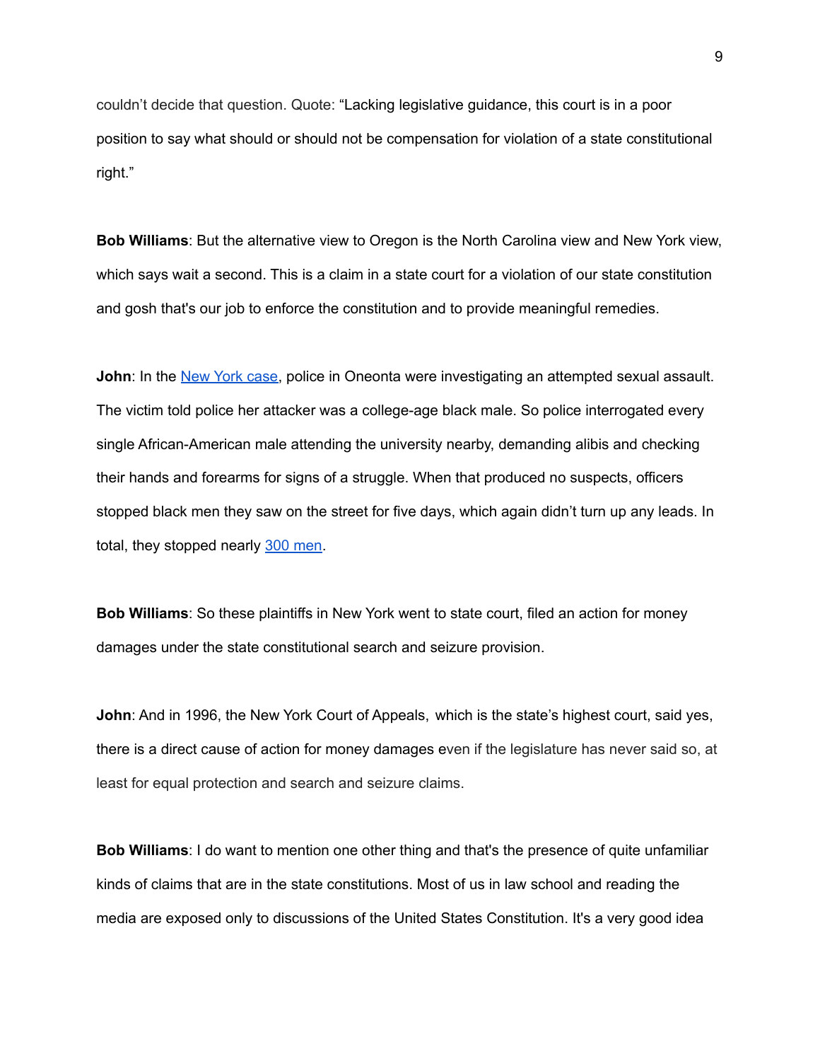couldn't decide that question. Quote: "Lacking legislative guidance, this court is in a poor position to say what should or should not be compensation for violation of a state constitutional right."

**Bob Williams**: But the alternative view to Oregon is the North Carolina view and New York view, which says wait a second. This is a claim in a state court for a violation of our state constitution and gosh that's our job to enforce the constitution and to provide meaningful remedies.

**John**: In the New York case, police in Oneonta were investigating an attempted sexual assault. The victim told police her attacker was a college-age black male. So police interrogated every single African-American male attending the university nearby, demanding alibis and checking their hands and forearms for signs of a struggle. When that produced no suspects, officers stopped black men they saw on the street for five days, which again didn't turn up any leads. In total, they stopped nearly 300 men.

**Bob Williams**: So these plaintiffs in New York went to state court, filed an action for money damages under the state constitutional search and seizure provision.

**John**: And in 1996, the New York Court of Appeals, which is the state's highest court, said yes, there is a direct cause of action for money damages even if the legislature has never said so, at least for equal protection and search and seizure claims.

**Bob Williams**: I do want to mention one other thing and that's the presence of quite unfamiliar kinds of claims that are in the state constitutions. Most of us in law school and reading the media are exposed only to discussions of the United States Constitution. It's a very good idea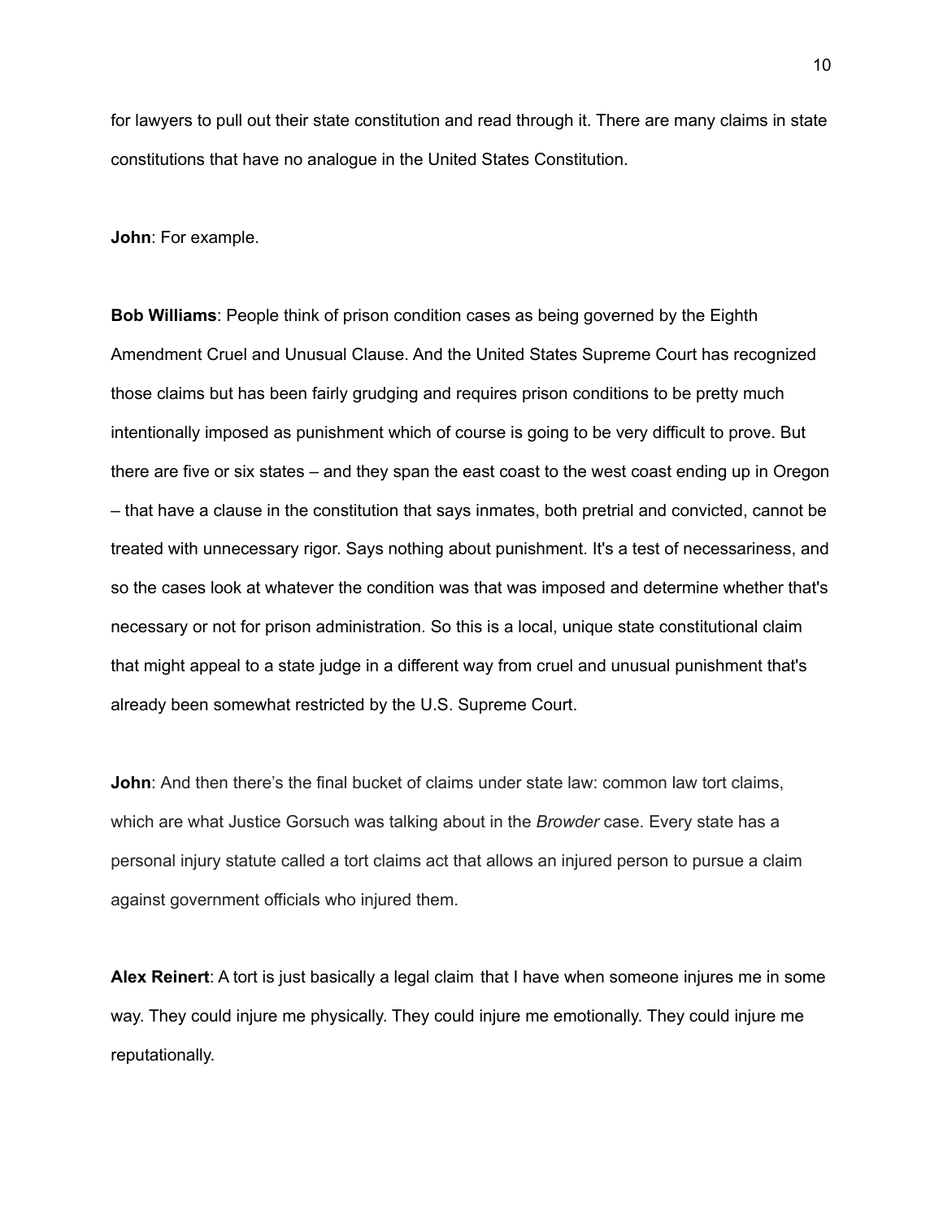for lawyers to pull out their state constitution and read through it. There are many claims in state constitutions that have no analogue in the United States Constitution.

**John**: For example.

**Bob Williams**: People think of prison condition cases as being governed by the Eighth Amendment Cruel and Unusual Clause. And the United States Supreme Court has recognized those claims but has been fairly grudging and requires prison conditions to be pretty much intentionally imposed as punishment which of course is going to be very difficult to prove. But there are five or six states – and they span the east coast to the west coast ending up in Oregon – that have a clause in the constitution that says inmates, both pretrial and convicted, cannot be treated with unnecessary rigor. Says nothing about punishment. It's a test of necessariness, and so the cases look at whatever the condition was that was imposed and determine whether that's necessary or not for prison administration. So this is a local, unique state constitutional claim that might appeal to a state judge in a different way from cruel and unusual punishment that's already been somewhat restricted by the U.S. Supreme Court.

**John**: And then there's the final bucket of claims under state law: common law tort claims, which are what Justice Gorsuch was talking about in the *Browder* case. Every state has a personal injury statute called a tort claims act that allows an injured person to pursue a claim against government officials who injured them.

**Alex Reinert**: A tort is just basically a legal claim that I have when someone injures me in some way. They could injure me physically. They could injure me emotionally. They could injure me reputationally.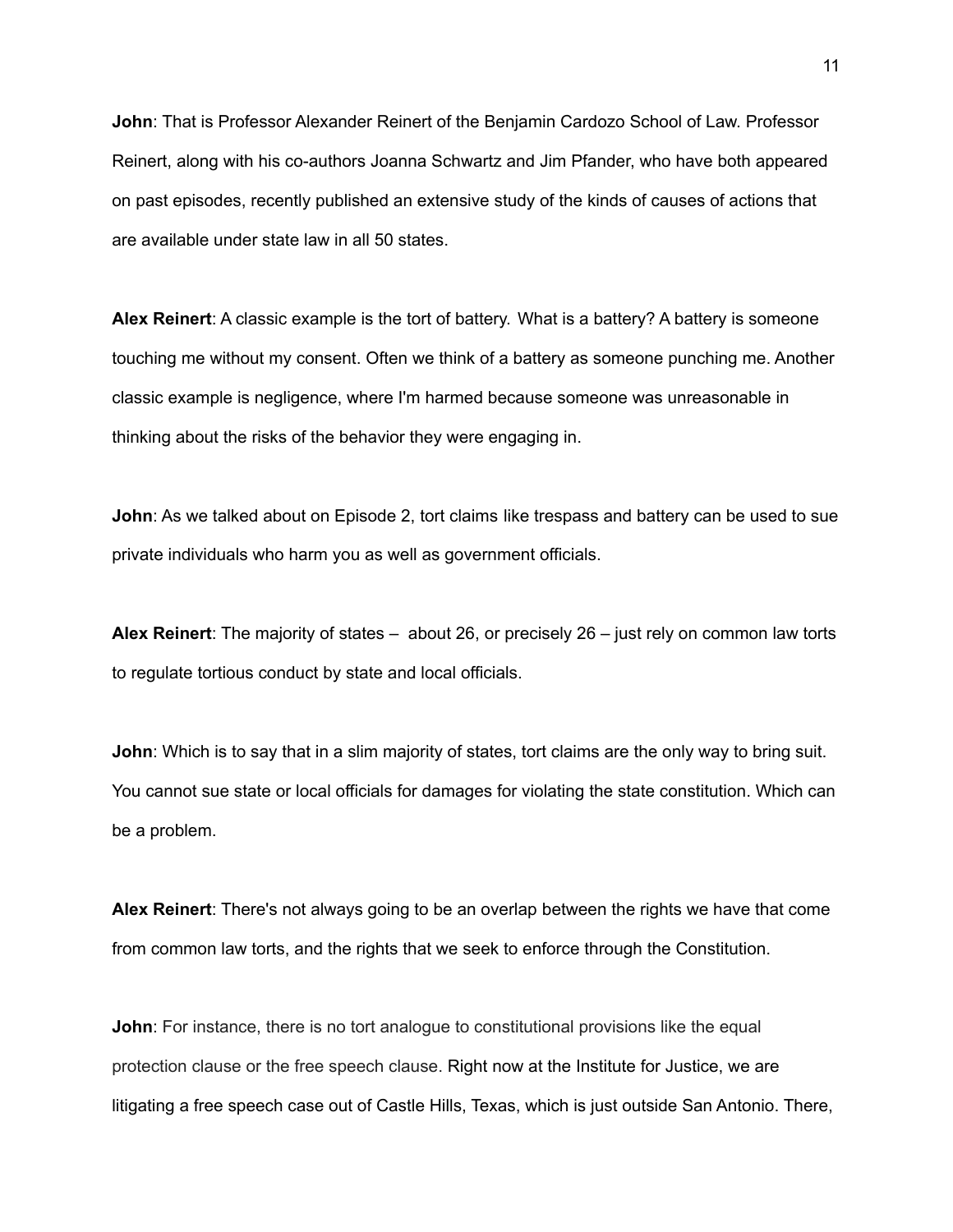**John**: That is Professor Alexander Reinert of the Benjamin Cardozo School of Law. Professor Reinert, along with his co-authors Joanna Schwartz and Jim Pfander, who have both appeared on past episodes, recently published an extensive study of the kinds of causes of actions that are available under state law in all 50 states.

**Alex Reinert**: A classic example is the tort of battery. What is a battery? A battery is someone touching me without my consent. Often we think of a battery as someone punching me. Another classic example is negligence, where I'm harmed because someone was unreasonable in thinking about the risks of the behavior they were engaging in.

**John**: As we talked about on Episode 2, tort claims like trespass and battery can be used to sue private individuals who harm you as well as government officials.

**Alex Reinert**: The majority of states – about 26, or precisely 26 – just rely on common law torts to regulate tortious conduct by state and local officials.

**John**: Which is to say that in a slim majority of states, tort claims are the only way to bring suit. You cannot sue state or local officials for damages for violating the state constitution. Which can be a problem.

**Alex Reinert**: There's not always going to be an overlap between the rights we have that come from common law torts, and the rights that we seek to enforce through the Constitution.

**John**: For instance, there is no tort analogue to constitutional provisions like the equal protection clause or the free speech clause. Right now at the Institute for Justice, we are litigating a free speech case out of Castle Hills, Texas, which is just outside San Antonio. There,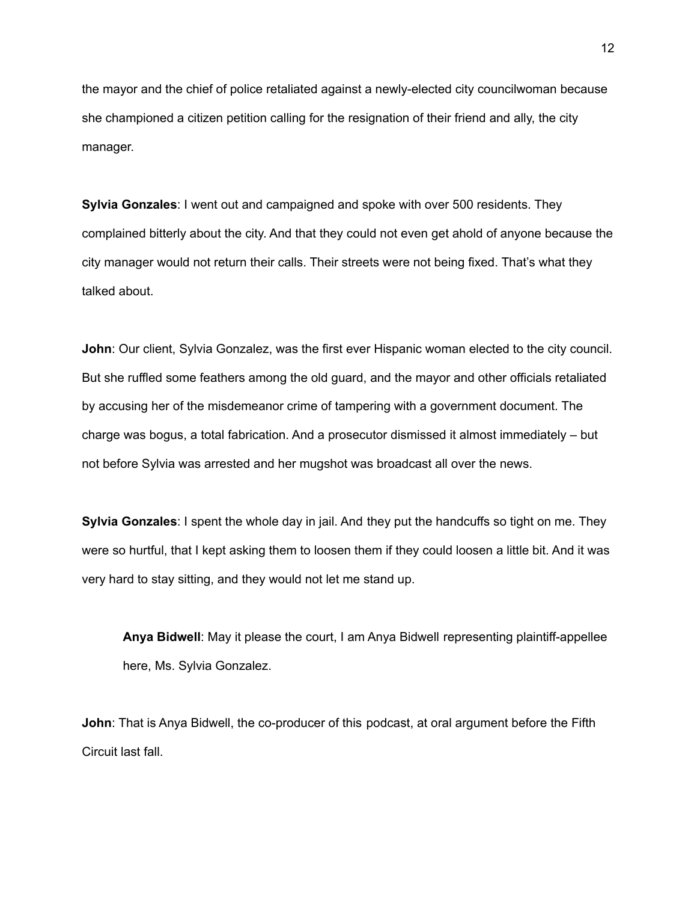the mayor and the chief of police retaliated against a newly-elected city councilwoman because she championed a citizen petition calling for the resignation of their friend and ally, the city manager.

**Sylvia Gonzales**: I went out and campaigned and spoke with over 500 residents. They complained bitterly about the city. And that they could not even get ahold of anyone because the city manager would not return their calls. Their streets were not being fixed. That's what they talked about.

**John**: Our client, Sylvia Gonzalez, was the first ever Hispanic woman elected to the city council. But she ruffled some feathers among the old guard, and the mayor and other officials retaliated by accusing her of the misdemeanor crime of tampering with a government document. The charge was bogus, a total fabrication. And a prosecutor dismissed it almost immediately – but not before Sylvia was arrested and her mugshot was broadcast all over the news.

**Sylvia Gonzales**: I spent the whole day in jail. And they put the handcuffs so tight on me. They were so hurtful, that I kept asking them to loosen them if they could loosen a little bit. And it was very hard to stay sitting, and they would not let me stand up.

> **Anya Bidwell**: May it please the court, I am Anya Bidwell representing plaintiff-appellee here, Ms. Sylvia Gonzalez.

**John**: That is Anya Bidwell, the co-producer of this podcast, at oral argument before the Fifth Circuit last fall.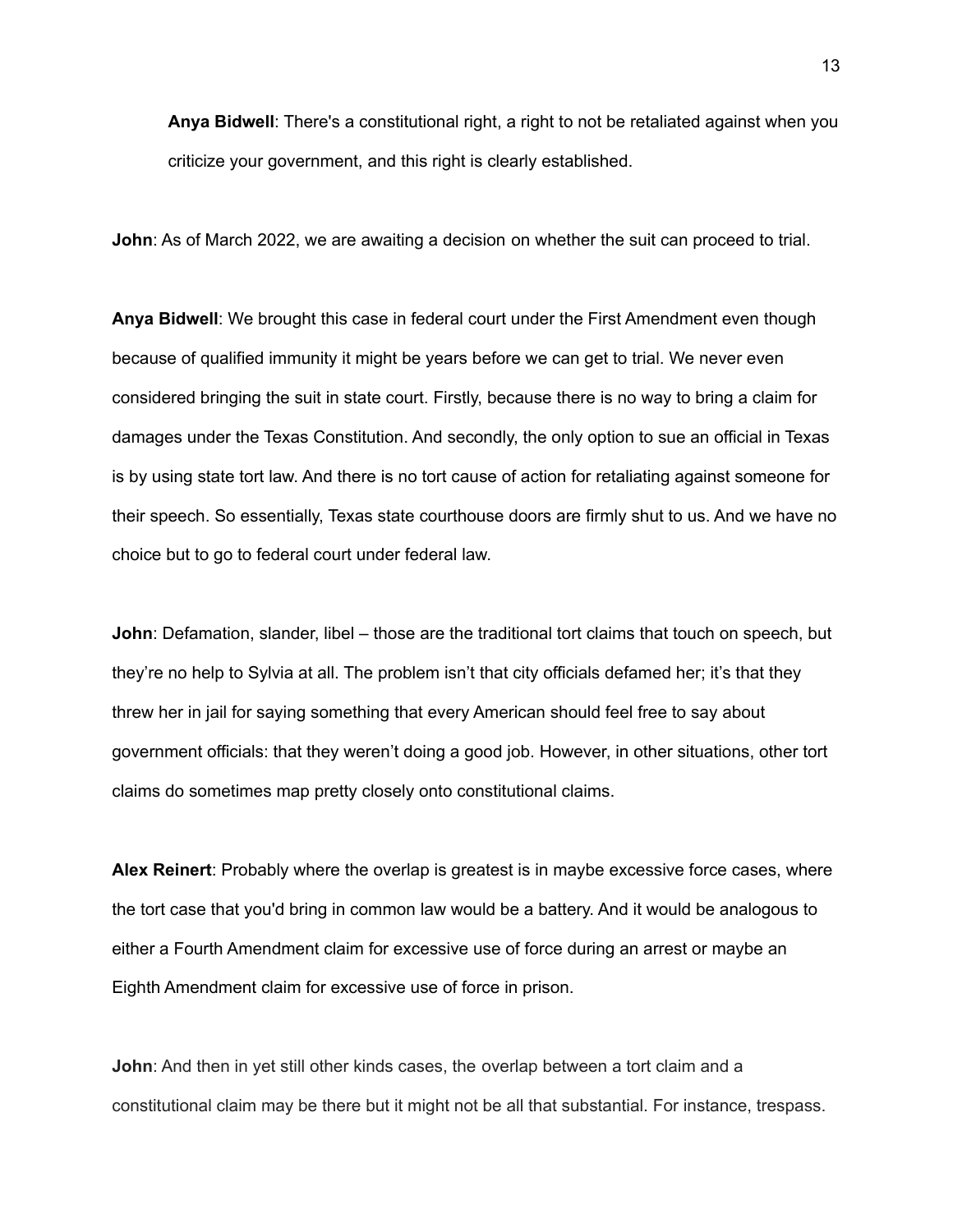> **Anya Bidwell**: There's a constitutional right, a right to not be retaliated against when you criticize your government, and this right is clearly established.

**John**: As of March 2022, we are awaiting a decision on whether the suit can proceed to trial.

**Anya Bidwell**: We brought this case in federal court under the First Amendment even though because of qualified immunity it might be years before we can get to trial. We never even considered bringing the suit in state court. Firstly, because there is no way to bring a claim for damages under the Texas Constitution. And secondly, the only option to sue an official in Texas is by using state tort law. And there is no tort cause of action for retaliating against someone for their speech. So essentially, Texas state courthouse doors are firmly shut to us. And we have no choice but to go to federal court under federal law.

**John**: Defamation, slander, libel – those are the traditional tort claims that touch on speech, but they're no help to Sylvia at all. The problem isn't that city officials defamed her; it's that they threw her in jail for saying something that every American should feel free to say about government officials: that they weren't doing a good job. However, in other situations, other tort claims do sometimes map pretty closely onto constitutional claims.

**Alex Reinert**: Probably where the overlap is greatest is in maybe excessive force cases, where the tort case that you'd bring in common law would be a battery. And it would be analogous to either a Fourth Amendment claim for excessive use of force during an arrest or maybe an Eighth Amendment claim for excessive use of force in prison.

**John**: And then in yet still other kinds cases, the overlap between a tort claim and a constitutional claim may be there but it might not be all that substantial. For instance, trespass.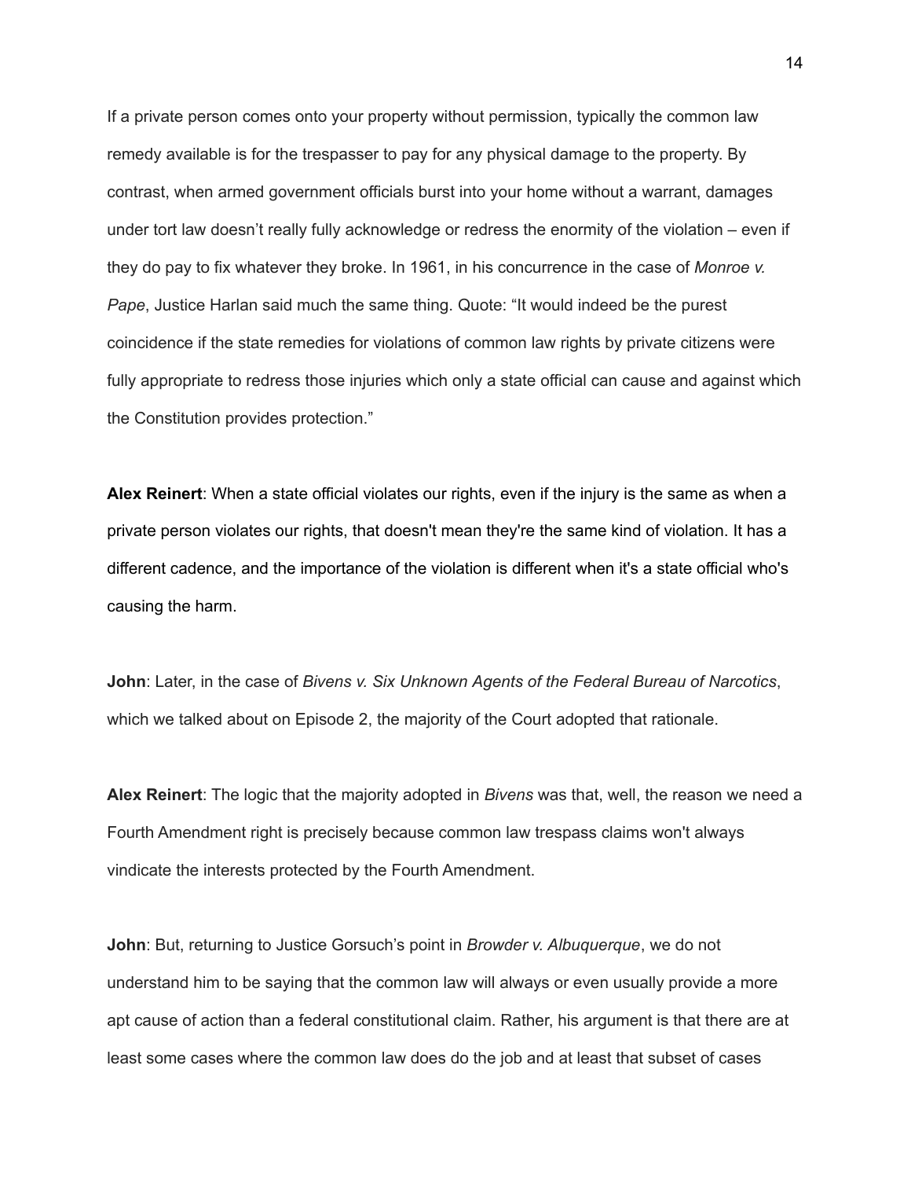If a private person comes onto your property without permission, typically the common law remedy available is for the trespasser to pay for any physical damage to the property. By contrast, when armed government officials burst into your home without a warrant, damages under tort law doesn't really fully acknowledge or redress the enormity of the violation – even if they do pay to fix whatever they broke. In 1961, in his concurrence in the case of *Monroe v. Pape*, Justice Harlan said much the same thing. Quote: "It would indeed be the purest coincidence if the state remedies for violations of common law rights by private citizens were fully appropriate to redress those injuries which only a state official can cause and against which the Constitution provides protection."

**Alex Reinert**: When a state official violates our rights, even if the injury is the same as when a private person violates our rights, that doesn't mean they're the same kind of violation. It has a different cadence, and the importance of the violation is different when it's a state official who's causing the harm.

**John**: Later, in the case of *Bivens v. Six Unknown Agents of the Federal Bureau of Narcotics*, which we talked about on Episode 2, the majority of the Court adopted that rationale.

**Alex Reinert**: The logic that the majority adopted in *Bivens* was that, well, the reason we need a Fourth Amendment right is precisely because common law trespass claims won't always vindicate the interests protected by the Fourth Amendment.

**John**: But, returning to Justice Gorsuch's point in *Browder v. Albuquerque*, we do not understand him to be saying that the common law will always or even usually provide a more apt cause of action than a federal constitutional claim. Rather, his argument is that there are at least some cases where the common law does do the job and at least that subset of cases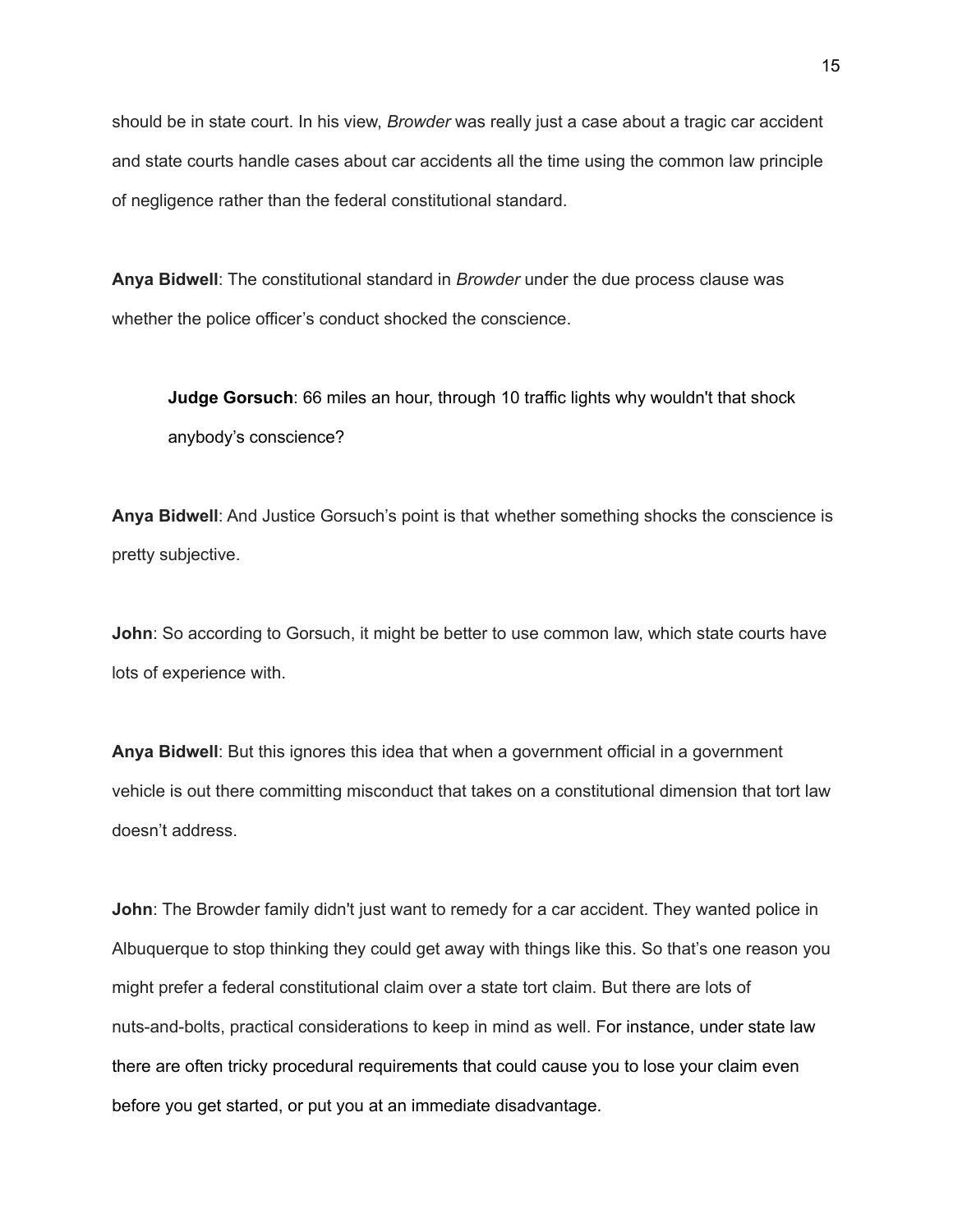should be in state court. In his view, *Browder* was really just a case about a tragic car accident and state courts handle cases about car accidents all the time using the common law principle of negligence rather than the federal constitutional standard.

**Anya Bidwell**: The constitutional standard in *Browder* under the due process clause was whether the police officer's conduct shocked the conscience.

> **Judge Gorsuch**: 66 miles an hour, through 10 traffic lights why wouldn't that shock anybody's conscience?

**Anya Bidwell**: And Justice Gorsuch's point is that whether something shocks the conscience is pretty subjective.

**John**: So according to Gorsuch, it might be better to use common law, which state courts have lots of experience with.

**Anya Bidwell**: But this ignores this idea that when a government official in a government vehicle is out there committing misconduct that takes on a constitutional dimension that tort law doesn't address.

**John**: The Browder family didn't just want to remedy for a car accident. They wanted police in Albuquerque to stop thinking they could get away with things like this. So that's one reason you might prefer a federal constitutional claim over a state tort claim. But there are lots of nuts-and-bolts, practical considerations to keep in mind as well. For instance, under state law there are often tricky procedural requirements that could cause you to lose your claim even before you get started, or put you at an immediate disadvantage.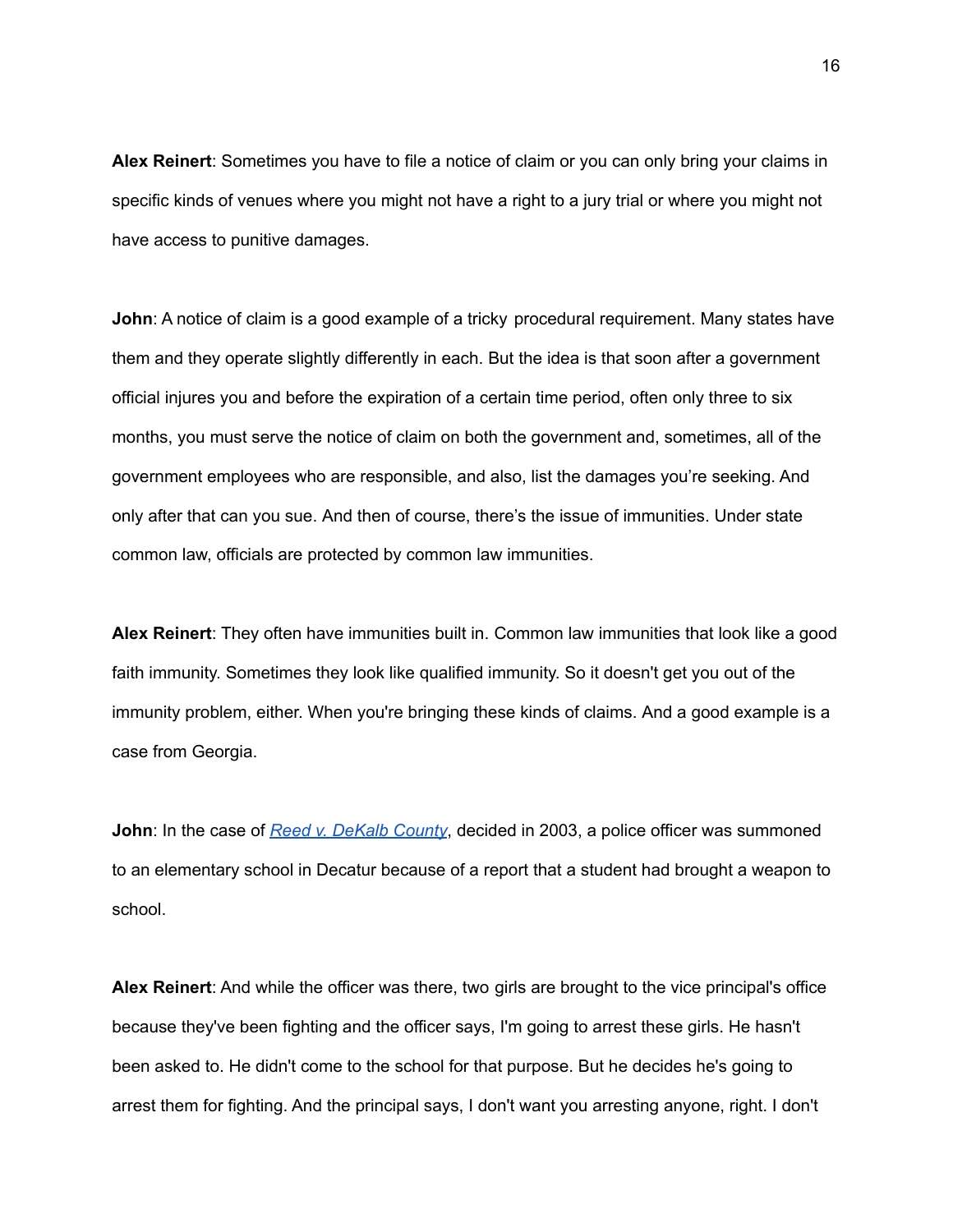**Alex Reinert**: Sometimes you have to file a notice of claim or you can only bring your claims in specific kinds of venues where you might not have a right to a jury trial or where you might not have access to punitive damages.

**John**: A notice of claim is a good example of a tricky procedural requirement. Many states have them and they operate slightly differently in each. But the idea is that soon after a government official injures you and before the expiration of a certain time period, often only three to six months, you must serve the notice of claim on both the government and, sometimes, all of the government employees who are responsible, and also, list the damages you're seeking. And only after that can you sue. And then of course, there's the issue of immunities. Under state common law, officials are protected by common law immunities.

**Alex Reinert**: They often have immunities built in. Common law immunities that look like a good faith immunity. Sometimes they look like qualified immunity. So it doesn't get you out of the immunity problem, either. When you're bringing these kinds of claims. And a good example is a case from Georgia.

**John**: In the case of *Reed v. DeKalb County*, decided in 2003, a police officer was summoned to an elementary school in Decatur because of a report that a student had brought a weapon to school.

**Alex Reinert**: And while the officer was there, two girls are brought to the vice principal's office because they've been fighting and the officer says, I'm going to arrest these girls. He hasn't been asked to. He didn't come to the school for that purpose. But he decides he's going to arrest them for fighting. And the principal says, I don't want you arresting anyone, right. I don't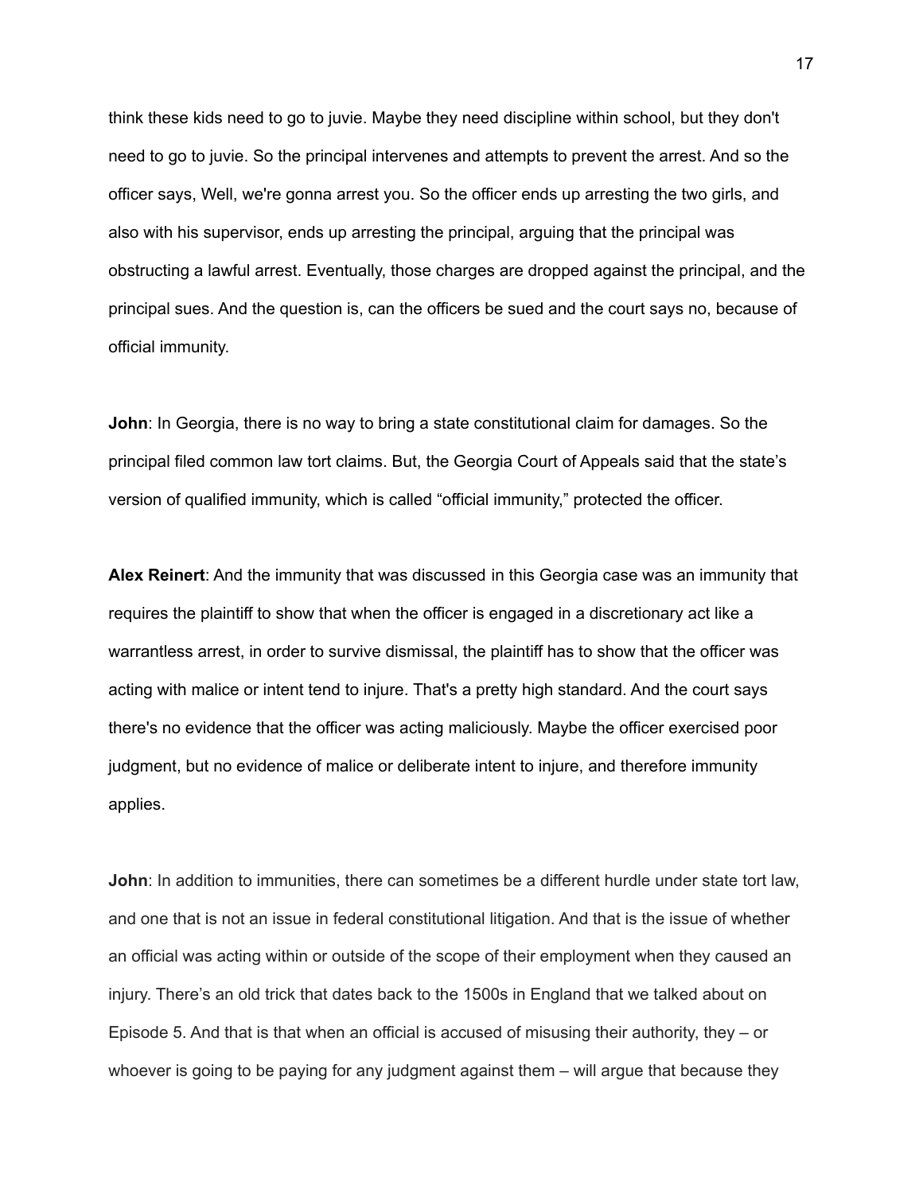think these kids need to go to juvie. Maybe they need discipline within school, but they don't need to go to juvie. So the principal intervenes and attempts to prevent the arrest. And so the officer says, Well, we're gonna arrest you. So the officer ends up arresting the two girls, and also with his supervisor, ends up arresting the principal, arguing that the principal was obstructing a lawful arrest. Eventually, those charges are dropped against the principal, and the principal sues. And the question is, can the officers be sued and the court says no, because of official immunity.

**John**: In Georgia, there is no way to bring a state constitutional claim for damages. So the principal filed common law tort claims. But, the Georgia Court of Appeals said that the state's version of qualified immunity, which is called "official immunity," protected the officer.

**Alex Reinert**: And the immunity that was discussed in this Georgia case was an immunity that requires the plaintiff to show that when the officer is engaged in a discretionary act like a warrantless arrest, in order to survive dismissal, the plaintiff has to show that the officer was acting with malice or intent tend to injure. That's a pretty high standard. And the court says there's no evidence that the officer was acting maliciously. Maybe the officer exercised poor judgment, but no evidence of malice or deliberate intent to injure, and therefore immunity applies.

**John**: In addition to immunities, there can sometimes be a different hurdle under state tort law, and one that is not an issue in federal constitutional litigation. And that is the issue of whether an official was acting within or outside of the scope of their employment when they caused an injury. There's an old trick that dates back to the 1500s in England that we talked about on Episode 5. And that is that when an official is accused of misusing their authority, they – or whoever is going to be paying for any judgment against them – will argue that because they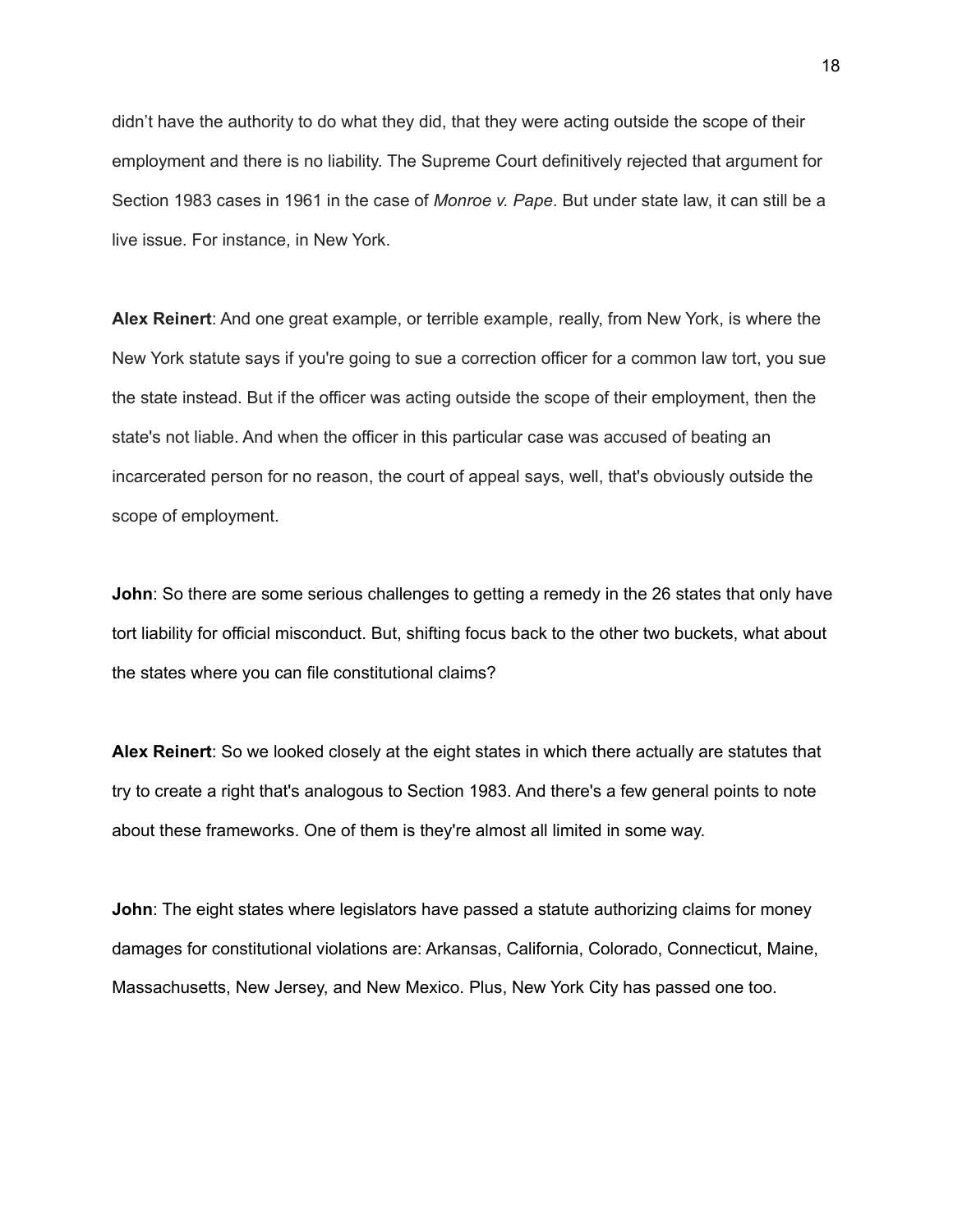didn't have the authority to do what they did, that they were acting outside the scope of their employment and there is no liability. The Supreme Court definitively rejected that argument for Section 1983 cases in 1961 in the case of *Monroe v. Pape*. But under state law, it can still be a live issue. For instance, in New York.

**Alex Reinert**: And one great example, or terrible example, really, from New York, is where the New York statute says if you're going to sue a correction officer for a common law tort, you sue the state instead. But if the officer was acting outside the scope of their employment, then the state's not liable. And when the officer in this particular case was accused of beating an incarcerated person for no reason, the court of appeal says, well, that's obviously outside the scope of employment.

**John**: So there are some serious challenges to getting a remedy in the 26 states that only have tort liability for official misconduct. But, shifting focus back to the other two buckets, what about the states where you can file constitutional claims?

**Alex Reinert**: So we looked closely at the eight states in which there actually are statutes that try to create a right that's analogous to Section 1983. And there's a few general points to note about these frameworks. One of them is they're almost all limited in some way.

**John**: The eight states where legislators have passed a statute authorizing claims for money damages for constitutional violations are: Arkansas, California, Colorado, Connecticut, Maine, Massachusetts, New Jersey, and New Mexico. Plus, New York City has passed one too.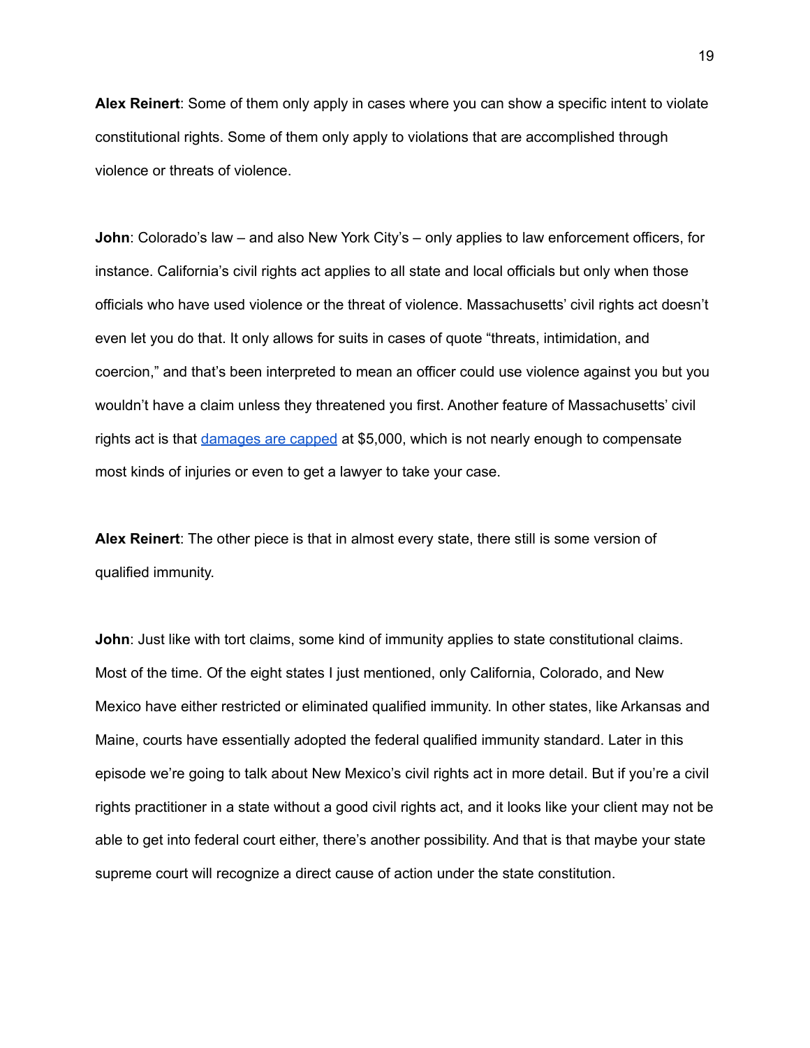**Alex Reinert**: Some of them only apply in cases where you can show a specific intent to violate constitutional rights. Some of them only apply to violations that are accomplished through violence or threats of violence.

**John**: Colorado's law – and also New York City's – only applies to law enforcement officers, for instance. California's civil rights act applies to all state and local officials but only when those officials who have used violence or the threat of violence. Massachusetts' civil rights act doesn't even let you do that. It only allows for suits in cases of quote "threats, intimidation, and coercion," and that's been interpreted to mean an officer could use violence against you but you wouldn't have a claim unless they threatened you first. Another feature of Massachusetts' civil rights act is that damages are capped at $5,000, which is not nearly enough to compensate most kinds of injuries or even to get a lawyer to take your case.

**Alex Reinert**: The other piece is that in almost every state, there still is some version of qualified immunity.

**John**: Just like with tort claims, some kind of immunity applies to state constitutional claims. Most of the time. Of the eight states I just mentioned, only California, Colorado, and New Mexico have either restricted or eliminated qualified immunity. In other states, like Arkansas and Maine, courts have essentially adopted the federal qualified immunity standard. Later in this episode we're going to talk about New Mexico's civil rights act in more detail. But if you're a civil rights practitioner in a state without a good civil rights act, and it looks like your client may not be able to get into federal court either, there's another possibility. And that is that maybe your state supreme court will recognize a direct cause of action under the state constitution.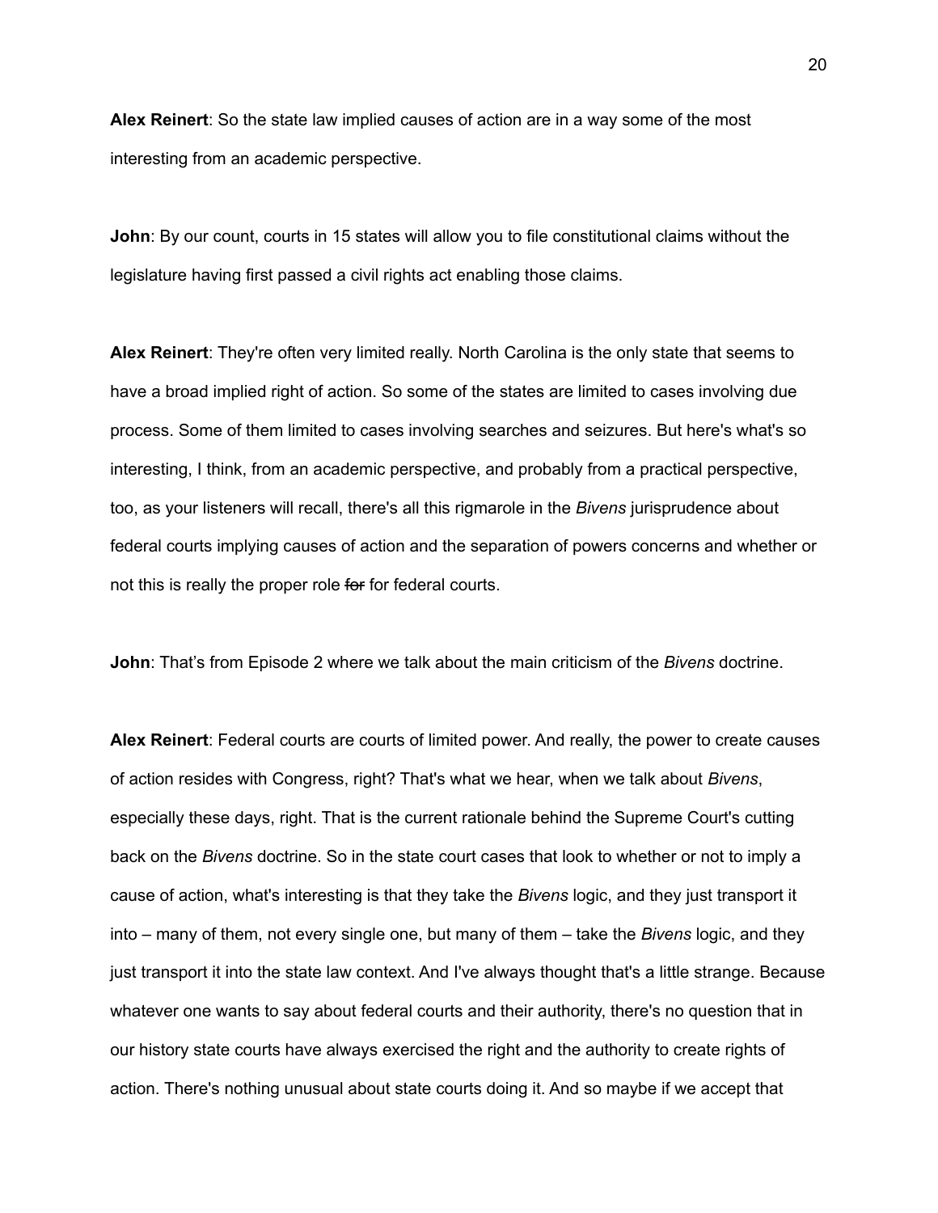**Alex Reinert**: So the state law implied causes of action are in a way some of the most interesting from an academic perspective.

**John**: By our count, courts in 15 states will allow you to file constitutional claims without the legislature having first passed a civil rights act enabling those claims.

**Alex Reinert**: They're often very limited really. North Carolina is the only state that seems to have a broad implied right of action. So some of the states are limited to cases involving due process. Some of them limited to cases involving searches and seizures. But here's what's so interesting, I think, from an academic perspective, and probably from a practical perspective, too, as your listeners will recall, there's all this rigmarole in the *Bivens* jurisprudence about federal courts implying causes of action and the separation of powers concerns and whether or not this is really the proper role ~~for~~ for federal courts.

**John**: That's from Episode 2 where we talk about the main criticism of the *Bivens* doctrine.

**Alex Reinert**: Federal courts are courts of limited power. And really, the power to create causes of action resides with Congress, right? That's what we hear, when we talk about *Bivens*, especially these days, right. That is the current rationale behind the Supreme Court's cutting back on the *Bivens* doctrine. So in the state court cases that look to whether or not to imply a cause of action, what's interesting is that they take the *Bivens* logic, and they just transport it into – many of them, not every single one, but many of them – take the *Bivens* logic, and they just transport it into the state law context. And I've always thought that's a little strange. Because whatever one wants to say about federal courts and their authority, there's no question that in our history state courts have always exercised the right and the authority to create rights of action. There's nothing unusual about state courts doing it. And so maybe if we accept that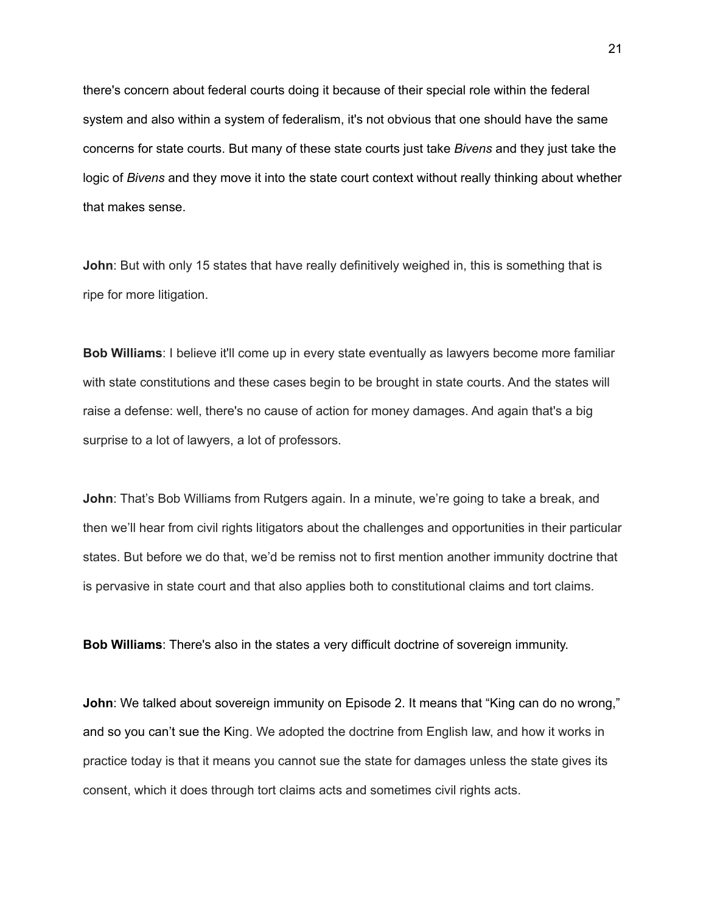there's concern about federal courts doing it because of their special role within the federal system and also within a system of federalism, it's not obvious that one should have the same concerns for state courts. But many of these state courts just take *Bivens* and they just take the logic of *Bivens* and they move it into the state court context without really thinking about whether that makes sense.

**John**: But with only 15 states that have really definitively weighed in, this is something that is ripe for more litigation.

**Bob Williams**: I believe it'll come up in every state eventually as lawyers become more familiar with state constitutions and these cases begin to be brought in state courts. And the states will raise a defense: well, there's no cause of action for money damages. And again that's a big surprise to a lot of lawyers, a lot of professors.

**John**: That's Bob Williams from Rutgers again. In a minute, we're going to take a break, and then we'll hear from civil rights litigators about the challenges and opportunities in their particular states. But before we do that, we'd be remiss not to first mention another immunity doctrine that is pervasive in state court and that also applies both to constitutional claims and tort claims.

**Bob Williams**: There's also in the states a very difficult doctrine of sovereign immunity.

**John**: We talked about sovereign immunity on Episode 2. It means that "King can do no wrong," and so you can't sue the King. We adopted the doctrine from English law, and how it works in practice today is that it means you cannot sue the state for damages unless the state gives its consent, which it does through tort claims acts and sometimes civil rights acts.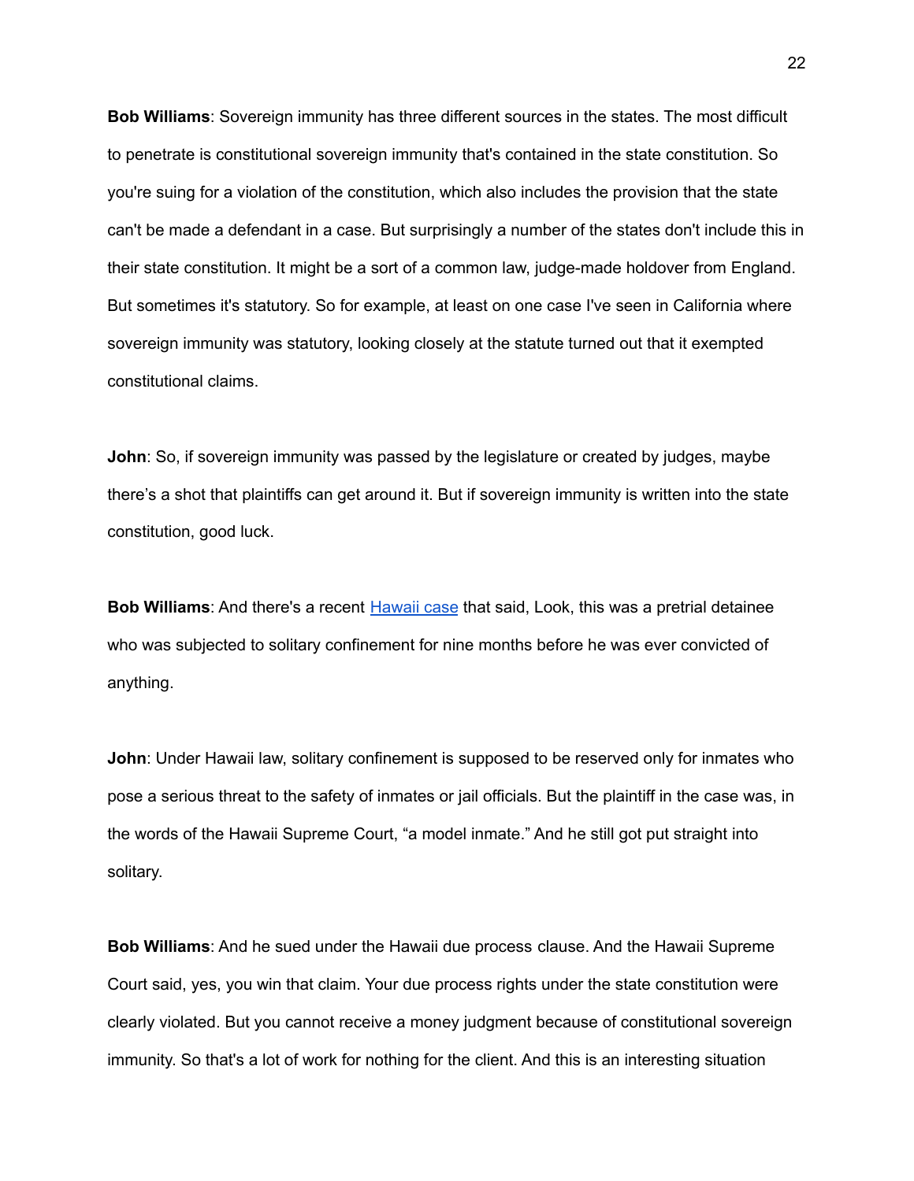**Bob Williams**: Sovereign immunity has three different sources in the states. The most difficult to penetrate is constitutional sovereign immunity that's contained in the state constitution. So you're suing for a violation of the constitution, which also includes the provision that the state can't be made a defendant in a case. But surprisingly a number of the states don't include this in their state constitution. It might be a sort of a common law, judge-made holdover from England. But sometimes it's statutory. So for example, at least on one case I've seen in California where sovereign immunity was statutory, looking closely at the statute turned out that it exempted constitutional claims.

**John**: So, if sovereign immunity was passed by the legislature or created by judges, maybe there's a shot that plaintiffs can get around it. But if sovereign immunity is written into the state constitution, good luck.

**Bob Williams**: And there's a recent Hawaii case that said, Look, this was a pretrial detainee who was subjected to solitary confinement for nine months before he was ever convicted of anything.

**John**: Under Hawaii law, solitary confinement is supposed to be reserved only for inmates who pose a serious threat to the safety of inmates or jail officials. But the plaintiff in the case was, in the words of the Hawaii Supreme Court, "a model inmate." And he still got put straight into solitary.

**Bob Williams**: And he sued under the Hawaii due process clause. And the Hawaii Supreme Court said, yes, you win that claim. Your due process rights under the state constitution were clearly violated. But you cannot receive a money judgment because of constitutional sovereign immunity. So that's a lot of work for nothing for the client. And this is an interesting situation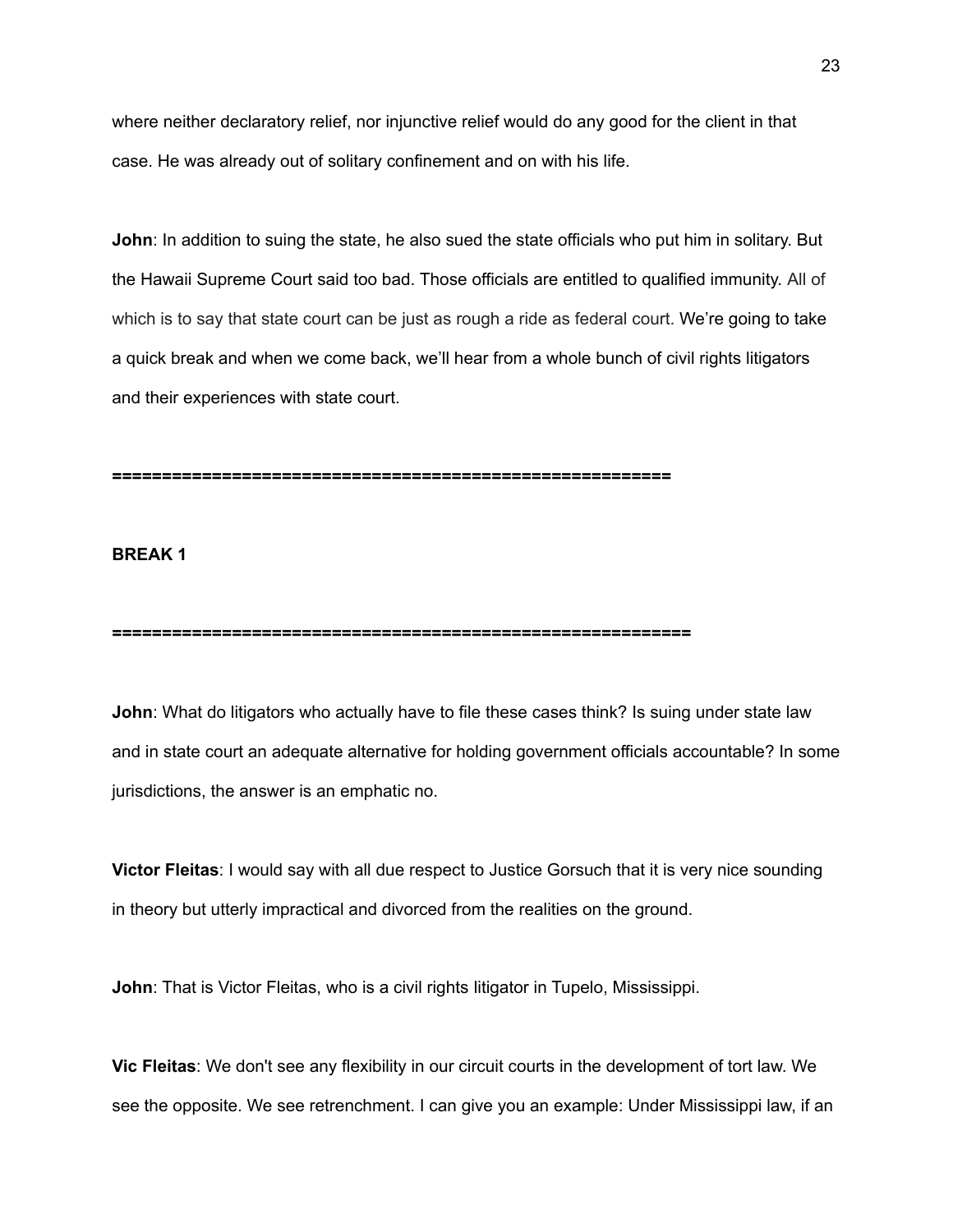where neither declaratory relief, nor injunctive relief would do any good for the client in that case. He was already out of solitary confinement and on with his life.

**John**: In addition to suing the state, he also sued the state officials who put him in solitary. But the Hawaii Supreme Court said too bad. Those officials are entitled to qualified immunity. All of which is to say that state court can be just as rough a ride as federal court. We're going to take a quick break and when we come back, we'll hear from a whole bunch of civil rights litigators and their experiences with state court.

**=========================================================**

**BREAK 1**

**=========================================================**

**John**: What do litigators who actually have to file these cases think? Is suing under state law and in state court an adequate alternative for holding government officials accountable? In some jurisdictions, the answer is an emphatic no.

**Victor Fleitas**: I would say with all due respect to Justice Gorsuch that it is very nice sounding in theory but utterly impractical and divorced from the realities on the ground.

**John**: That is Victor Fleitas, who is a civil rights litigator in Tupelo, Mississippi.

**Vic Fleitas**: We don't see any flexibility in our circuit courts in the development of tort law. We see the opposite. We see retrenchment. I can give you an example: Under Mississippi law, if an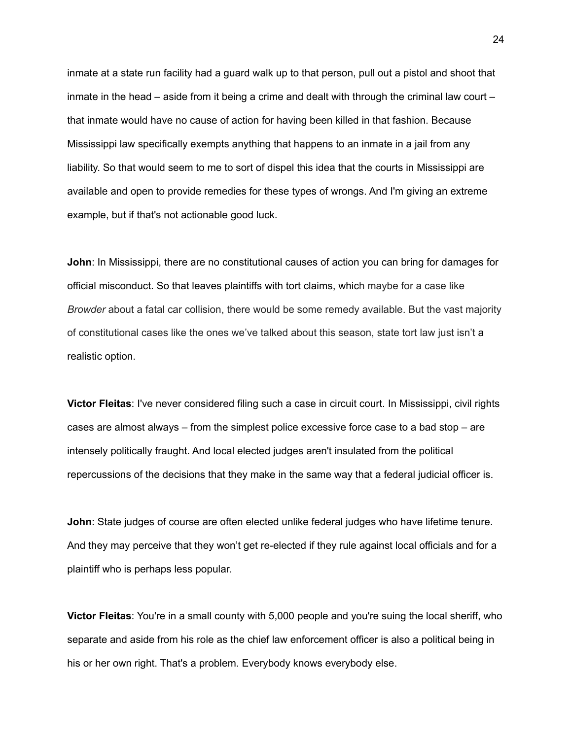inmate at a state run facility had a guard walk up to that person, pull out a pistol and shoot that inmate in the head – aside from it being a crime and dealt with through the criminal law court – that inmate would have no cause of action for having been killed in that fashion. Because Mississippi law specifically exempts anything that happens to an inmate in a jail from any liability. So that would seem to me to sort of dispel this idea that the courts in Mississippi are available and open to provide remedies for these types of wrongs. And I'm giving an extreme example, but if that's not actionable good luck.

**John**: In Mississippi, there are no constitutional causes of action you can bring for damages for official misconduct. So that leaves plaintiffs with tort claims, which maybe for a case like *Browder* about a fatal car collision, there would be some remedy available. But the vast majority of constitutional cases like the ones we've talked about this season, state tort law just isn't a realistic option.

**Victor Fleitas**: I've never considered filing such a case in circuit court. In Mississippi, civil rights cases are almost always – from the simplest police excessive force case to a bad stop – are intensely politically fraught. And local elected judges aren't insulated from the political repercussions of the decisions that they make in the same way that a federal judicial officer is.

**John**: State judges of course are often elected unlike federal judges who have lifetime tenure. And they may perceive that they won't get re-elected if they rule against local officials and for a plaintiff who is perhaps less popular.

**Victor Fleitas**: You're in a small county with 5,000 people and you're suing the local sheriff, who separate and aside from his role as the chief law enforcement officer is also a political being in his or her own right. That's a problem. Everybody knows everybody else.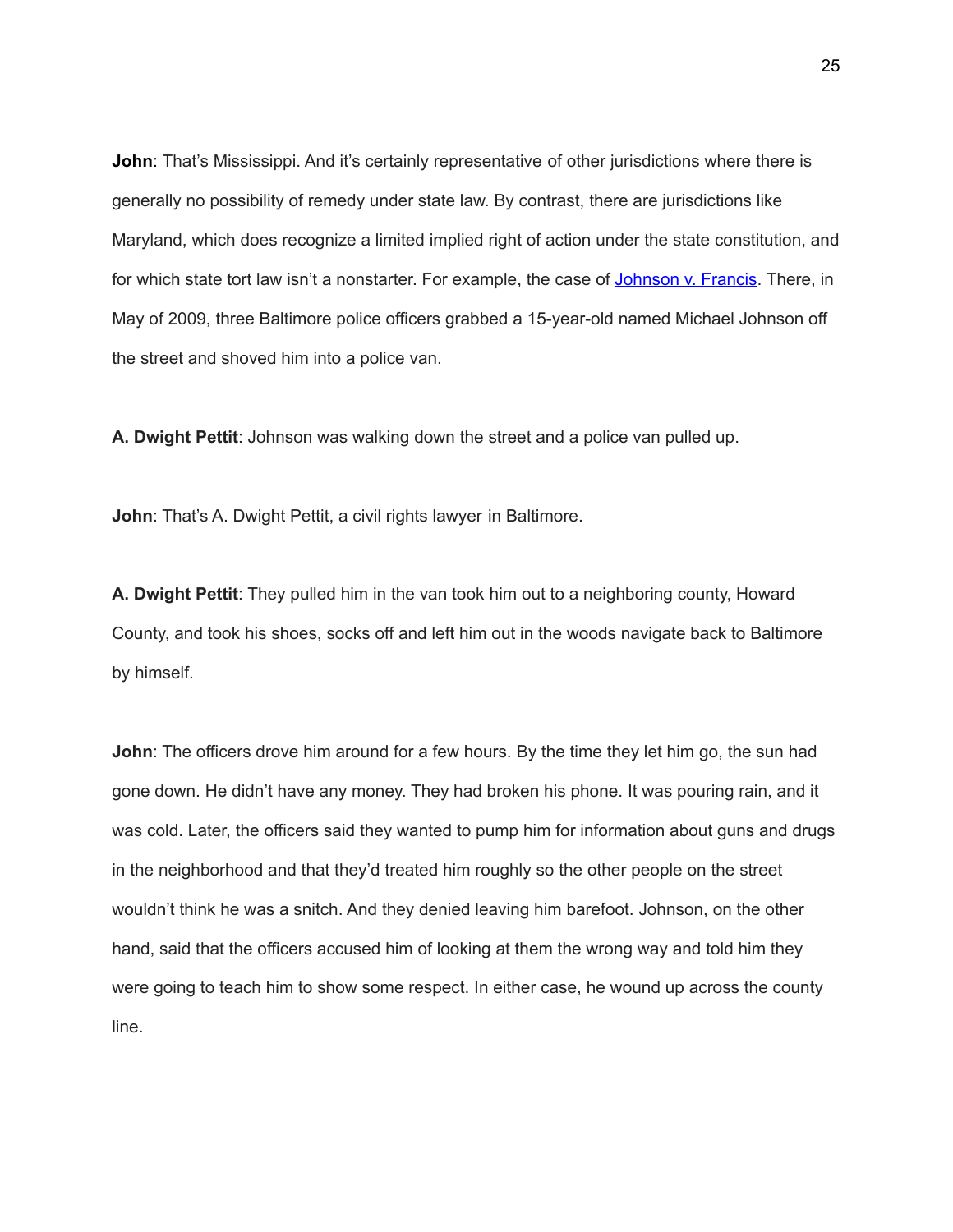**John**: That's Mississippi. And it's certainly representative of other jurisdictions where there is generally no possibility of remedy under state law. By contrast, there are jurisdictions like Maryland, which does recognize a limited implied right of action under the state constitution, and for which state tort law isn't a nonstarter. For example, the case of [Johnson v. Francis](). There, in May of 2009, three Baltimore police officers grabbed a 15-year-old named Michael Johnson off the street and shoved him into a police van.

**A. Dwight Pettit**: Johnson was walking down the street and a police van pulled up.

**John**: That's A. Dwight Pettit, a civil rights lawyer in Baltimore.

**A. Dwight Pettit**: They pulled him in the van took him out to a neighboring county, Howard County, and took his shoes, socks off and left him out in the woods navigate back to Baltimore by himself.

**John**: The officers drove him around for a few hours. By the time they let him go, the sun had gone down. He didn't have any money. They had broken his phone. It was pouring rain, and it was cold. Later, the officers said they wanted to pump him for information about guns and drugs in the neighborhood and that they'd treated him roughly so the other people on the street wouldn't think he was a snitch. And they denied leaving him barefoot. Johnson, on the other hand, said that the officers accused him of looking at them the wrong way and told him they were going to teach him to show some respect. In either case, he wound up across the county line.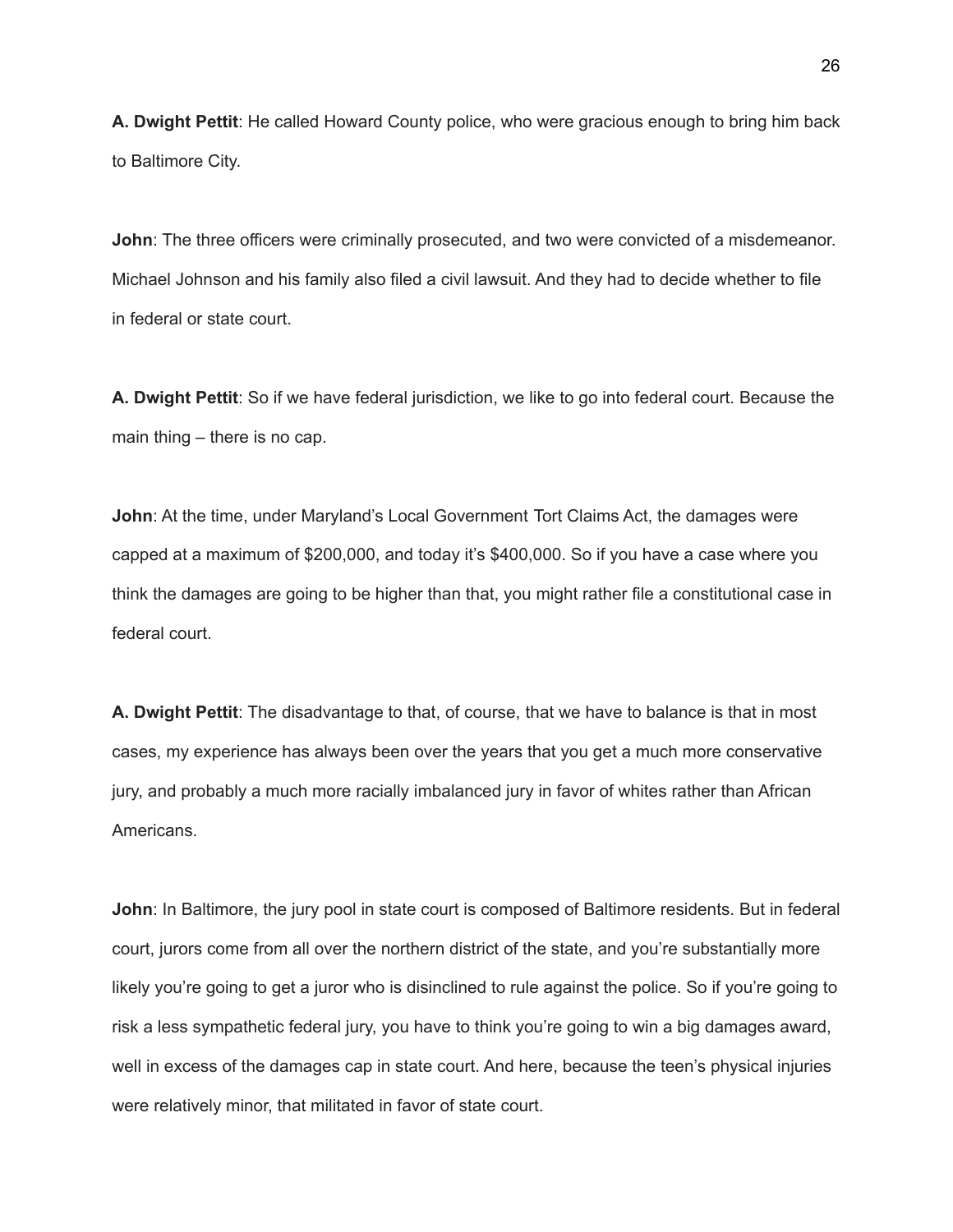**A. Dwight Pettit**: He called Howard County police, who were gracious enough to bring him back to Baltimore City.

**John**: The three officers were criminally prosecuted, and two were convicted of a misdemeanor. Michael Johnson and his family also filed a civil lawsuit. And they had to decide whether to file in federal or state court.

**A. Dwight Pettit**: So if we have federal jurisdiction, we like to go into federal court. Because the main thing – there is no cap.

**John**: At the time, under Maryland's Local Government Tort Claims Act, the damages were capped at a maximum of $200,000, and today it's $400,000. So if you have a case where you think the damages are going to be higher than that, you might rather file a constitutional case in federal court.

**A. Dwight Pettit**: The disadvantage to that, of course, that we have to balance is that in most cases, my experience has always been over the years that you get a much more conservative jury, and probably a much more racially imbalanced jury in favor of whites rather than African Americans.

**John**: In Baltimore, the jury pool in state court is composed of Baltimore residents. But in federal court, jurors come from all over the northern district of the state, and you're substantially more likely you're going to get a juror who is disinclined to rule against the police. So if you're going to risk a less sympathetic federal jury, you have to think you're going to win a big damages award, well in excess of the damages cap in state court. And here, because the teen's physical injuries were relatively minor, that militated in favor of state court.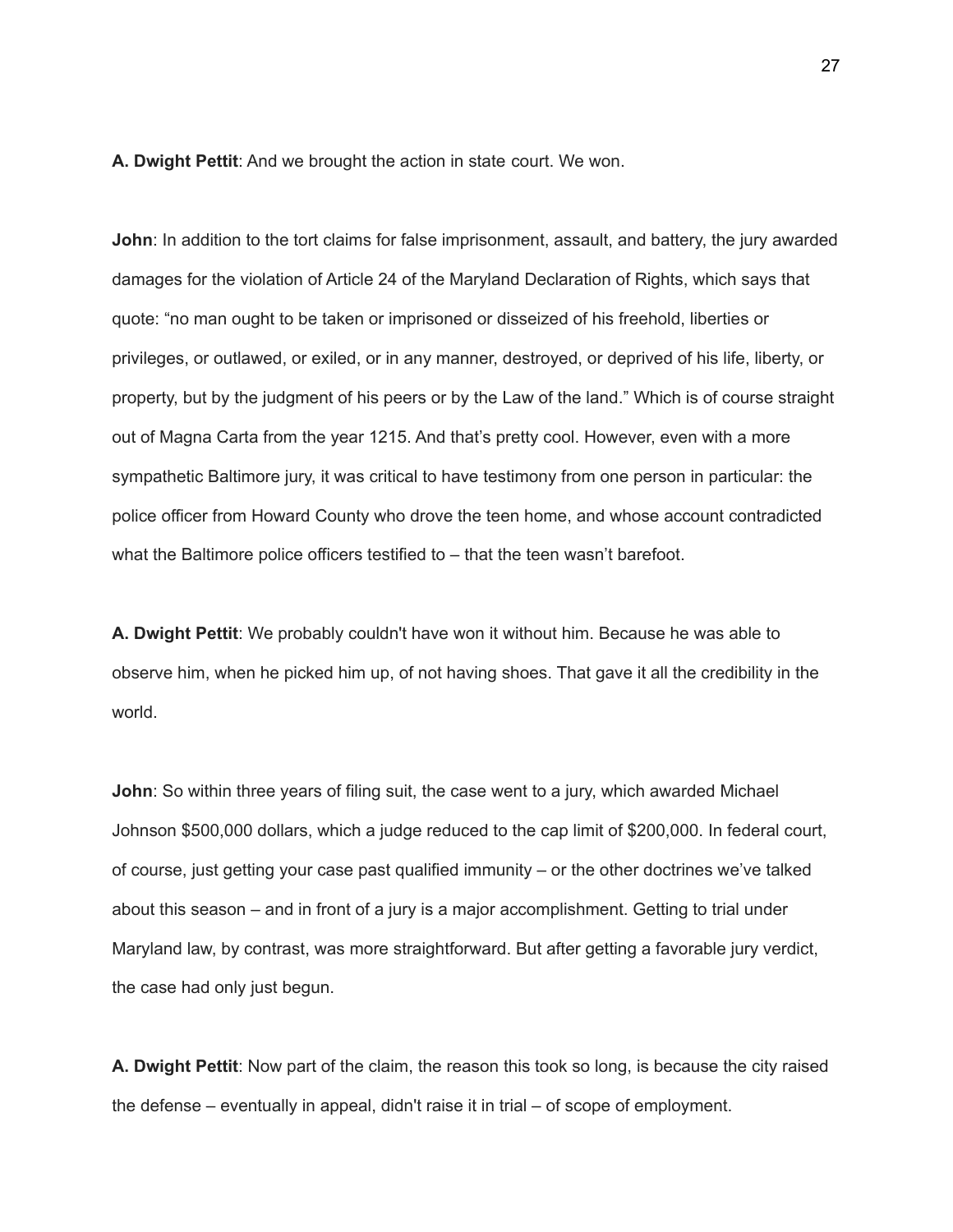**A. Dwight Pettit**: And we brought the action in state court. We won.

**John**: In addition to the tort claims for false imprisonment, assault, and battery, the jury awarded damages for the violation of Article 24 of the Maryland Declaration of Rights, which says that quote: “no man ought to be taken or imprisoned or disseized of his freehold, liberties or privileges, or outlawed, or exiled, or in any manner, destroyed, or deprived of his life, liberty, or property, but by the judgment of his peers or by the Law of the land.” Which is of course straight out of Magna Carta from the year 1215. And that’s pretty cool. However, even with a more sympathetic Baltimore jury, it was critical to have testimony from one person in particular: the police officer from Howard County who drove the teen home, and whose account contradicted what the Baltimore police officers testified to – that the teen wasn’t barefoot.

**A. Dwight Pettit**: We probably couldn't have won it without him. Because he was able to observe him, when he picked him up, of not having shoes. That gave it all the credibility in the world.

**John**: So within three years of filing suit, the case went to a jury, which awarded Michael Johnson $500,000 dollars, which a judge reduced to the cap limit of $200,000. In federal court, of course, just getting your case past qualified immunity – or the other doctrines we’ve talked about this season – and in front of a jury is a major accomplishment. Getting to trial under Maryland law, by contrast, was more straightforward. But after getting a favorable jury verdict, the case had only just begun.

**A. Dwight Pettit**: Now part of the claim, the reason this took so long, is because the city raised the defense – eventually in appeal, didn't raise it in trial – of scope of employment.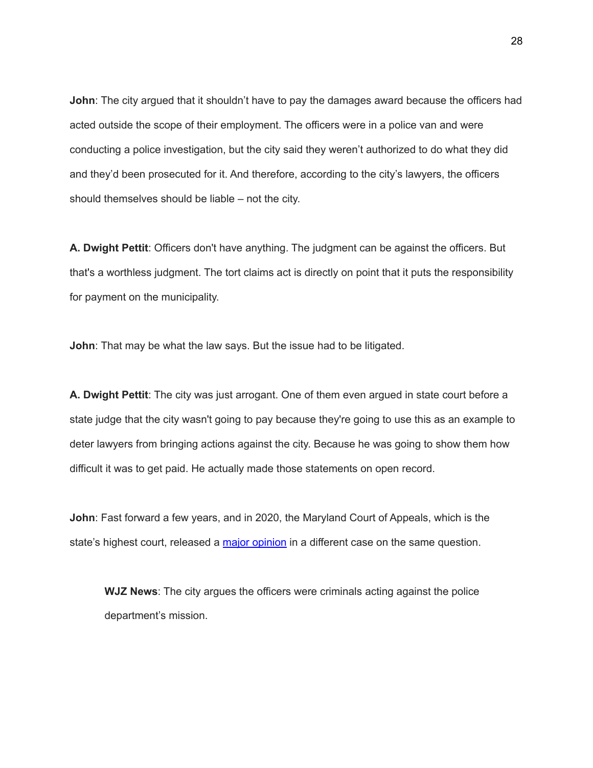**John**: The city argued that it shouldn't have to pay the damages award because the officers had acted outside the scope of their employment. The officers were in a police van and were conducting a police investigation, but the city said they weren't authorized to do what they did and they'd been prosecuted for it. And therefore, according to the city's lawyers, the officers should themselves should be liable – not the city.

**A. Dwight Pettit**: Officers don't have anything. The judgment can be against the officers. But that's a worthless judgment. The tort claims act is directly on point that it puts the responsibility for payment on the municipality.

**John**: That may be what the law says. But the issue had to be litigated.

**A. Dwight Pettit**: The city was just arrogant. One of them even argued in state court before a state judge that the city wasn't going to pay because they're going to use this as an example to deter lawyers from bringing actions against the city. Because he was going to show them how difficult it was to get paid. He actually made those statements on open record.

**John**: Fast forward a few years, and in 2020, the Maryland Court of Appeals, which is the state's highest court, released a major opinion in a different case on the same question.

> **WJZ News**: The city argues the officers were criminals acting against the police department's mission.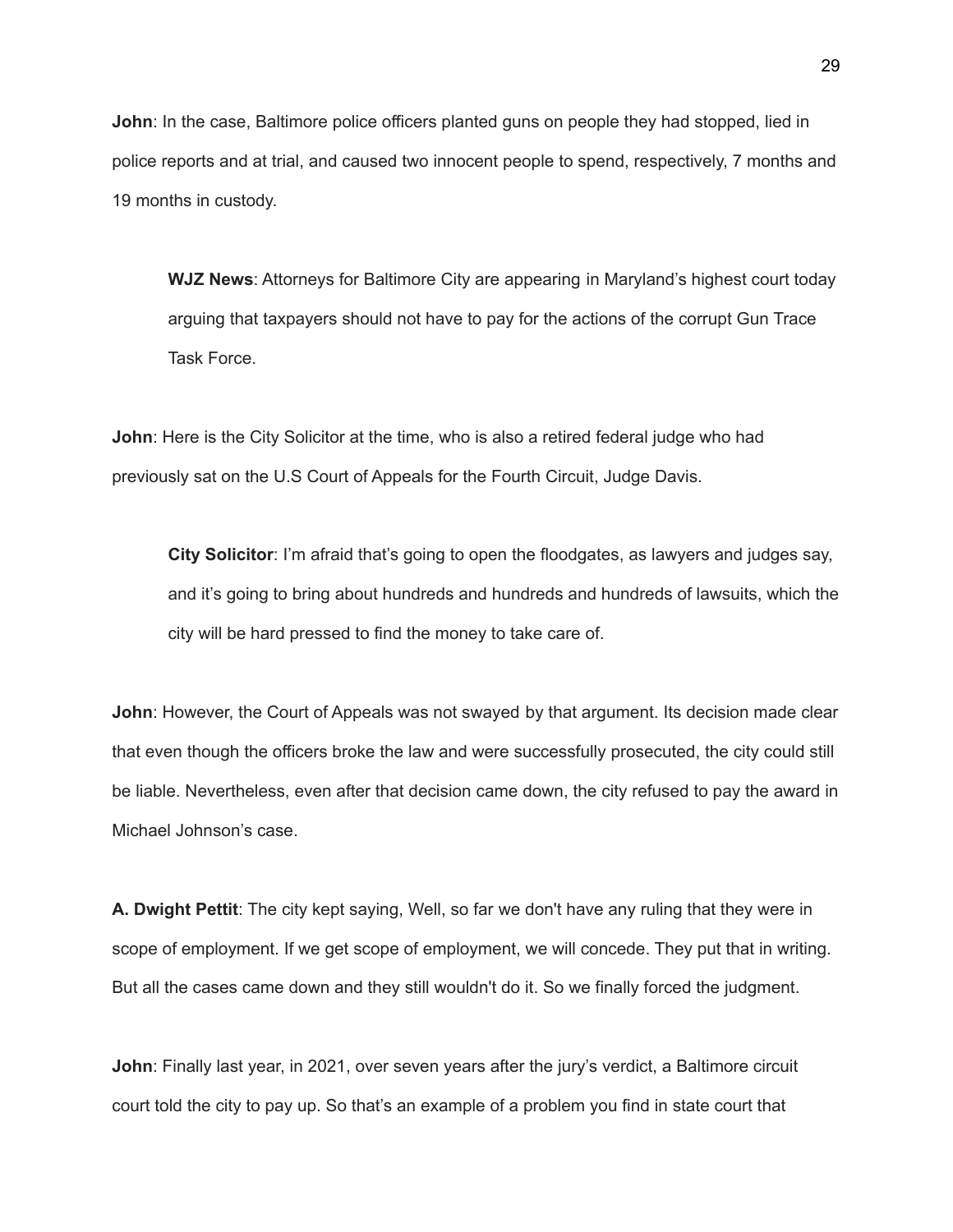**John**: In the case, Baltimore police officers planted guns on people they had stopped, lied in police reports and at trial, and caused two innocent people to spend, respectively, 7 months and 19 months in custody.

> **WJZ News**: Attorneys for Baltimore City are appearing in Maryland's highest court today arguing that taxpayers should not have to pay for the actions of the corrupt Gun Trace Task Force.

**John**: Here is the City Solicitor at the time, who is also a retired federal judge who had previously sat on the U.S Court of Appeals for the Fourth Circuit, Judge Davis.

> **City Solicitor**: I'm afraid that's going to open the floodgates, as lawyers and judges say, and it's going to bring about hundreds and hundreds and hundreds of lawsuits, which the city will be hard pressed to find the money to take care of.

**John**: However, the Court of Appeals was not swayed by that argument. Its decision made clear that even though the officers broke the law and were successfully prosecuted, the city could still be liable. Nevertheless, even after that decision came down, the city refused to pay the award in Michael Johnson's case.

**A. Dwight Pettit**: The city kept saying, Well, so far we don't have any ruling that they were in scope of employment. If we get scope of employment, we will concede. They put that in writing. But all the cases came down and they still wouldn't do it. So we finally forced the judgment.

**John**: Finally last year, in 2021, over seven years after the jury's verdict, a Baltimore circuit court told the city to pay up. So that's an example of a problem you find in state court that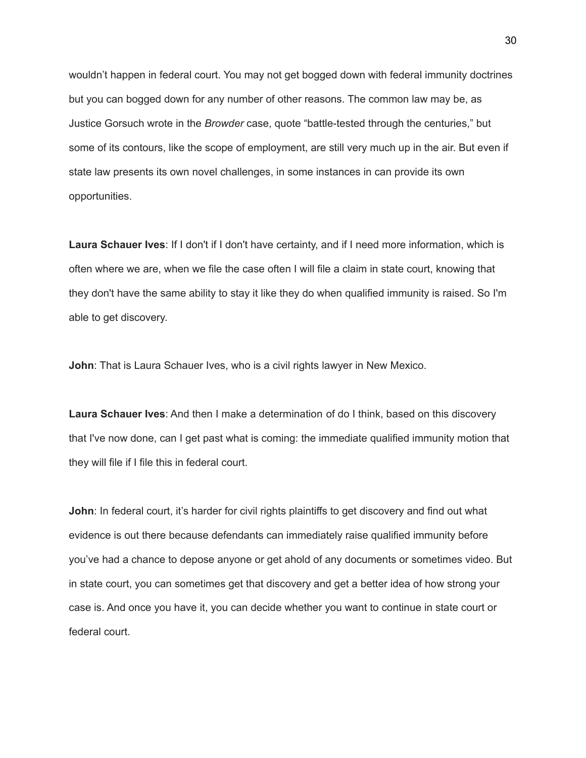wouldn't happen in federal court. You may not get bogged down with federal immunity doctrines but you can bogged down for any number of other reasons. The common law may be, as Justice Gorsuch wrote in the *Browder* case, quote "battle-tested through the centuries," but some of its contours, like the scope of employment, are still very much up in the air. But even if state law presents its own novel challenges, in some instances in can provide its own opportunities.

**Laura Schauer Ives**: If I don't if I don't have certainty, and if I need more information, which is often where we are, when we file the case often I will file a claim in state court, knowing that they don't have the same ability to stay it like they do when qualified immunity is raised. So I'm able to get discovery.

**John**: That is Laura Schauer Ives, who is a civil rights lawyer in New Mexico.

**Laura Schauer Ives**: And then I make a determination of do I think, based on this discovery that I've now done, can I get past what is coming: the immediate qualified immunity motion that they will file if I file this in federal court.

**John**: In federal court, it's harder for civil rights plaintiffs to get discovery and find out what evidence is out there because defendants can immediately raise qualified immunity before you've had a chance to depose anyone or get ahold of any documents or sometimes video. But in state court, you can sometimes get that discovery and get a better idea of how strong your case is. And once you have it, you can decide whether you want to continue in state court or federal court.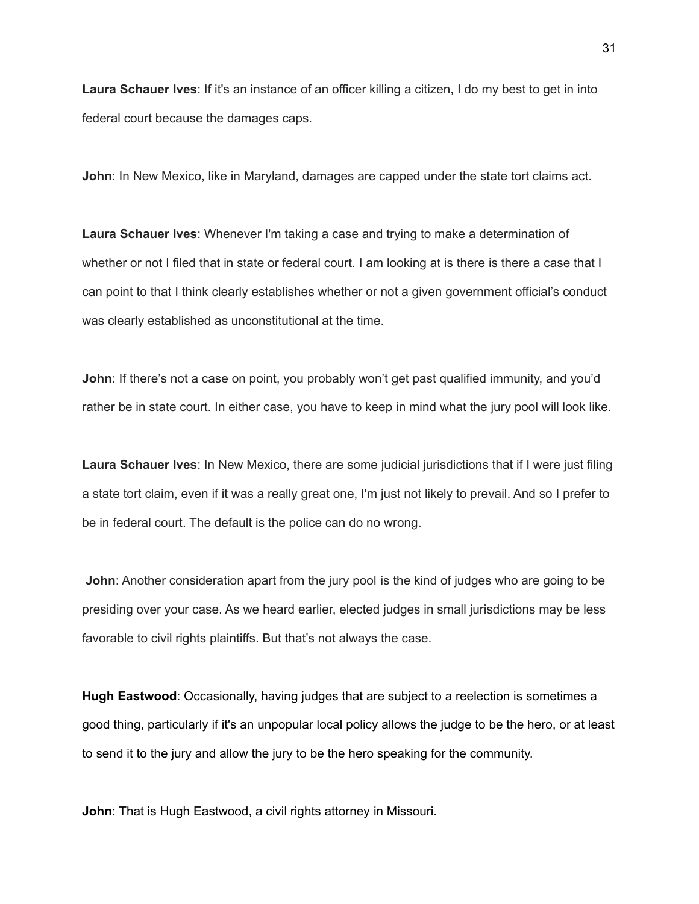**Laura Schauer Ives**: If it's an instance of an officer killing a citizen, I do my best to get in into federal court because the damages caps.

**John**: In New Mexico, like in Maryland, damages are capped under the state tort claims act.

**Laura Schauer Ives**: Whenever I'm taking a case and trying to make a determination of whether or not I filed that in state or federal court. I am looking at is there is there a case that I can point to that I think clearly establishes whether or not a given government official's conduct was clearly established as unconstitutional at the time.

**John**: If there's not a case on point, you probably won't get past qualified immunity, and you'd rather be in state court. In either case, you have to keep in mind what the jury pool will look like.

**Laura Schauer Ives**: In New Mexico, there are some judicial jurisdictions that if I were just filing a state tort claim, even if it was a really great one, I'm just not likely to prevail. And so I prefer to be in federal court. The default is the police can do no wrong.

**John**: Another consideration apart from the jury pool is the kind of judges who are going to be presiding over your case. As we heard earlier, elected judges in small jurisdictions may be less favorable to civil rights plaintiffs. But that's not always the case.

**Hugh Eastwood**: Occasionally, having judges that are subject to a reelection is sometimes a good thing, particularly if it's an unpopular local policy allows the judge to be the hero, or at least to send it to the jury and allow the jury to be the hero speaking for the community.

**John**: That is Hugh Eastwood, a civil rights attorney in Missouri.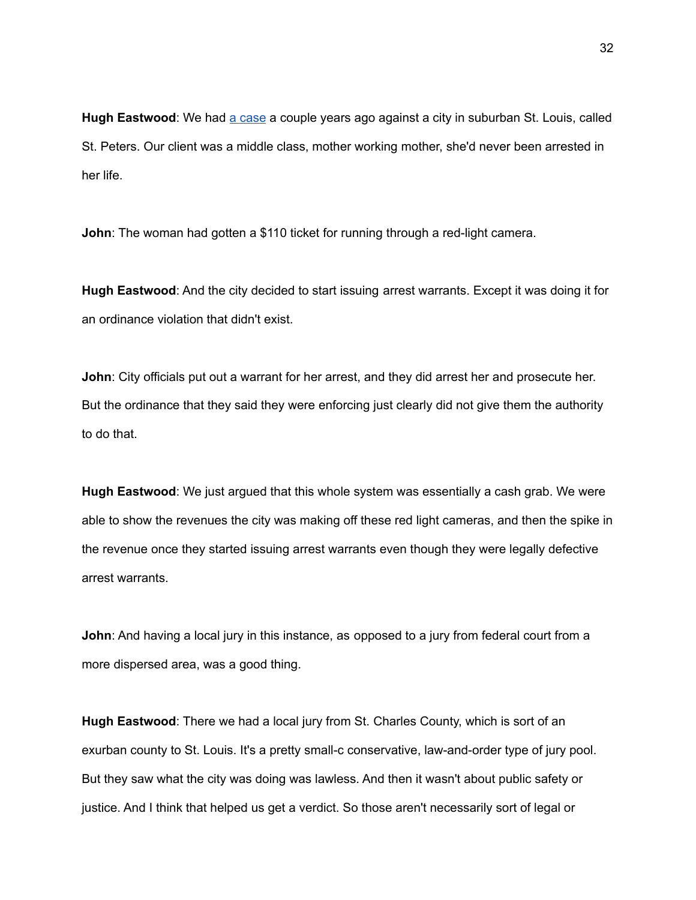**Hugh Eastwood**: We had [a case] a couple years ago against a city in suburban St. Louis, called St. Peters. Our client was a middle class, mother working mother, she'd never been arrested in her life.

**John**: The woman had gotten a $110 ticket for running through a red-light camera.

**Hugh Eastwood**: And the city decided to start issuing arrest warrants. Except it was doing it for an ordinance violation that didn't exist.

**John**: City officials put out a warrant for her arrest, and they did arrest her and prosecute her. But the ordinance that they said they were enforcing just clearly did not give them the authority to do that.

**Hugh Eastwood**: We just argued that this whole system was essentially a cash grab. We were able to show the revenues the city was making off these red light cameras, and then the spike in the revenue once they started issuing arrest warrants even though they were legally defective arrest warrants.

**John**: And having a local jury in this instance, as opposed to a jury from federal court from a more dispersed area, was a good thing.

**Hugh Eastwood**: There we had a local jury from St. Charles County, which is sort of an exurban county to St. Louis. It's a pretty small-c conservative, law-and-order type of jury pool. But they saw what the city was doing was lawless. And then it wasn't about public safety or justice. And I think that helped us get a verdict. So those aren't necessarily sort of legal or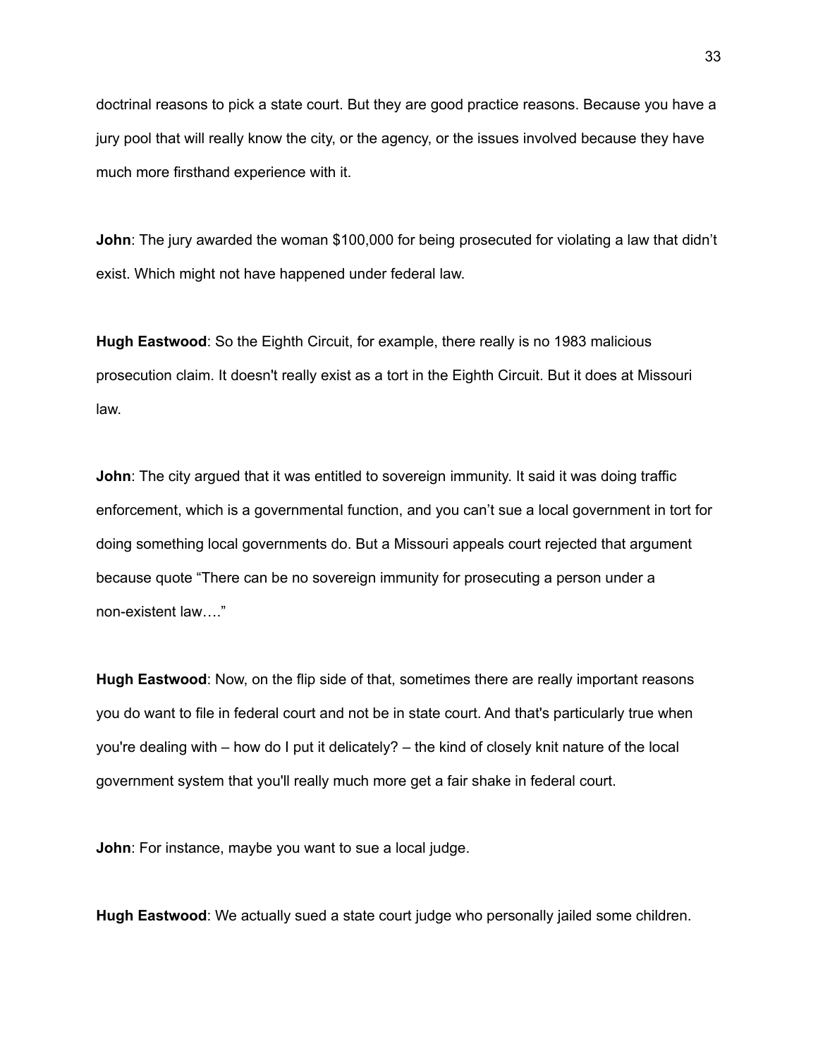doctrinal reasons to pick a state court. But they are good practice reasons. Because you have a jury pool that will really know the city, or the agency, or the issues involved because they have much more firsthand experience with it.

**John**: The jury awarded the woman $100,000 for being prosecuted for violating a law that didn't exist. Which might not have happened under federal law.

**Hugh Eastwood**: So the Eighth Circuit, for example, there really is no 1983 malicious prosecution claim. It doesn't really exist as a tort in the Eighth Circuit. But it does at Missouri law.

**John**: The city argued that it was entitled to sovereign immunity. It said it was doing traffic enforcement, which is a governmental function, and you can't sue a local government in tort for doing something local governments do. But a Missouri appeals court rejected that argument because quote "There can be no sovereign immunity for prosecuting a person under a non-existent law…."

**Hugh Eastwood**: Now, on the flip side of that, sometimes there are really important reasons you do want to file in federal court and not be in state court. And that's particularly true when you're dealing with – how do I put it delicately? – the kind of closely knit nature of the local government system that you'll really much more get a fair shake in federal court.

**John**: For instance, maybe you want to sue a local judge.

**Hugh Eastwood**: We actually sued a state court judge who personally jailed some children.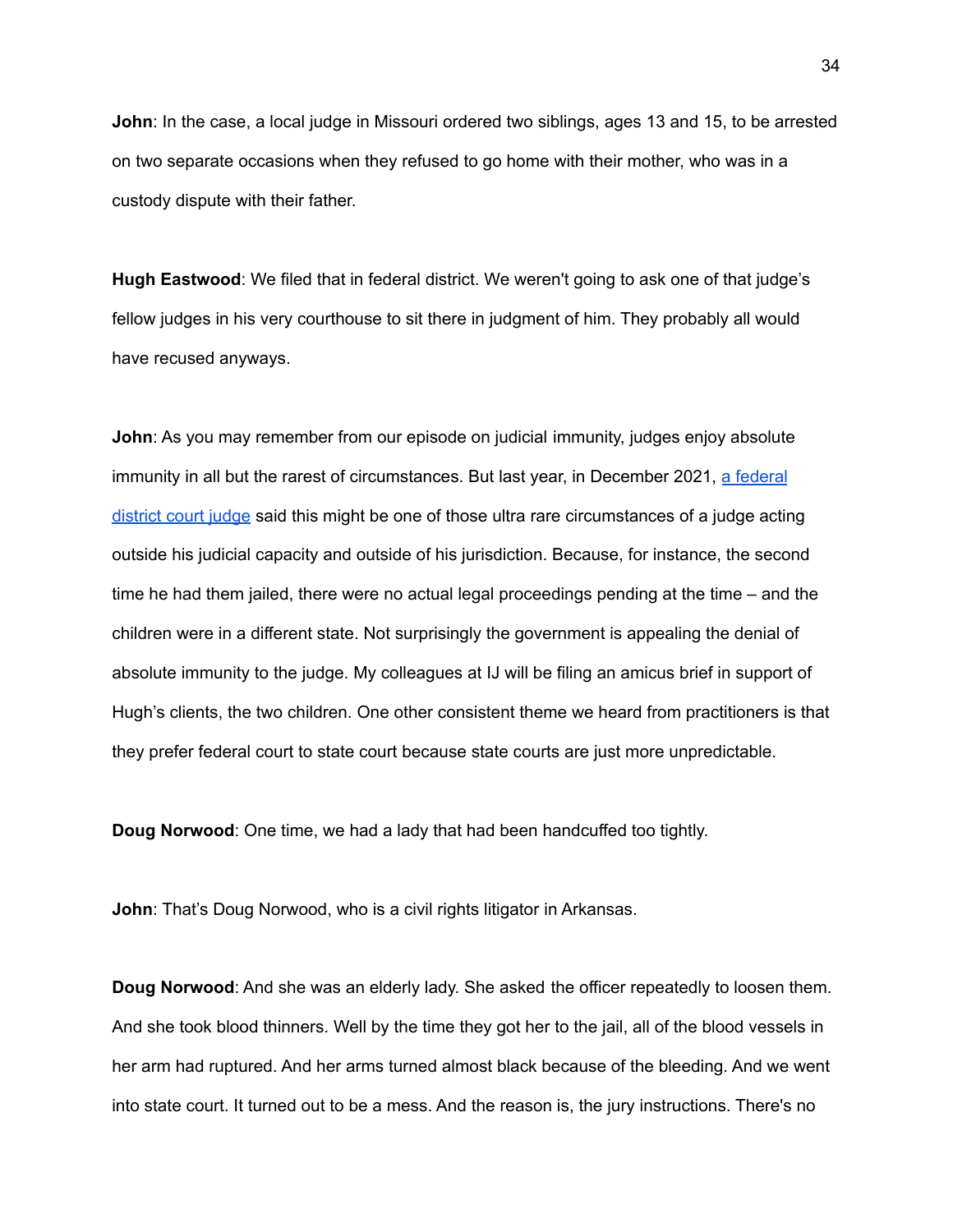**John**: In the case, a local judge in Missouri ordered two siblings, ages 13 and 15, to be arrested on two separate occasions when they refused to go home with their mother, who was in a custody dispute with their father.

**Hugh Eastwood**: We filed that in federal district. We weren't going to ask one of that judge's fellow judges in his very courthouse to sit there in judgment of him. They probably all would have recused anyways.

**John**: As you may remember from our episode on judicial immunity, judges enjoy absolute immunity in all but the rarest of circumstances. But last year, in December 2021, [a federal district court judge]() said this might be one of those ultra rare circumstances of a judge acting outside his judicial capacity and outside of his jurisdiction. Because, for instance, the second time he had them jailed, there were no actual legal proceedings pending at the time – and the children were in a different state. Not surprisingly the government is appealing the denial of absolute immunity to the judge. My colleagues at IJ will be filing an amicus brief in support of Hugh's clients, the two children. One other consistent theme we heard from practitioners is that they prefer federal court to state court because state courts are just more unpredictable.

**Doug Norwood**: One time, we had a lady that had been handcuffed too tightly.

**John**: That's Doug Norwood, who is a civil rights litigator in Arkansas.

**Doug Norwood**: And she was an elderly lady. She asked the officer repeatedly to loosen them. And she took blood thinners. Well by the time they got her to the jail, all of the blood vessels in her arm had ruptured. And her arms turned almost black because of the bleeding. And we went into state court. It turned out to be a mess. And the reason is, the jury instructions. There's no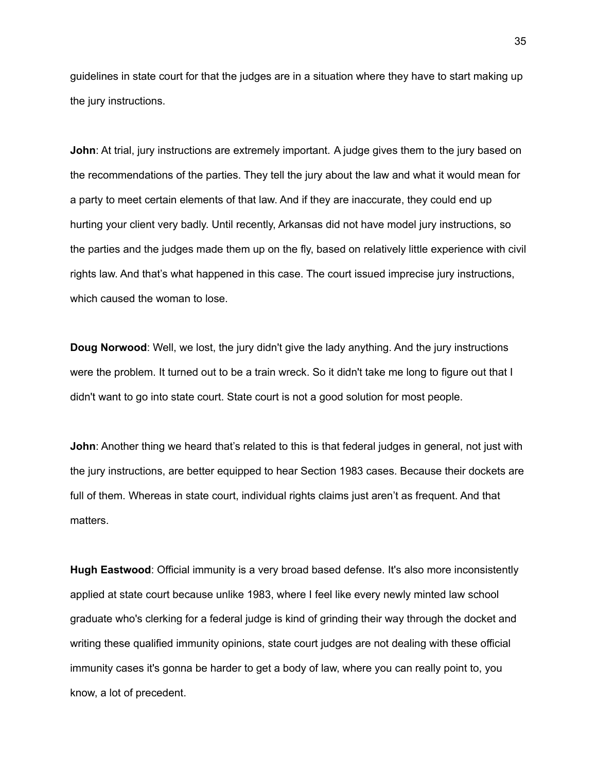guidelines in state court for that the judges are in a situation where they have to start making up the jury instructions.

**John**: At trial, jury instructions are extremely important. A judge gives them to the jury based on the recommendations of the parties. They tell the jury about the law and what it would mean for a party to meet certain elements of that law. And if they are inaccurate, they could end up hurting your client very badly. Until recently, Arkansas did not have model jury instructions, so the parties and the judges made them up on the fly, based on relatively little experience with civil rights law. And that's what happened in this case. The court issued imprecise jury instructions, which caused the woman to lose.

**Doug Norwood**: Well, we lost, the jury didn't give the lady anything. And the jury instructions were the problem. It turned out to be a train wreck. So it didn't take me long to figure out that I didn't want to go into state court. State court is not a good solution for most people.

**John**: Another thing we heard that's related to this is that federal judges in general, not just with the jury instructions, are better equipped to hear Section 1983 cases. Because their dockets are full of them. Whereas in state court, individual rights claims just aren't as frequent. And that matters.

**Hugh Eastwood**: Official immunity is a very broad based defense. It's also more inconsistently applied at state court because unlike 1983, where I feel like every newly minted law school graduate who's clerking for a federal judge is kind of grinding their way through the docket and writing these qualified immunity opinions, state court judges are not dealing with these official immunity cases it's gonna be harder to get a body of law, where you can really point to, you know, a lot of precedent.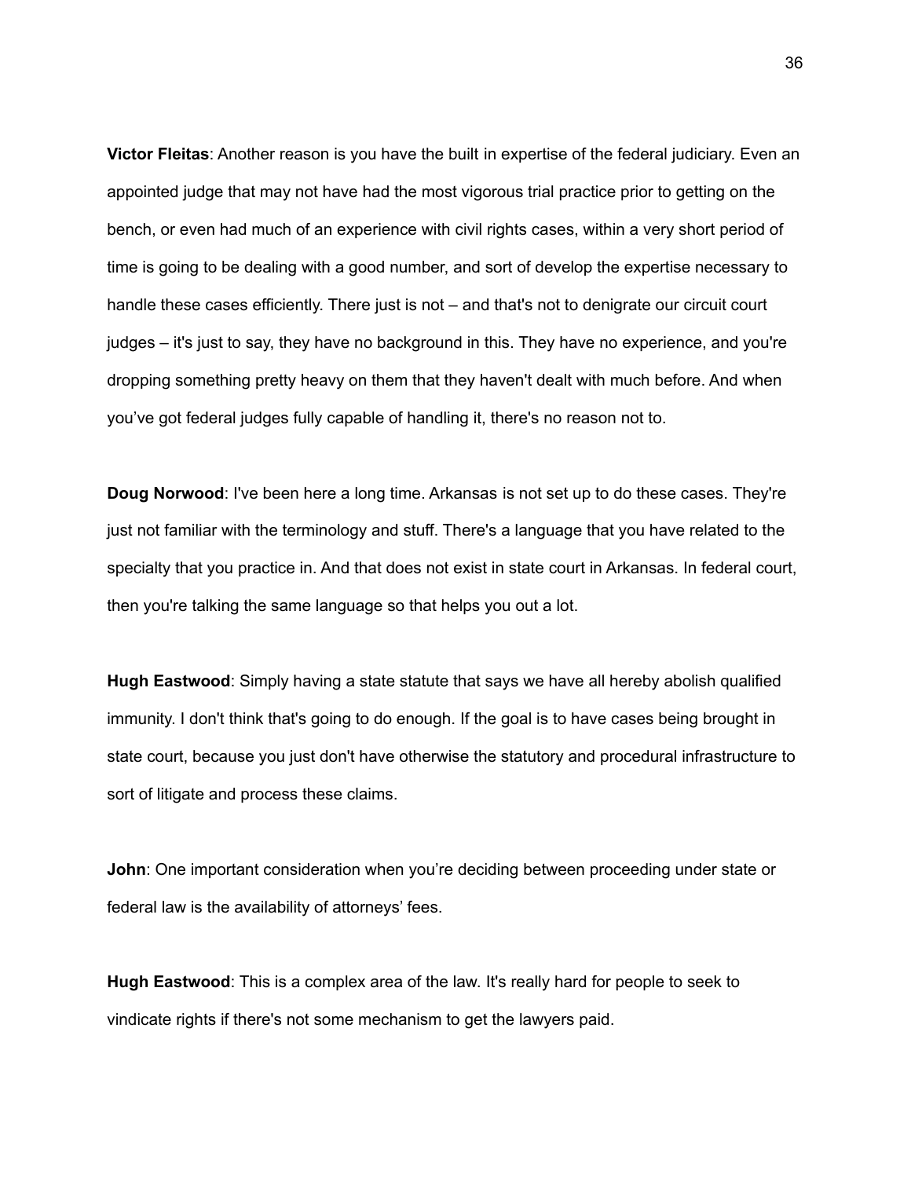**Victor Fleitas**: Another reason is you have the built in expertise of the federal judiciary. Even an appointed judge that may not have had the most vigorous trial practice prior to getting on the bench, or even had much of an experience with civil rights cases, within a very short period of time is going to be dealing with a good number, and sort of develop the expertise necessary to handle these cases efficiently. There just is not – and that's not to denigrate our circuit court judges – it's just to say, they have no background in this. They have no experience, and you're dropping something pretty heavy on them that they haven't dealt with much before. And when you've got federal judges fully capable of handling it, there's no reason not to.

**Doug Norwood**: I've been here a long time. Arkansas is not set up to do these cases. They're just not familiar with the terminology and stuff. There's a language that you have related to the specialty that you practice in. And that does not exist in state court in Arkansas. In federal court, then you're talking the same language so that helps you out a lot.

**Hugh Eastwood**: Simply having a state statute that says we have all hereby abolish qualified immunity. I don't think that's going to do enough. If the goal is to have cases being brought in state court, because you just don't have otherwise the statutory and procedural infrastructure to sort of litigate and process these claims.

**John**: One important consideration when you're deciding between proceeding under state or federal law is the availability of attorneys' fees.

**Hugh Eastwood**: This is a complex area of the law. It's really hard for people to seek to vindicate rights if there's not some mechanism to get the lawyers paid.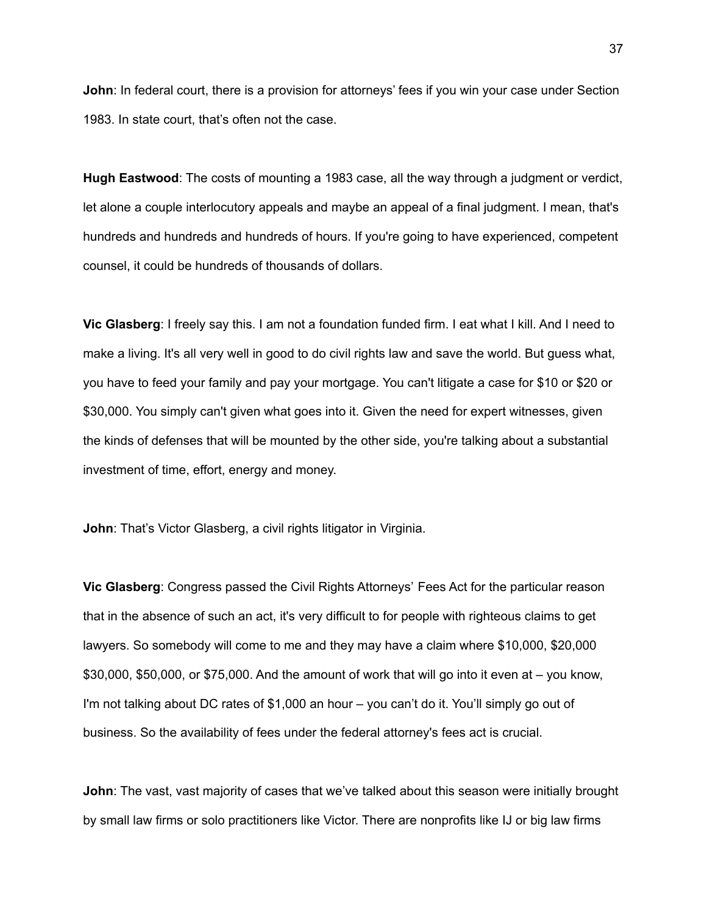**John**: In federal court, there is a provision for attorneys' fees if you win your case under Section 1983. In state court, that's often not the case.

**Hugh Eastwood**: The costs of mounting a 1983 case, all the way through a judgment or verdict, let alone a couple interlocutory appeals and maybe an appeal of a final judgment. I mean, that's hundreds and hundreds and hundreds of hours. If you're going to have experienced, competent counsel, it could be hundreds of thousands of dollars.

**Vic Glasberg**: I freely say this. I am not a foundation funded firm. I eat what I kill. And I need to make a living. It's all very well in good to do civil rights law and save the world. But guess what, you have to feed your family and pay your mortgage. You can't litigate a case for $10 or $20 or $30,000. You simply can't given what goes into it. Given the need for expert witnesses, given the kinds of defenses that will be mounted by the other side, you're talking about a substantial investment of time, effort, energy and money.

**John**: That's Victor Glasberg, a civil rights litigator in Virginia.

**Vic Glasberg**: Congress passed the Civil Rights Attorneys' Fees Act for the particular reason that in the absence of such an act, it's very difficult to for people with righteous claims to get lawyers. So somebody will come to me and they may have a claim where $10,000, $20,000 $30,000, $50,000, or $75,000. And the amount of work that will go into it even at – you know, I'm not talking about DC rates of $1,000 an hour – you can't do it. You'll simply go out of business. So the availability of fees under the federal attorney's fees act is crucial.

**John**: The vast, vast majority of cases that we've talked about this season were initially brought by small law firms or solo practitioners like Victor. There are nonprofits like IJ or big law firms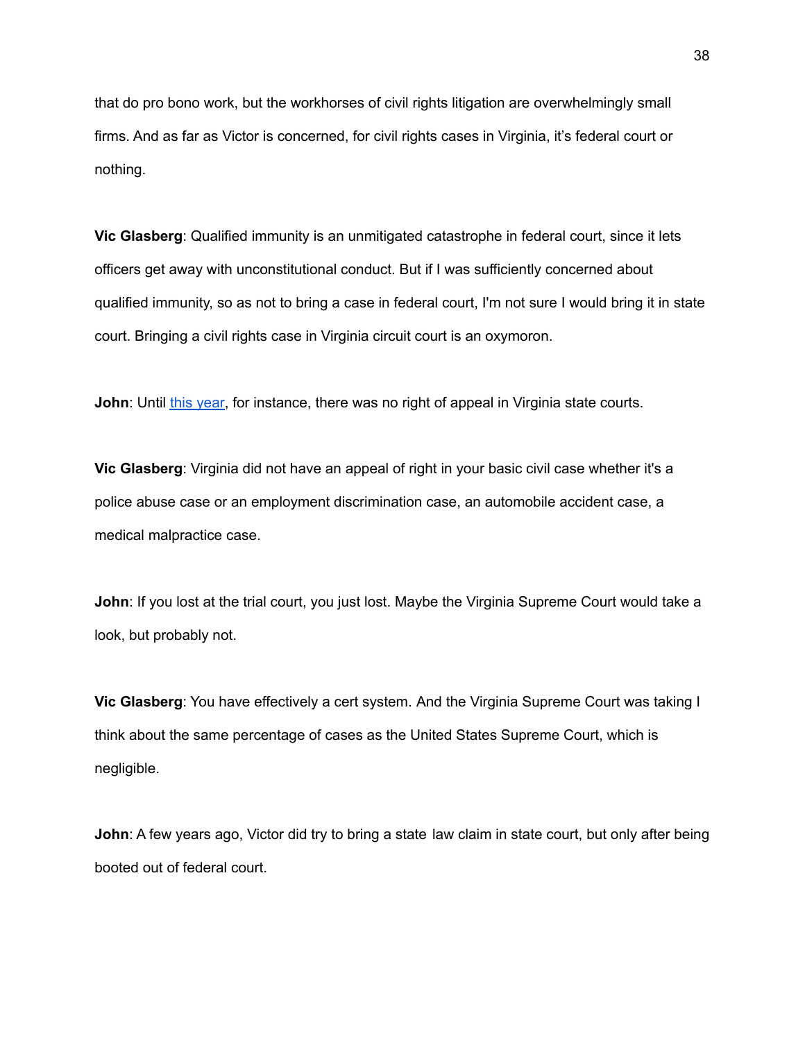that do pro bono work, but the workhorses of civil rights litigation are overwhelmingly small firms. And as far as Victor is concerned, for civil rights cases in Virginia, it's federal court or nothing.

**Vic Glasberg**: Qualified immunity is an unmitigated catastrophe in federal court, since it lets officers get away with unconstitutional conduct. But if I was sufficiently concerned about qualified immunity, so as not to bring a case in federal court, I'm not sure I would bring it in state court. Bringing a civil rights case in Virginia circuit court is an oxymoron.

**John**: Until [this year](), for instance, there was no right of appeal in Virginia state courts.

**Vic Glasberg**: Virginia did not have an appeal of right in your basic civil case whether it's a police abuse case or an employment discrimination case, an automobile accident case, a medical malpractice case.

**John**: If you lost at the trial court, you just lost. Maybe the Virginia Supreme Court would take a look, but probably not.

**Vic Glasberg**: You have effectively a cert system. And the Virginia Supreme Court was taking I think about the same percentage of cases as the United States Supreme Court, which is negligible.

**John**: A few years ago, Victor did try to bring a state law claim in state court, but only after being booted out of federal court.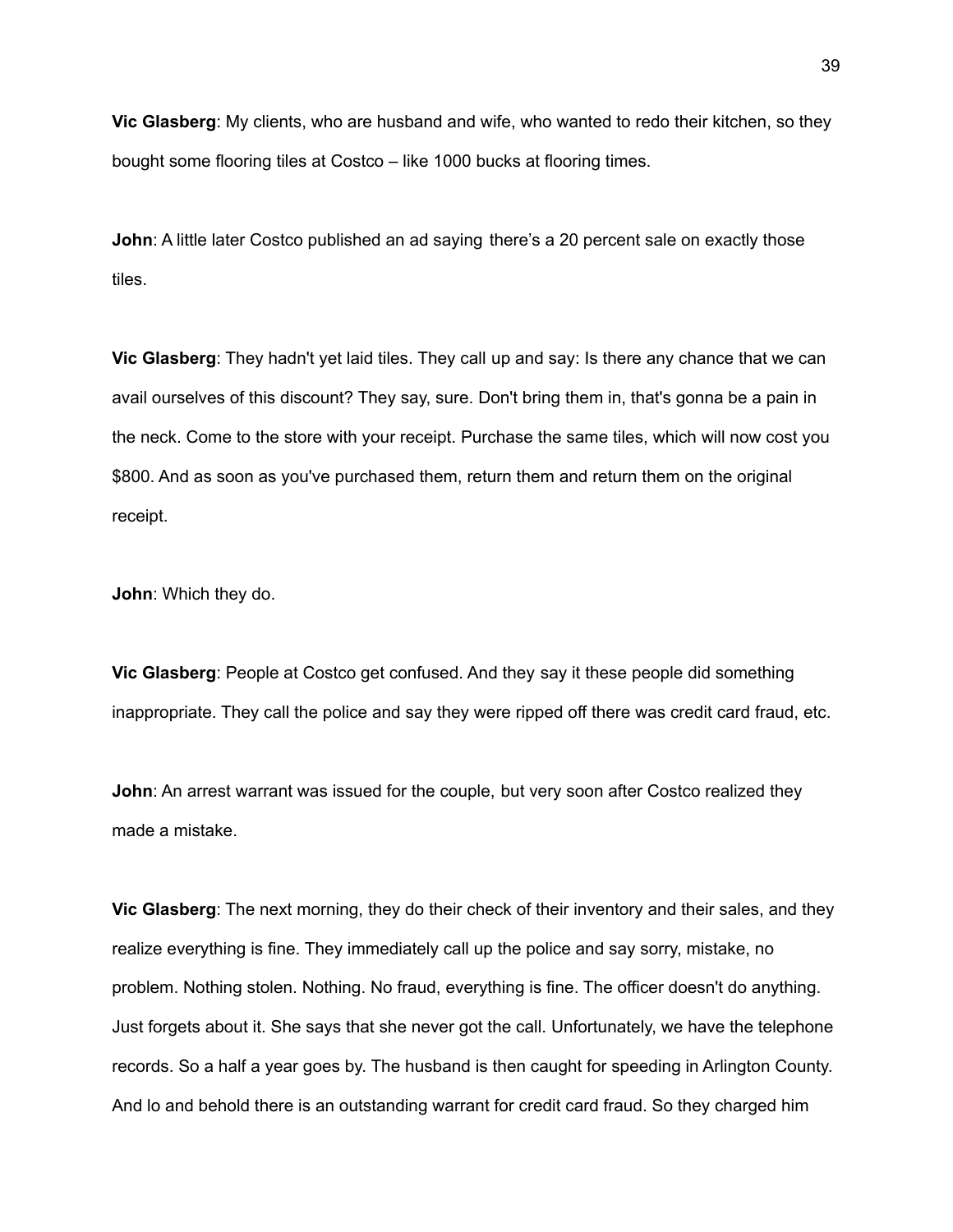**Vic Glasberg**: My clients, who are husband and wife, who wanted to redo their kitchen, so they bought some flooring tiles at Costco – like 1000 bucks at flooring times.

**John**: A little later Costco published an ad saying there's a 20 percent sale on exactly those tiles.

**Vic Glasberg**: They hadn't yet laid tiles. They call up and say: Is there any chance that we can avail ourselves of this discount? They say, sure. Don't bring them in, that's gonna be a pain in the neck. Come to the store with your receipt. Purchase the same tiles, which will now cost you $800. And as soon as you've purchased them, return them and return them on the original receipt.

**John**: Which they do.

**Vic Glasberg**: People at Costco get confused. And they say it these people did something inappropriate. They call the police and say they were ripped off there was credit card fraud, etc.

**John**: An arrest warrant was issued for the couple, but very soon after Costco realized they made a mistake.

**Vic Glasberg**: The next morning, they do their check of their inventory and their sales, and they realize everything is fine. They immediately call up the police and say sorry, mistake, no problem. Nothing stolen. Nothing. No fraud, everything is fine. The officer doesn't do anything. Just forgets about it. She says that she never got the call. Unfortunately, we have the telephone records. So a half a year goes by. The husband is then caught for speeding in Arlington County. And lo and behold there is an outstanding warrant for credit card fraud. So they charged him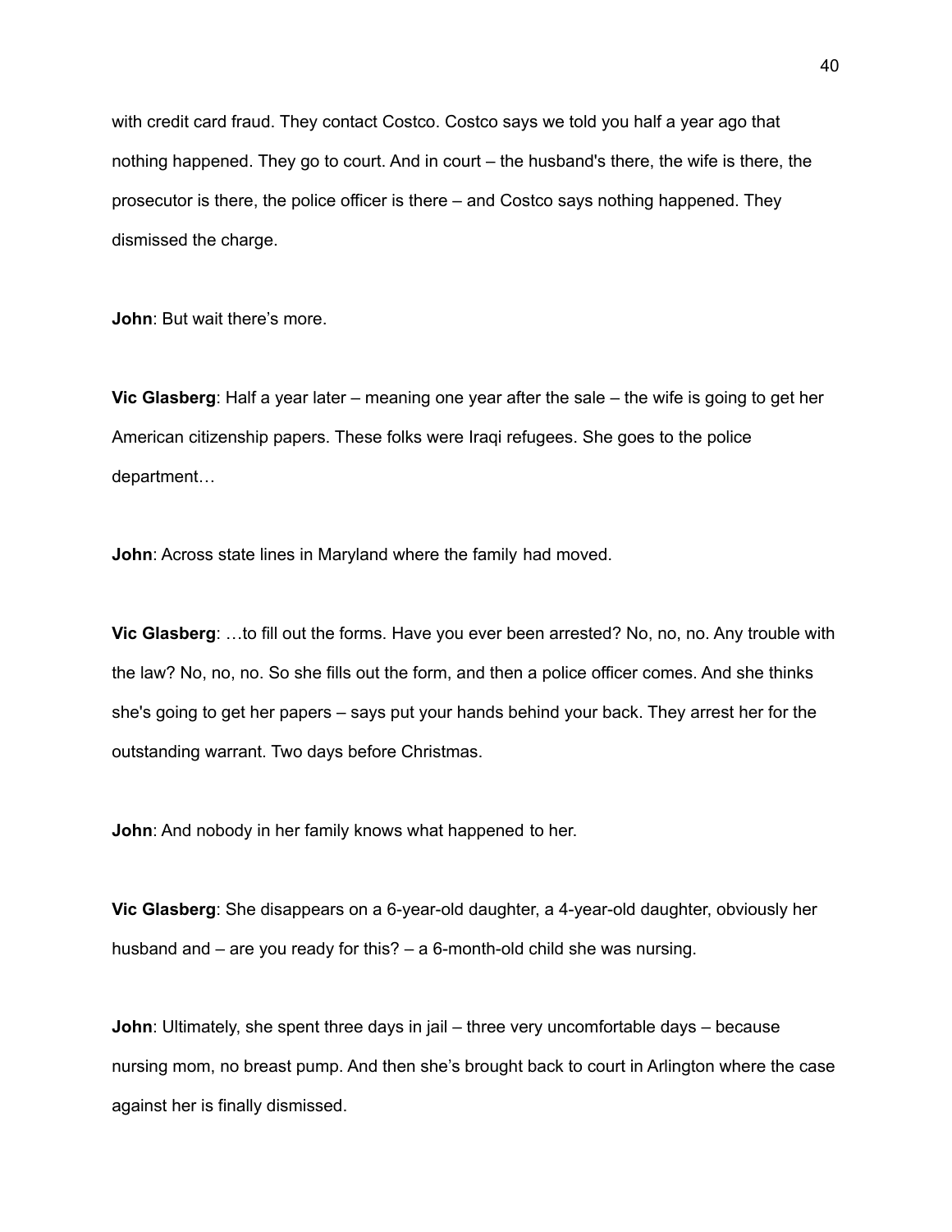with credit card fraud. They contact Costco. Costco says we told you half a year ago that nothing happened. They go to court. And in court – the husband's there, the wife is there, the prosecutor is there, the police officer is there – and Costco says nothing happened. They dismissed the charge.

**John**: But wait there's more.

**Vic Glasberg**: Half a year later – meaning one year after the sale – the wife is going to get her American citizenship papers. These folks were Iraqi refugees. She goes to the police department…

**John**: Across state lines in Maryland where the family had moved.

**Vic Glasberg**: …to fill out the forms. Have you ever been arrested? No, no, no. Any trouble with the law? No, no, no. So she fills out the form, and then a police officer comes. And she thinks she's going to get her papers – says put your hands behind your back. They arrest her for the outstanding warrant. Two days before Christmas.

**John**: And nobody in her family knows what happened to her.

**Vic Glasberg**: She disappears on a 6-year-old daughter, a 4-year-old daughter, obviously her husband and – are you ready for this? – a 6-month-old child she was nursing.

**John**: Ultimately, she spent three days in jail – three very uncomfortable days – because nursing mom, no breast pump. And then she's brought back to court in Arlington where the case against her is finally dismissed.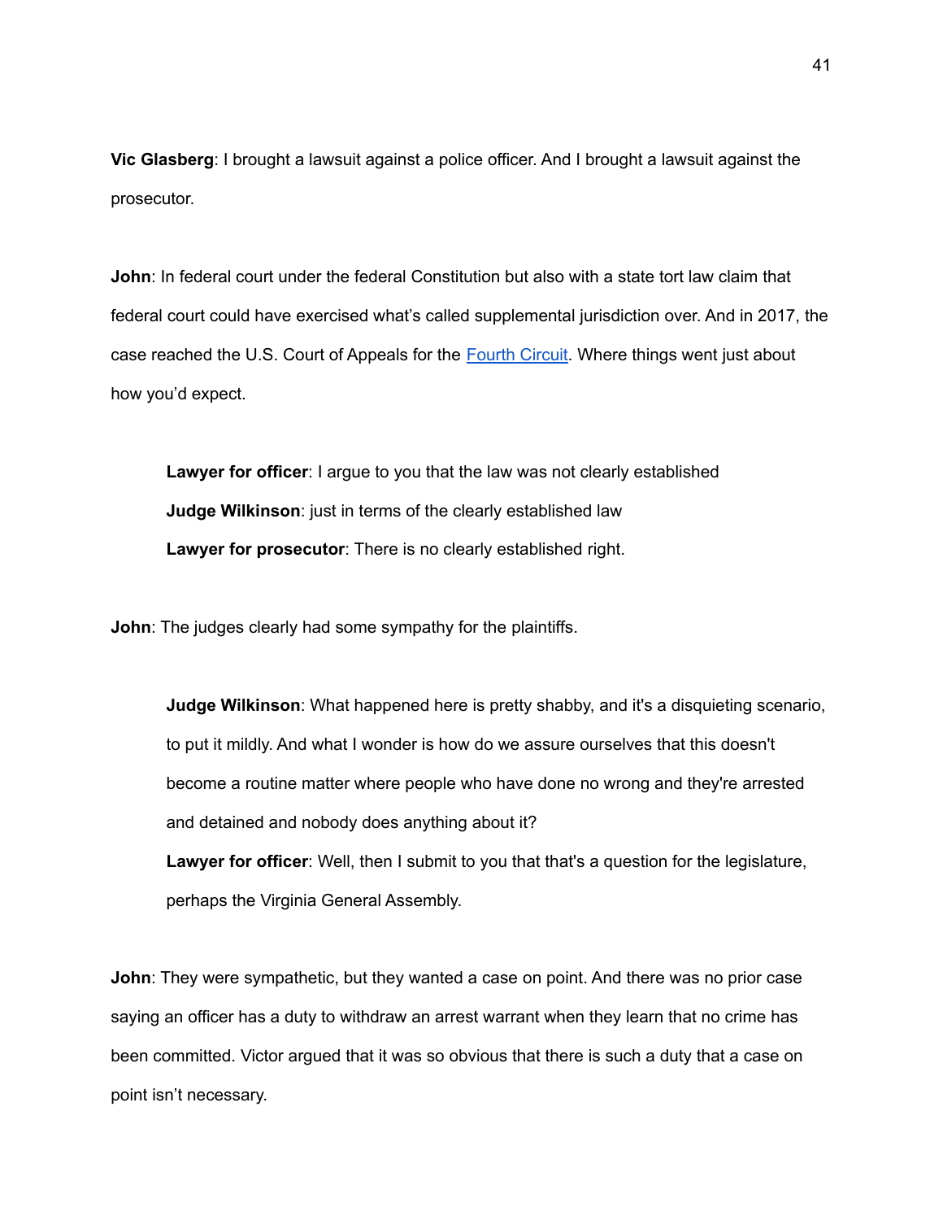**Vic Glasberg**: I brought a lawsuit against a police officer. And I brought a lawsuit against the prosecutor.

**John**: In federal court under the federal Constitution but also with a state tort law claim that federal court could have exercised what's called supplemental jurisdiction over. And in 2017, the case reached the U.S. Court of Appeals for the [Fourth Circuit](). Where things went just about how you'd expect.

> **Lawyer for officer**: I argue to you that the law was not clearly established
> **Judge Wilkinson**: just in terms of the clearly established law
> **Lawyer for prosecutor**: There is no clearly established right.

**John**: The judges clearly had some sympathy for the plaintiffs.

> **Judge Wilkinson**: What happened here is pretty shabby, and it's a disquieting scenario, to put it mildly. And what I wonder is how do we assure ourselves that this doesn't become a routine matter where people who have done no wrong and they're arrested and detained and nobody does anything about it?
> **Lawyer for officer**: Well, then I submit to you that that's a question for the legislature, perhaps the Virginia General Assembly.

**John**: They were sympathetic, but they wanted a case on point. And there was no prior case saying an officer has a duty to withdraw an arrest warrant when they learn that no crime has been committed. Victor argued that it was so obvious that there is such a duty that a case on point isn't necessary.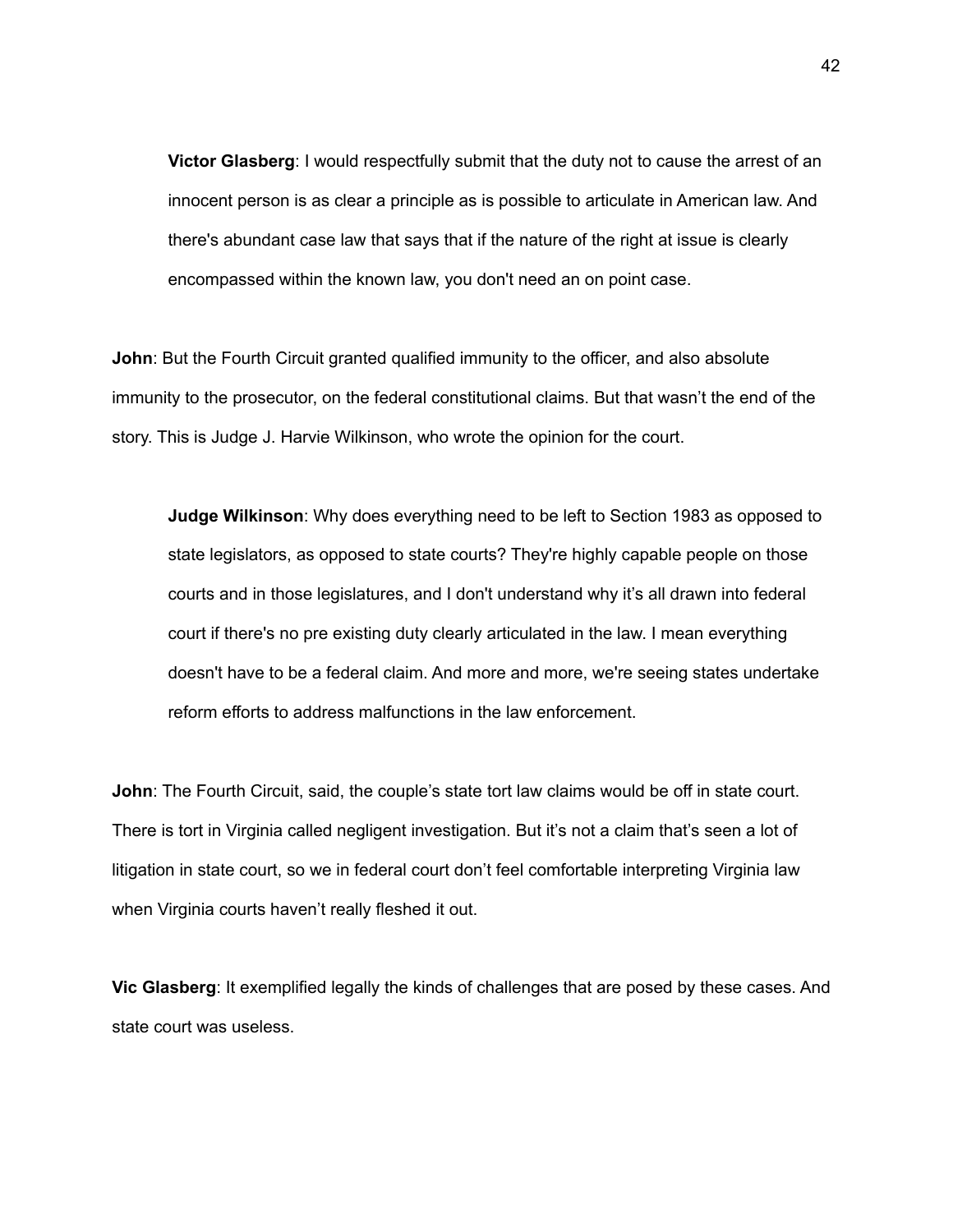> **Victor Glasberg**: I would respectfully submit that the duty not to cause the arrest of an innocent person is as clear a principle as is possible to articulate in American law. And there's abundant case law that says that if the nature of the right at issue is clearly encompassed within the known law, you don't need an on point case.

**John**: But the Fourth Circuit granted qualified immunity to the officer, and also absolute immunity to the prosecutor, on the federal constitutional claims. But that wasn't the end of the story. This is Judge J. Harvie Wilkinson, who wrote the opinion for the court.

> **Judge Wilkinson**: Why does everything need to be left to Section 1983 as opposed to state legislators, as opposed to state courts? They're highly capable people on those courts and in those legislatures, and I don't understand why it's all drawn into federal court if there's no pre existing duty clearly articulated in the law. I mean everything doesn't have to be a federal claim. And more and more, we're seeing states undertake reform efforts to address malfunctions in the law enforcement.

**John**: The Fourth Circuit, said, the couple's state tort law claims would be off in state court. There is tort in Virginia called negligent investigation. But it's not a claim that's seen a lot of litigation in state court, so we in federal court don't feel comfortable interpreting Virginia law when Virginia courts haven't really fleshed it out.

**Vic Glasberg**: It exemplified legally the kinds of challenges that are posed by these cases. And state court was useless.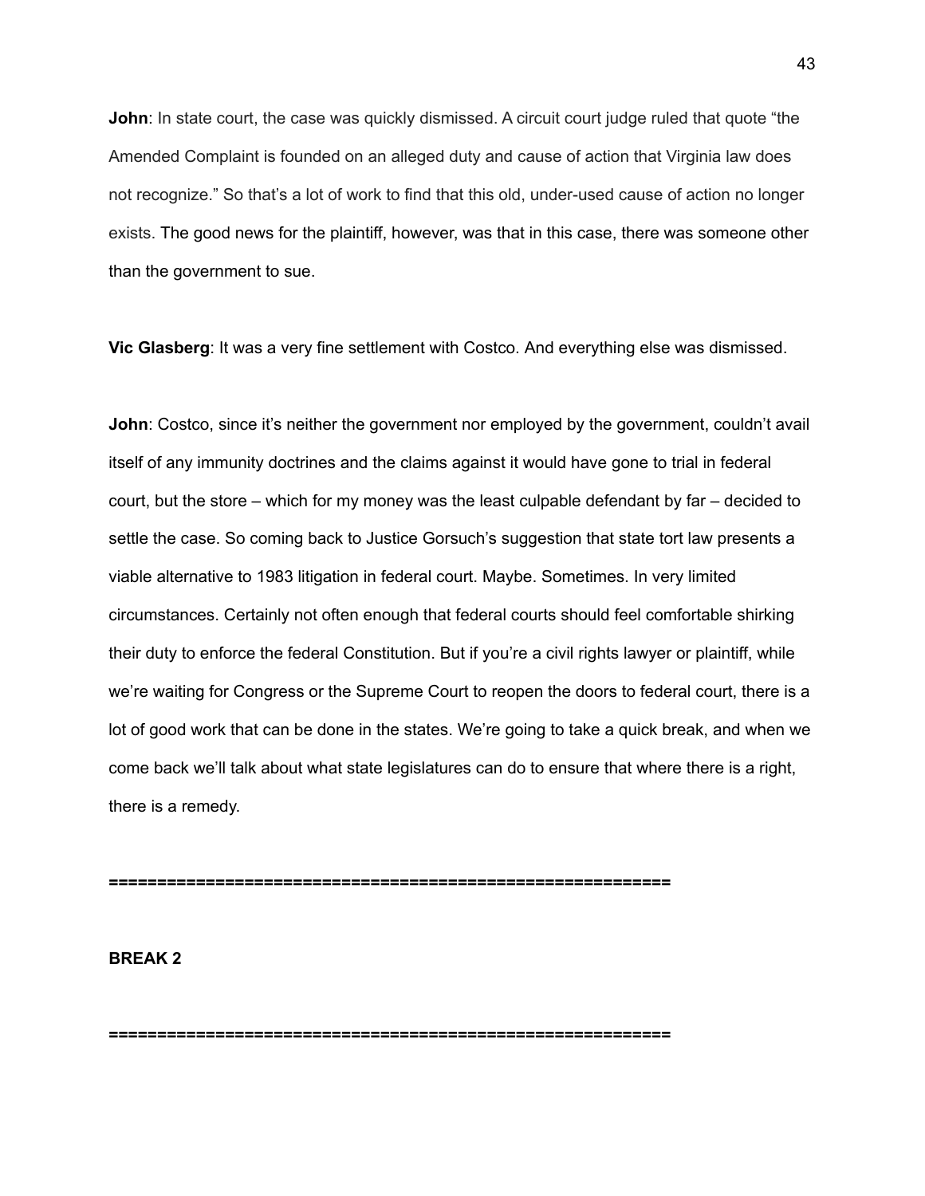**John**: In state court, the case was quickly dismissed. A circuit court judge ruled that quote "the Amended Complaint is founded on an alleged duty and cause of action that Virginia law does not recognize." So that's a lot of work to find that this old, under-used cause of action no longer exists. The good news for the plaintiff, however, was that in this case, there was someone other than the government to sue.

**Vic Glasberg**: It was a very fine settlement with Costco. And everything else was dismissed.

**John**: Costco, since it's neither the government nor employed by the government, couldn't avail itself of any immunity doctrines and the claims against it would have gone to trial in federal court, but the store – which for my money was the least culpable defendant by far – decided to settle the case. So coming back to Justice Gorsuch's suggestion that state tort law presents a viable alternative to 1983 litigation in federal court. Maybe. Sometimes. In very limited circumstances. Certainly not often enough that federal courts should feel comfortable shirking their duty to enforce the federal Constitution. But if you're a civil rights lawyer or plaintiff, while we're waiting for Congress or the Supreme Court to reopen the doors to federal court, there is a lot of good work that can be done in the states. We're going to take a quick break, and when we come back we'll talk about what state legislatures can do to ensure that where there is a right, there is a remedy.

**=========================================================**

**BREAK 2**

**=========================================================**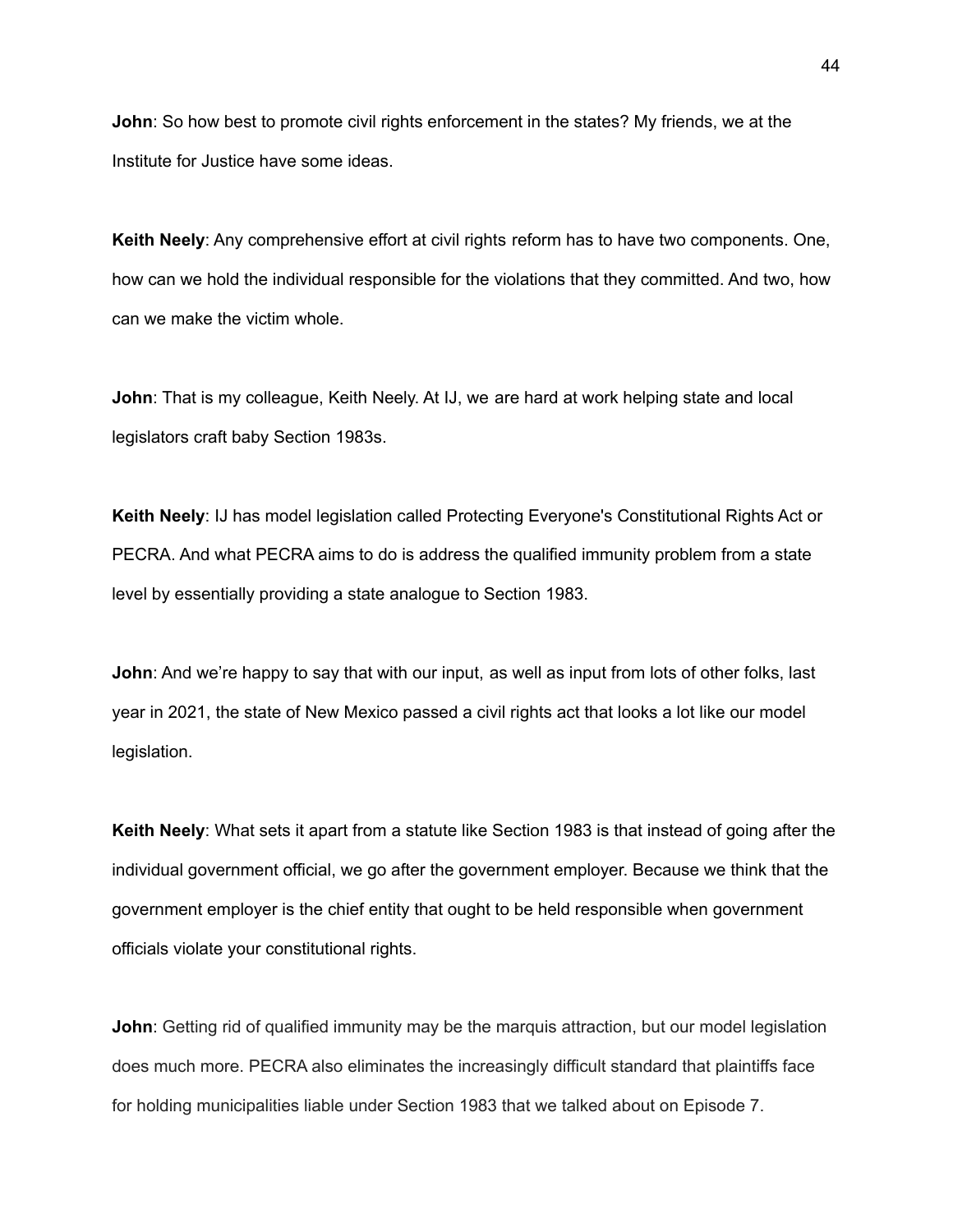**John**: So how best to promote civil rights enforcement in the states? My friends, we at the Institute for Justice have some ideas.

**Keith Neely**: Any comprehensive effort at civil rights reform has to have two components. One, how can we hold the individual responsible for the violations that they committed. And two, how can we make the victim whole.

**John**: That is my colleague, Keith Neely. At IJ, we are hard at work helping state and local legislators craft baby Section 1983s.

**Keith Neely**: IJ has model legislation called Protecting Everyone's Constitutional Rights Act or PECRA. And what PECRA aims to do is address the qualified immunity problem from a state level by essentially providing a state analogue to Section 1983.

**John**: And we're happy to say that with our input, as well as input from lots of other folks, last year in 2021, the state of New Mexico passed a civil rights act that looks a lot like our model legislation.

**Keith Neely**: What sets it apart from a statute like Section 1983 is that instead of going after the individual government official, we go after the government employer. Because we think that the government employer is the chief entity that ought to be held responsible when government officials violate your constitutional rights.

**John**: Getting rid of qualified immunity may be the marquis attraction, but our model legislation does much more. PECRA also eliminates the increasingly difficult standard that plaintiffs face for holding municipalities liable under Section 1983 that we talked about on Episode 7.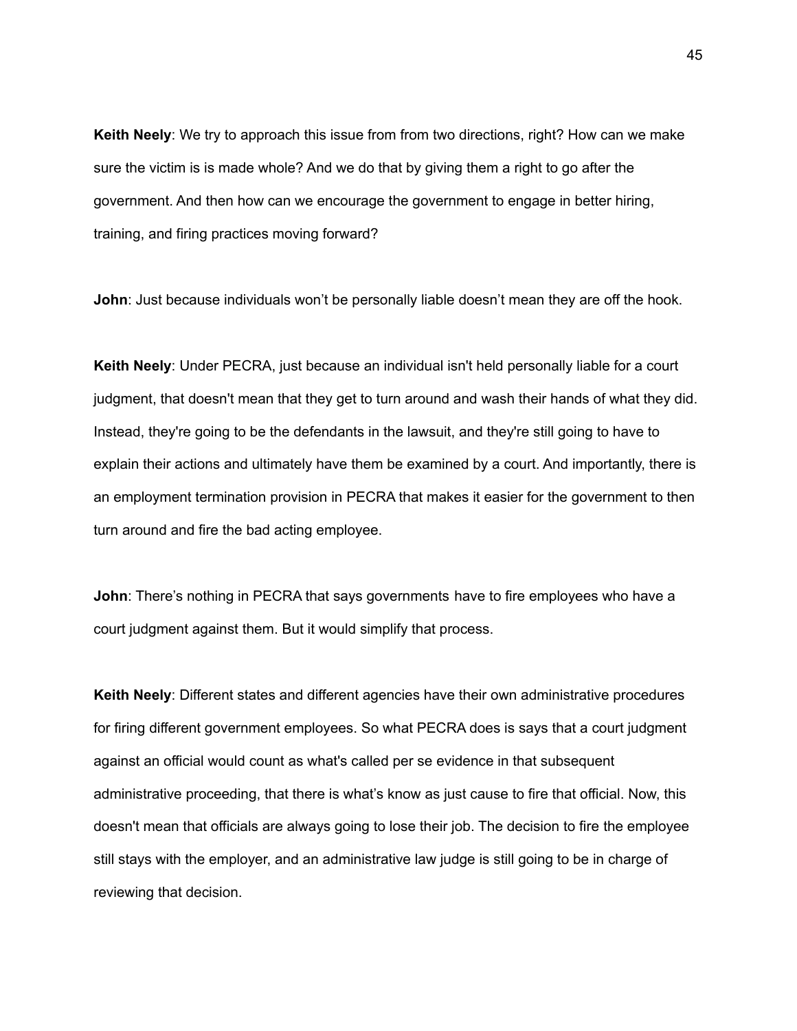**Keith Neely**: We try to approach this issue from from two directions, right? How can we make sure the victim is is made whole? And we do that by giving them a right to go after the government. And then how can we encourage the government to engage in better hiring, training, and firing practices moving forward?

**John**: Just because individuals won't be personally liable doesn't mean they are off the hook.

**Keith Neely**: Under PECRA, just because an individual isn't held personally liable for a court judgment, that doesn't mean that they get to turn around and wash their hands of what they did. Instead, they're going to be the defendants in the lawsuit, and they're still going to have to explain their actions and ultimately have them be examined by a court. And importantly, there is an employment termination provision in PECRA that makes it easier for the government to then turn around and fire the bad acting employee.

**John**: There's nothing in PECRA that says governments have to fire employees who have a court judgment against them. But it would simplify that process.

**Keith Neely**: Different states and different agencies have their own administrative procedures for firing different government employees. So what PECRA does is says that a court judgment against an official would count as what's called per se evidence in that subsequent administrative proceeding, that there is what's know as just cause to fire that official. Now, this doesn't mean that officials are always going to lose their job. The decision to fire the employee still stays with the employer, and an administrative law judge is still going to be in charge of reviewing that decision.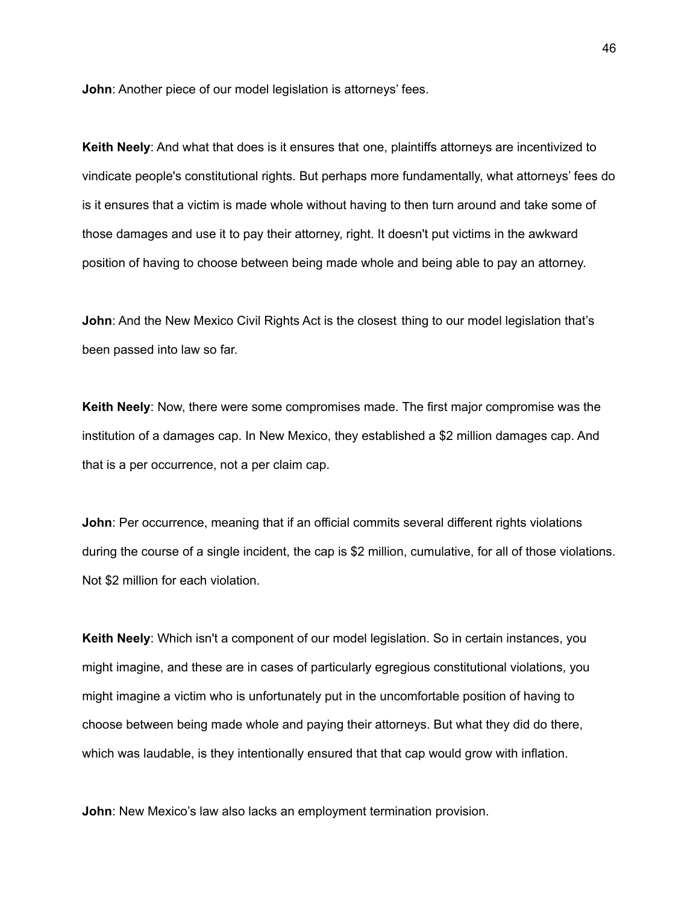**John**: Another piece of our model legislation is attorneys' fees.

**Keith Neely**: And what that does is it ensures that one, plaintiffs attorneys are incentivized to vindicate people's constitutional rights. But perhaps more fundamentally, what attorneys' fees do is it ensures that a victim is made whole without having to then turn around and take some of those damages and use it to pay their attorney, right. It doesn't put victims in the awkward position of having to choose between being made whole and being able to pay an attorney.

**John**: And the New Mexico Civil Rights Act is the closest thing to our model legislation that's been passed into law so far.

**Keith Neely**: Now, there were some compromises made. The first major compromise was the institution of a damages cap. In New Mexico, they established a $2 million damages cap. And that is a per occurrence, not a per claim cap.

**John**: Per occurrence, meaning that if an official commits several different rights violations during the course of a single incident, the cap is $2 million, cumulative, for all of those violations. Not $2 million for each violation.

**Keith Neely**: Which isn't a component of our model legislation. So in certain instances, you might imagine, and these are in cases of particularly egregious constitutional violations, you might imagine a victim who is unfortunately put in the uncomfortable position of having to choose between being made whole and paying their attorneys. But what they did do there, which was laudable, is they intentionally ensured that that cap would grow with inflation.

**John**: New Mexico's law also lacks an employment termination provision.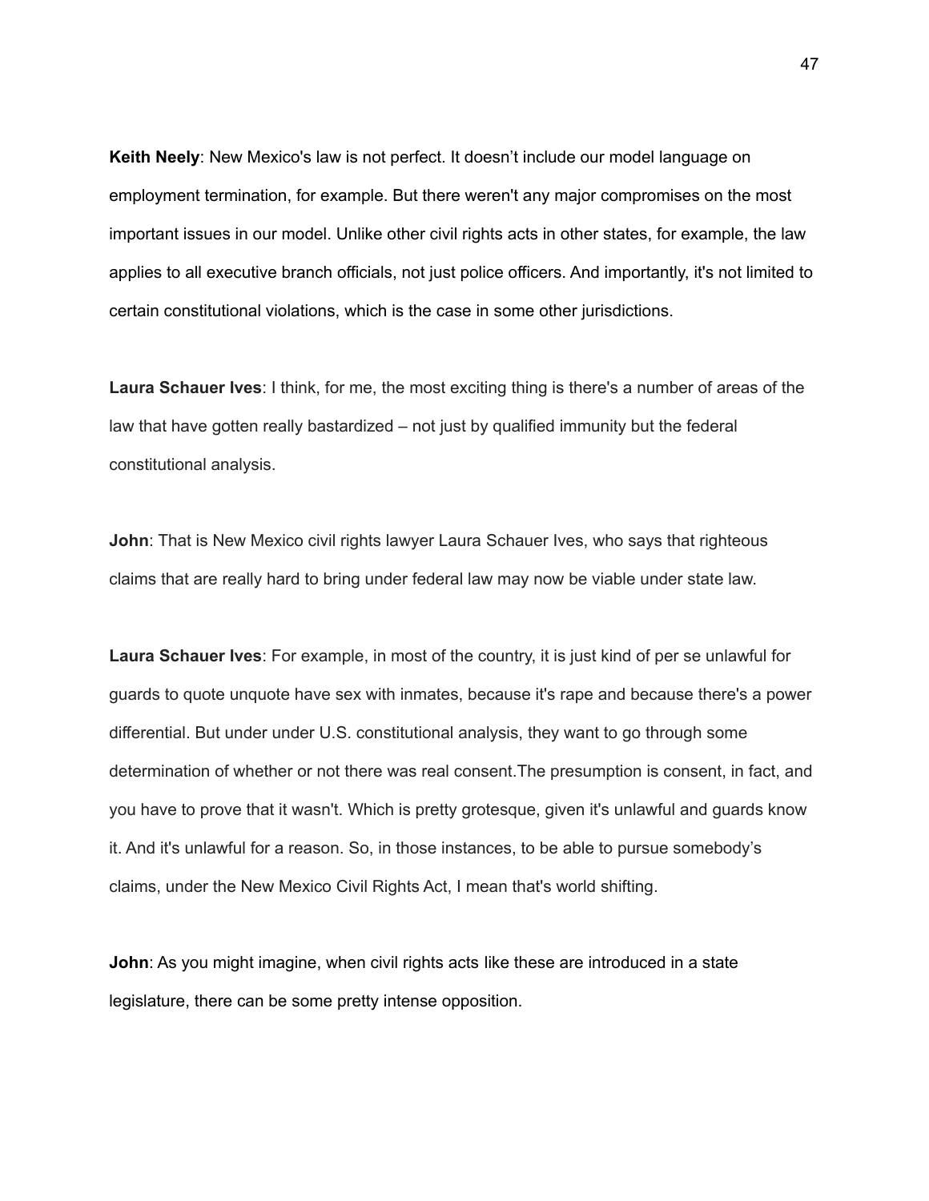**Keith Neely**: New Mexico's law is not perfect. It doesn't include our model language on employment termination, for example. But there weren't any major compromises on the most important issues in our model. Unlike other civil rights acts in other states, for example, the law applies to all executive branch officials, not just police officers. And importantly, it's not limited to certain constitutional violations, which is the case in some other jurisdictions.

**Laura Schauer Ives**: I think, for me, the most exciting thing is there's a number of areas of the law that have gotten really bastardized – not just by qualified immunity but the federal constitutional analysis.

**John**: That is New Mexico civil rights lawyer Laura Schauer Ives, who says that righteous claims that are really hard to bring under federal law may now be viable under state law.

**Laura Schauer Ives**: For example, in most of the country, it is just kind of per se unlawful for guards to quote unquote have sex with inmates, because it's rape and because there's a power differential. But under under U.S. constitutional analysis, they want to go through some determination of whether or not there was real consent.The presumption is consent, in fact, and you have to prove that it wasn't. Which is pretty grotesque, given it's unlawful and guards know it. And it's unlawful for a reason. So, in those instances, to be able to pursue somebody's claims, under the New Mexico Civil Rights Act, I mean that's world shifting.

**John**: As you might imagine, when civil rights acts like these are introduced in a state legislature, there can be some pretty intense opposition.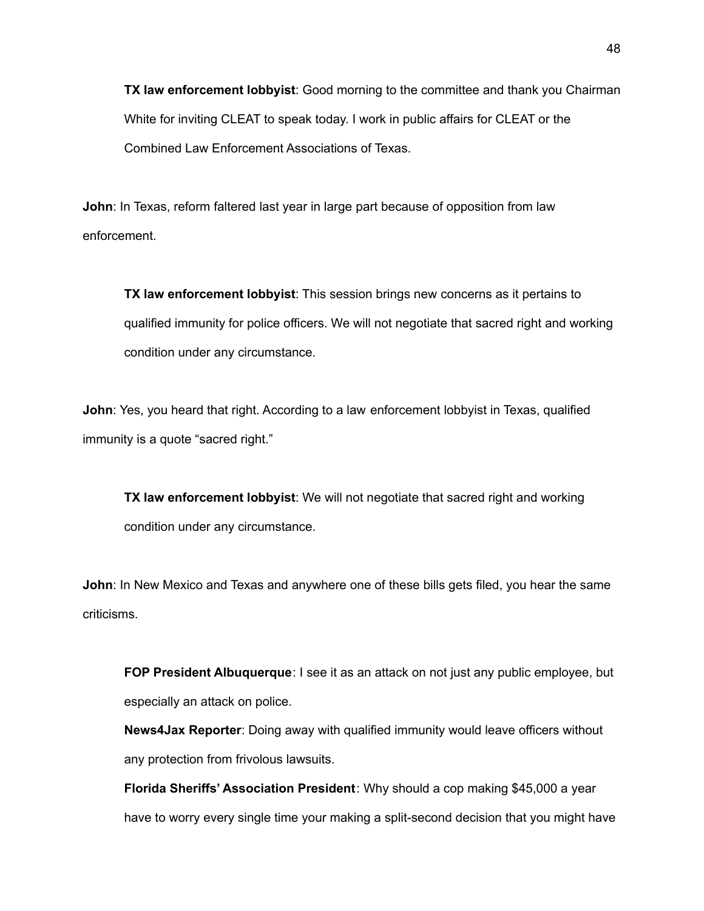**TX law enforcement lobbyist**: Good morning to the committee and thank you Chairman White for inviting CLEAT to speak today. I work in public affairs for CLEAT or the Combined Law Enforcement Associations of Texas.

**John**: In Texas, reform faltered last year in large part because of opposition from law enforcement.

**TX law enforcement lobbyist**: This session brings new concerns as it pertains to qualified immunity for police officers. We will not negotiate that sacred right and working condition under any circumstance.

**John**: Yes, you heard that right. According to a law enforcement lobbyist in Texas, qualified immunity is a quote "sacred right."

**TX law enforcement lobbyist**: We will not negotiate that sacred right and working condition under any circumstance.

**John**: In New Mexico and Texas and anywhere one of these bills gets filed, you hear the same criticisms.

**FOP President Albuquerque**: I see it as an attack on not just any public employee, but especially an attack on police.

**News4Jax Reporter**: Doing away with qualified immunity would leave officers without any protection from frivolous lawsuits.

**Florida Sheriffs' Association President**: Why should a cop making $45,000 a year have to worry every single time your making a split-second decision that you might have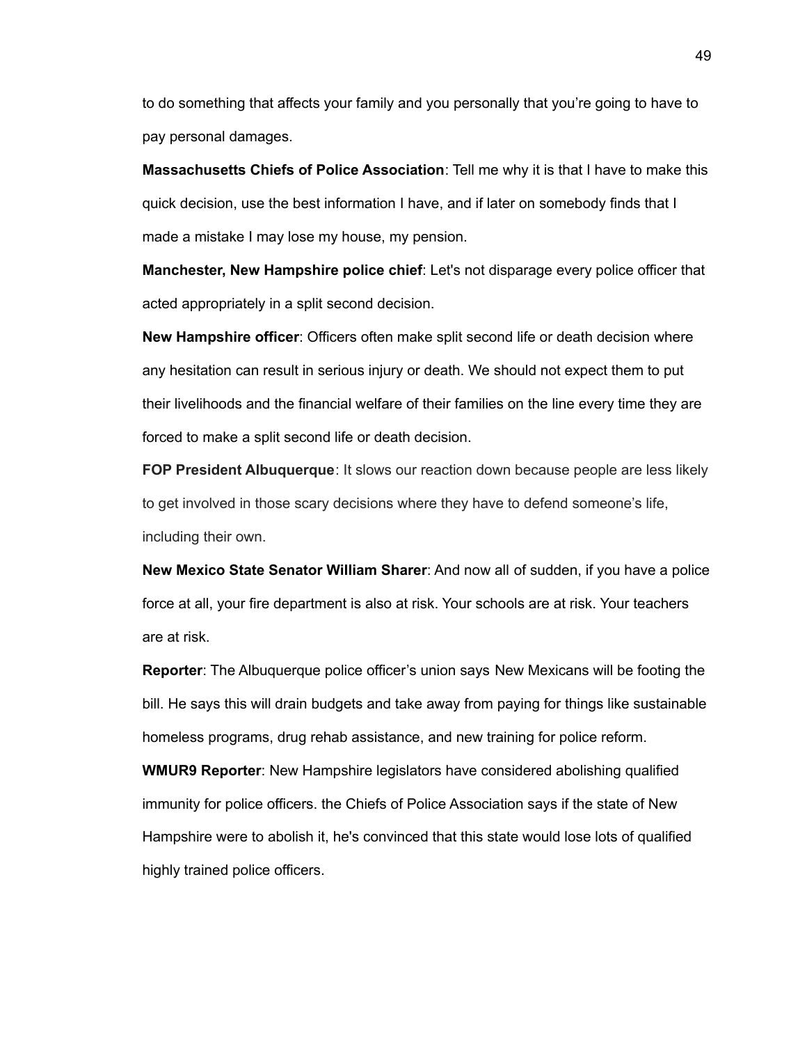to do something that affects your family and you personally that you're going to have to pay personal damages.

**Massachusetts Chiefs of Police Association**: Tell me why it is that I have to make this quick decision, use the best information I have, and if later on somebody finds that I made a mistake I may lose my house, my pension.

**Manchester, New Hampshire police chief**: Let's not disparage every police officer that acted appropriately in a split second decision.

**New Hampshire officer**: Officers often make split second life or death decision where any hesitation can result in serious injury or death. We should not expect them to put their livelihoods and the financial welfare of their families on the line every time they are forced to make a split second life or death decision.

**FOP President Albuquerque**: It slows our reaction down because people are less likely to get involved in those scary decisions where they have to defend someone's life, including their own.

**New Mexico State Senator William Sharer**: And now all of sudden, if you have a police force at all, your fire department is also at risk. Your schools are at risk. Your teachers are at risk.

**Reporter**: The Albuquerque police officer's union says New Mexicans will be footing the bill. He says this will drain budgets and take away from paying for things like sustainable homeless programs, drug rehab assistance, and new training for police reform.

**WMUR9 Reporter**: New Hampshire legislators have considered abolishing qualified immunity for police officers. the Chiefs of Police Association says if the state of New Hampshire were to abolish it, he's convinced that this state would lose lots of qualified highly trained police officers.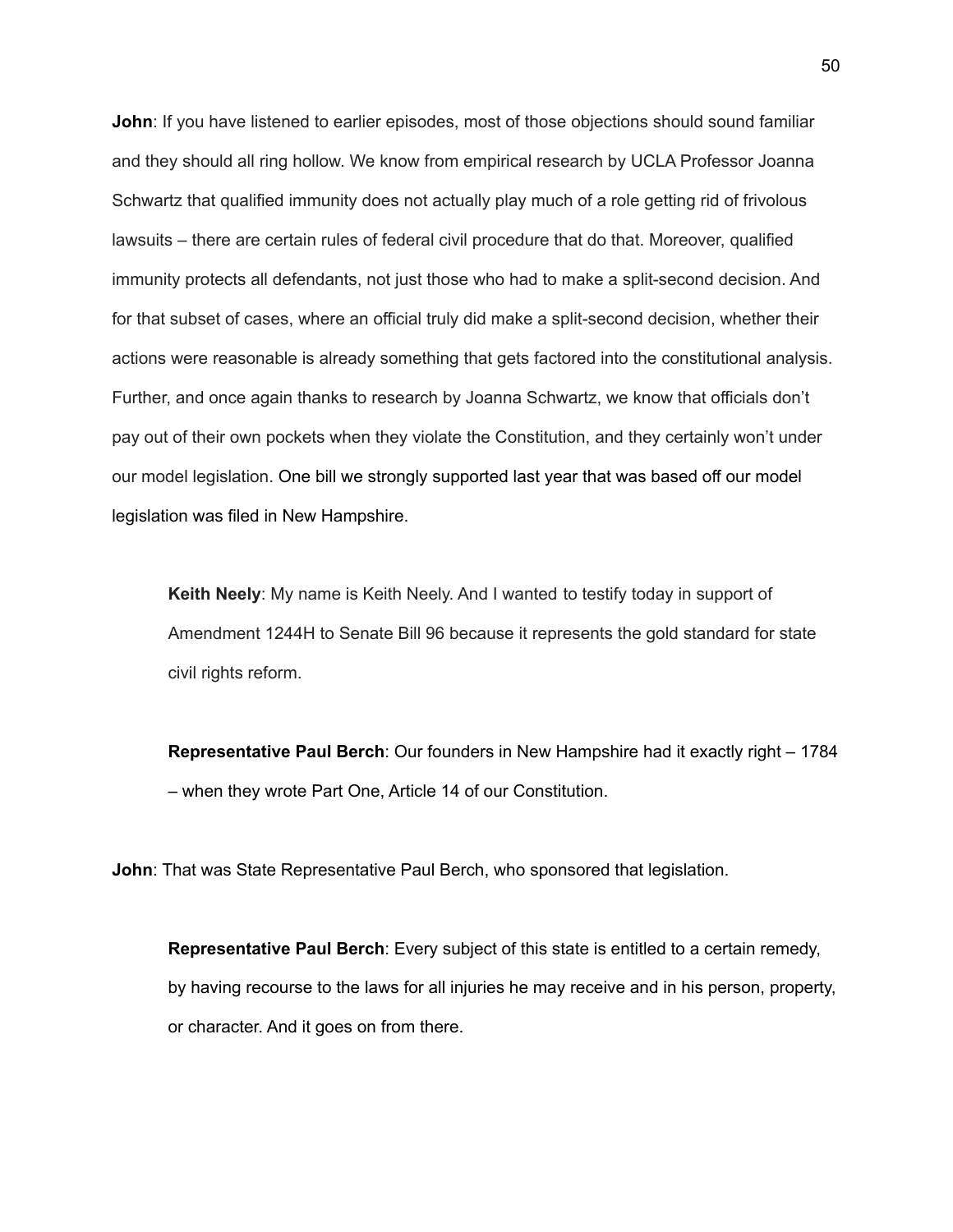**John**: If you have listened to earlier episodes, most of those objections should sound familiar and they should all ring hollow. We know from empirical research by UCLA Professor Joanna Schwartz that qualified immunity does not actually play much of a role getting rid of frivolous lawsuits – there are certain rules of federal civil procedure that do that. Moreover, qualified immunity protects all defendants, not just those who had to make a split-second decision. And for that subset of cases, where an official truly did make a split-second decision, whether their actions were reasonable is already something that gets factored into the constitutional analysis. Further, and once again thanks to research by Joanna Schwartz, we know that officials don't pay out of their own pockets when they violate the Constitution, and they certainly won't under our model legislation. One bill we strongly supported last year that was based off our model legislation was filed in New Hampshire.

> **Keith Neely**: My name is Keith Neely. And I wanted to testify today in support of Amendment 1244H to Senate Bill 96 because it represents the gold standard for state civil rights reform.

> **Representative Paul Berch**: Our founders in New Hampshire had it exactly right – 1784 – when they wrote Part One, Article 14 of our Constitution.

**John**: That was State Representative Paul Berch, who sponsored that legislation.

> **Representative Paul Berch**: Every subject of this state is entitled to a certain remedy, by having recourse to the laws for all injuries he may receive and in his person, property, or character. And it goes on from there.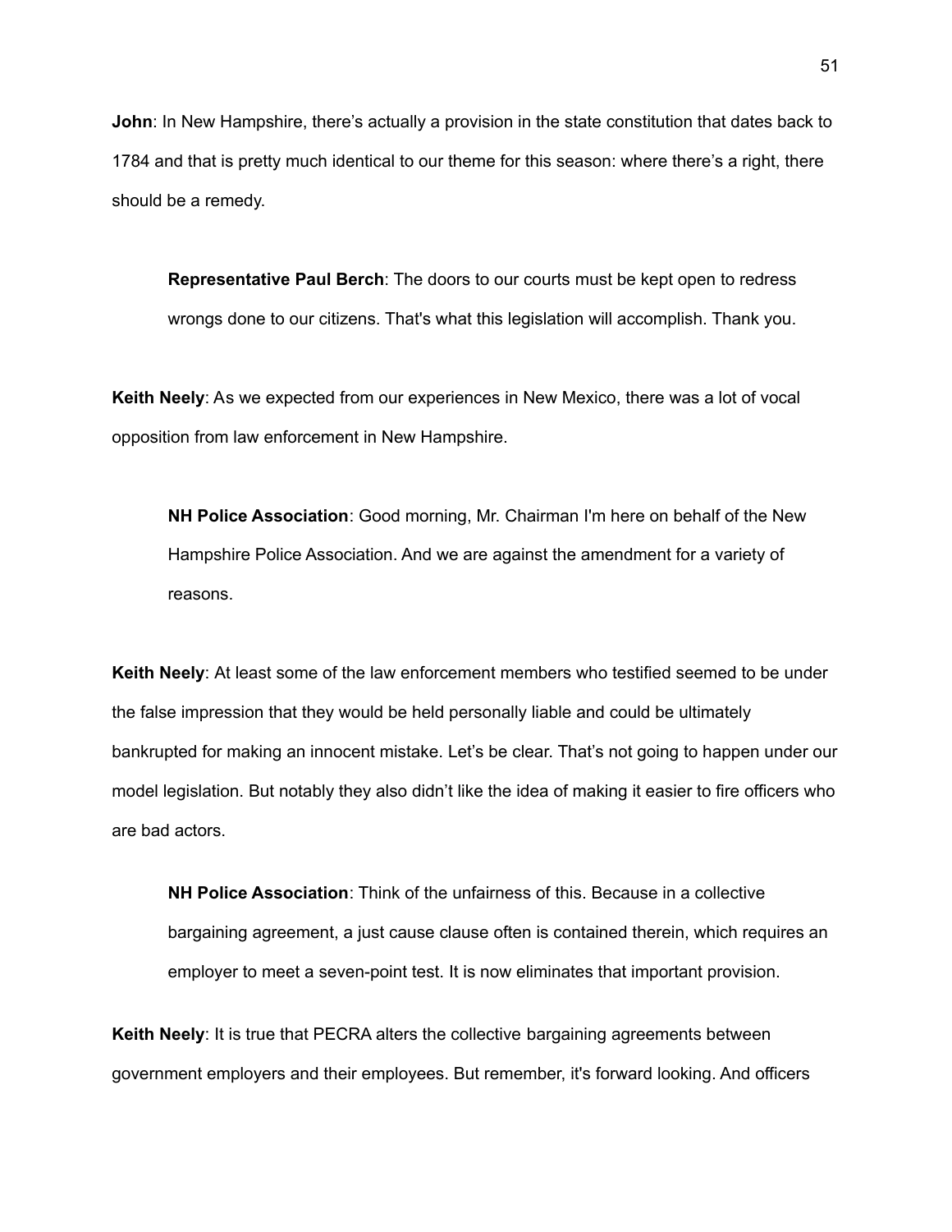**John**: In New Hampshire, there's actually a provision in the state constitution that dates back to 1784 and that is pretty much identical to our theme for this season: where there's a right, there should be a remedy.

> **Representative Paul Berch**: The doors to our courts must be kept open to redress wrongs done to our citizens. That's what this legislation will accomplish. Thank you.

**Keith Neely**: As we expected from our experiences in New Mexico, there was a lot of vocal opposition from law enforcement in New Hampshire.

> **NH Police Association**: Good morning, Mr. Chairman I'm here on behalf of the New Hampshire Police Association. And we are against the amendment for a variety of reasons.

**Keith Neely**: At least some of the law enforcement members who testified seemed to be under the false impression that they would be held personally liable and could be ultimately bankrupted for making an innocent mistake. Let's be clear. That's not going to happen under our model legislation. But notably they also didn't like the idea of making it easier to fire officers who are bad actors.

> **NH Police Association**: Think of the unfairness of this. Because in a collective bargaining agreement, a just cause clause often is contained therein, which requires an employer to meet a seven-point test. It is now eliminates that important provision.

**Keith Neely**: It is true that PECRA alters the collective bargaining agreements between government employers and their employees. But remember, it's forward looking. And officers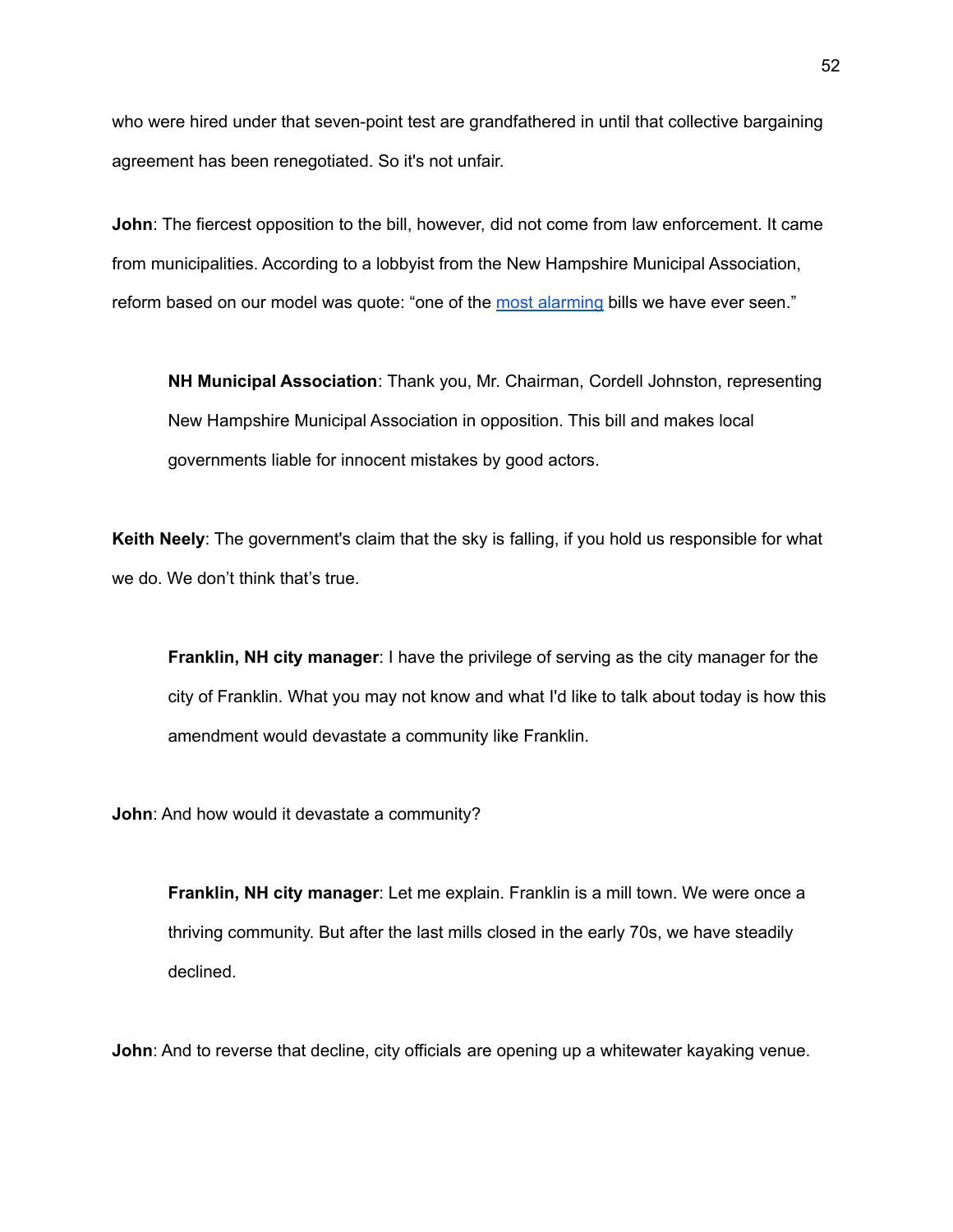who were hired under that seven-point test are grandfathered in until that collective bargaining agreement has been renegotiated. So it's not unfair.

**John**: The fiercest opposition to the bill, however, did not come from law enforcement. It came from municipalities. According to a lobbyist from the New Hampshire Municipal Association, reform based on our model was quote: "one of the most alarming bills we have ever seen."

> **NH Municipal Association**: Thank you, Mr. Chairman, Cordell Johnston, representing New Hampshire Municipal Association in opposition. This bill and makes local governments liable for innocent mistakes by good actors.

**Keith Neely**: The government's claim that the sky is falling, if you hold us responsible for what we do. We don't think that's true.

> **Franklin, NH city manager**: I have the privilege of serving as the city manager for the city of Franklin. What you may not know and what I'd like to talk about today is how this amendment would devastate a community like Franklin.

**John**: And how would it devastate a community?

> **Franklin, NH city manager**: Let me explain. Franklin is a mill town. We were once a thriving community. But after the last mills closed in the early 70s, we have steadily declined.

**John**: And to reverse that decline, city officials are opening up a whitewater kayaking venue.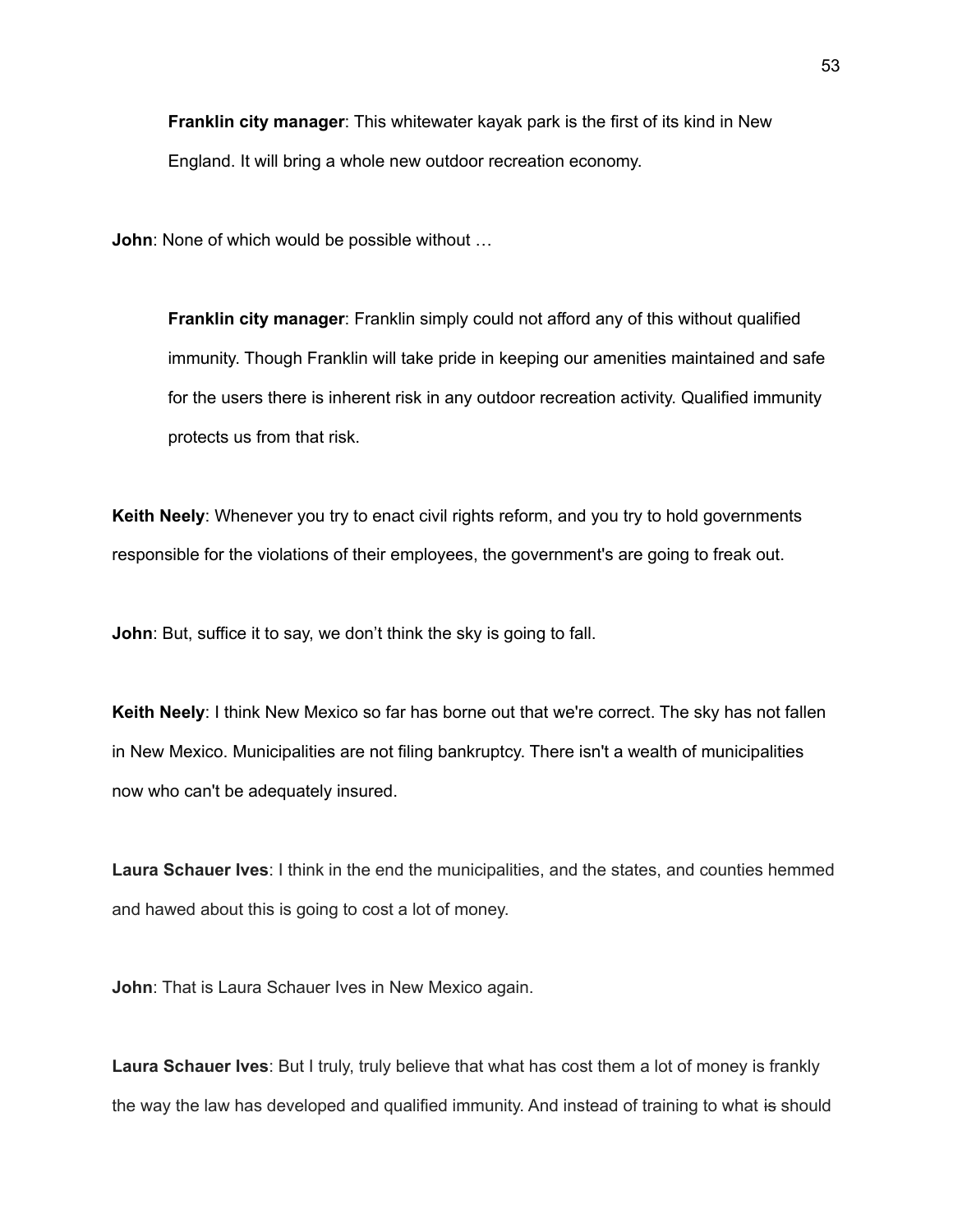> **Franklin city manager**: This whitewater kayak park is the first of its kind in New England. It will bring a whole new outdoor recreation economy.

**John**: None of which would be possible without …

> **Franklin city manager**: Franklin simply could not afford any of this without qualified immunity. Though Franklin will take pride in keeping our amenities maintained and safe for the users there is inherent risk in any outdoor recreation activity. Qualified immunity protects us from that risk.

**Keith Neely**: Whenever you try to enact civil rights reform, and you try to hold governments responsible for the violations of their employees, the government's are going to freak out.

**John**: But, suffice it to say, we don't think the sky is going to fall.

**Keith Neely**: I think New Mexico so far has borne out that we're correct. The sky has not fallen in New Mexico. Municipalities are not filing bankruptcy. There isn't a wealth of municipalities now who can't be adequately insured.

**Laura Schauer Ives**: I think in the end the municipalities, and the states, and counties hemmed and hawed about this is going to cost a lot of money.

**John**: That is Laura Schauer Ives in New Mexico again.

**Laura Schauer Ives**: But I truly, truly believe that what has cost them a lot of money is frankly the way the law has developed and qualified immunity. And instead of training to what ~~is~~ should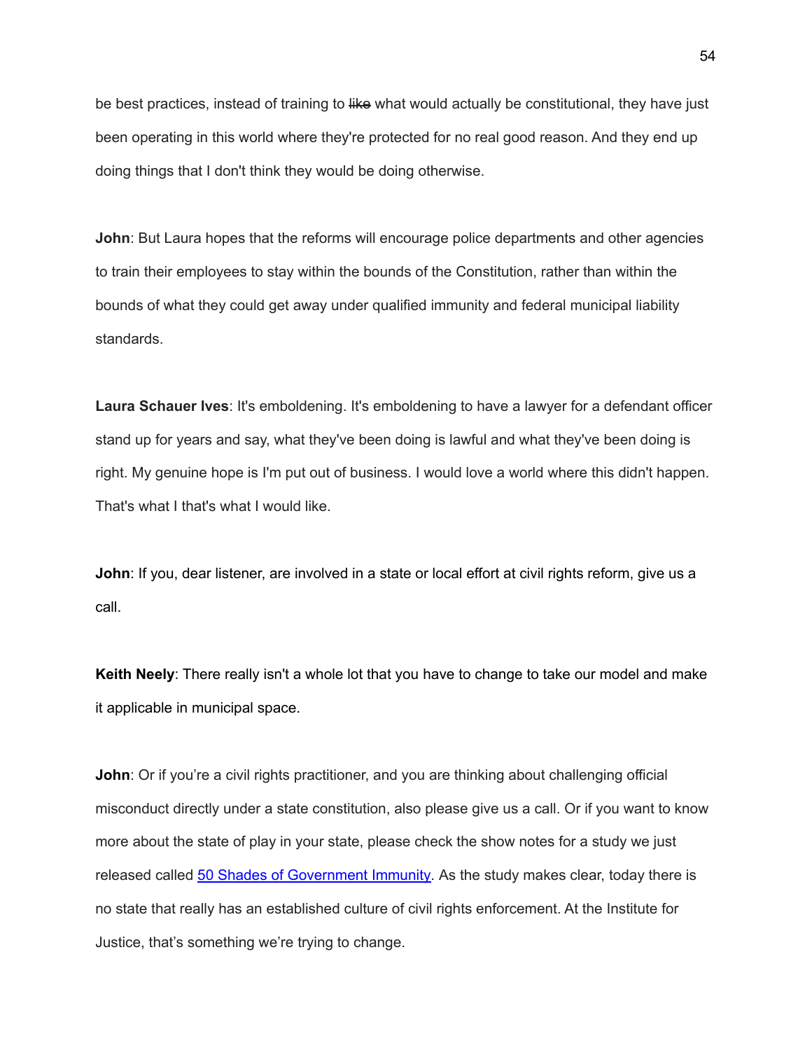be best practices, instead of training to ~~like~~ what would actually be constitutional, they have just been operating in this world where they're protected for no real good reason. And they end up doing things that I don't think they would be doing otherwise.

**John**: But Laura hopes that the reforms will encourage police departments and other agencies to train their employees to stay within the bounds of the Constitution, rather than within the bounds of what they could get away under qualified immunity and federal municipal liability standards.

**Laura Schauer Ives**: It's emboldening. It's emboldening to have a lawyer for a defendant officer stand up for years and say, what they've been doing is lawful and what they've been doing is right. My genuine hope is I'm put out of business. I would love a world where this didn't happen. That's what I that's what I would like.

**John**: If you, dear listener, are involved in a state or local effort at civil rights reform, give us a call.

**Keith Neely**: There really isn't a whole lot that you have to change to take our model and make it applicable in municipal space.

**John**: Or if you're a civil rights practitioner, and you are thinking about challenging official misconduct directly under a state constitution, also please give us a call. Or if you want to know more about the state of play in your state, please check the show notes for a study we just released called [50 Shades of Government Immunity](). As the study makes clear, today there is no state that really has an established culture of civil rights enforcement. At the Institute for Justice, that's something we're trying to change.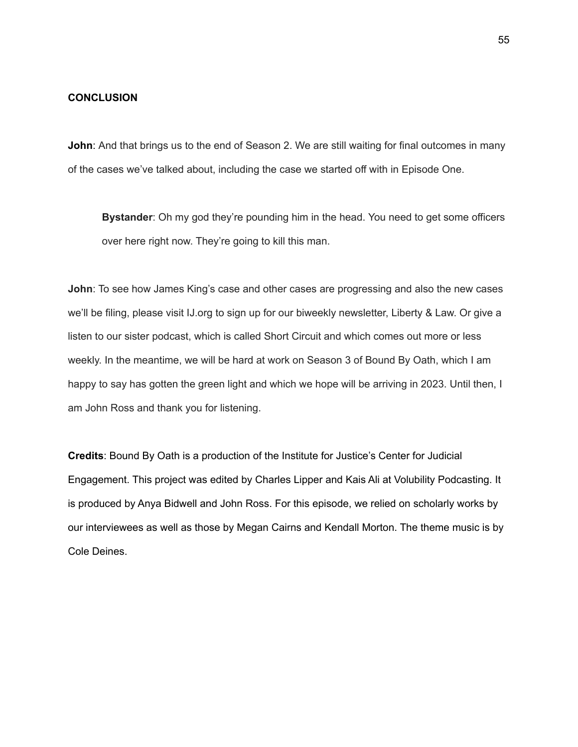**CONCLUSION**

**John**: And that brings us to the end of Season 2. We are still waiting for final outcomes in many of the cases we've talked about, including the case we started off with in Episode One.

> **Bystander**: Oh my god they're pounding him in the head. You need to get some officers over here right now. They're going to kill this man.

**John**: To see how James King's case and other cases are progressing and also the new cases we'll be filing, please visit IJ.org to sign up for our biweekly newsletter, Liberty & Law. Or give a listen to our sister podcast, which is called Short Circuit and which comes out more or less weekly. In the meantime, we will be hard at work on Season 3 of Bound By Oath, which I am happy to say has gotten the green light and which we hope will be arriving in 2023. Until then, I am John Ross and thank you for listening.

**Credits**: Bound By Oath is a production of the Institute for Justice's Center for Judicial Engagement. This project was edited by Charles Lipper and Kais Ali at Volubility Podcasting. It is produced by Anya Bidwell and John Ross. For this episode, we relied on scholarly works by our interviewees as well as those by Megan Cairns and Kendall Morton. The theme music is by Cole Deines.